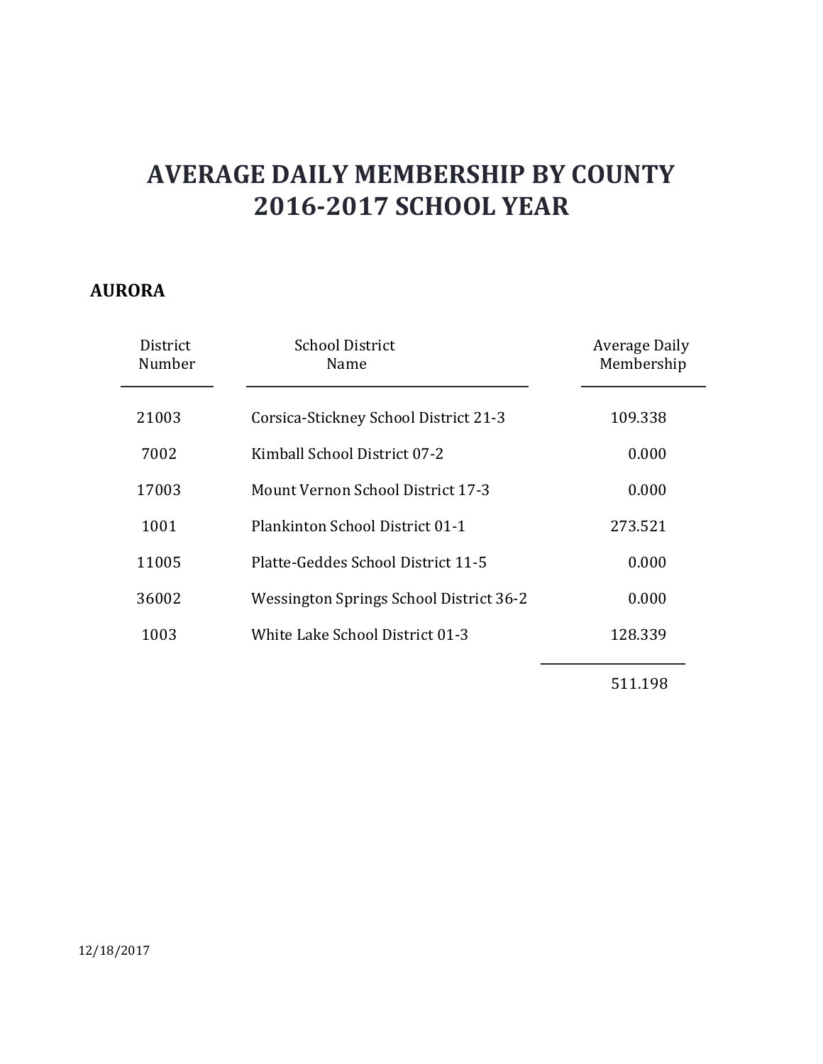# AVERAGE DAILY MEMBERSHIP BY COUNTY
# 2016-2017 SCHOOL YEAR

## AURORA

| District Number | School District Name | Average Daily Membership |
|---|---|---|
| 21003 | Corsica-Stickney School District 21-3 | 109.338 |
| 7002 | Kimball School District 07-2 | 0.000 |
| 17003 | Mount Vernon School District 17-3 | 0.000 |
| 1001 | Plankinton School District 01-1 | 273.521 |
| 11005 | Platte-Geddes School District 11-5 | 0.000 |
| 36002 | Wessington Springs School District 36-2 | 0.000 |
| 1003 | White Lake School District 01-3 | 128.339 |
| | | 511.198 |

12/18/2017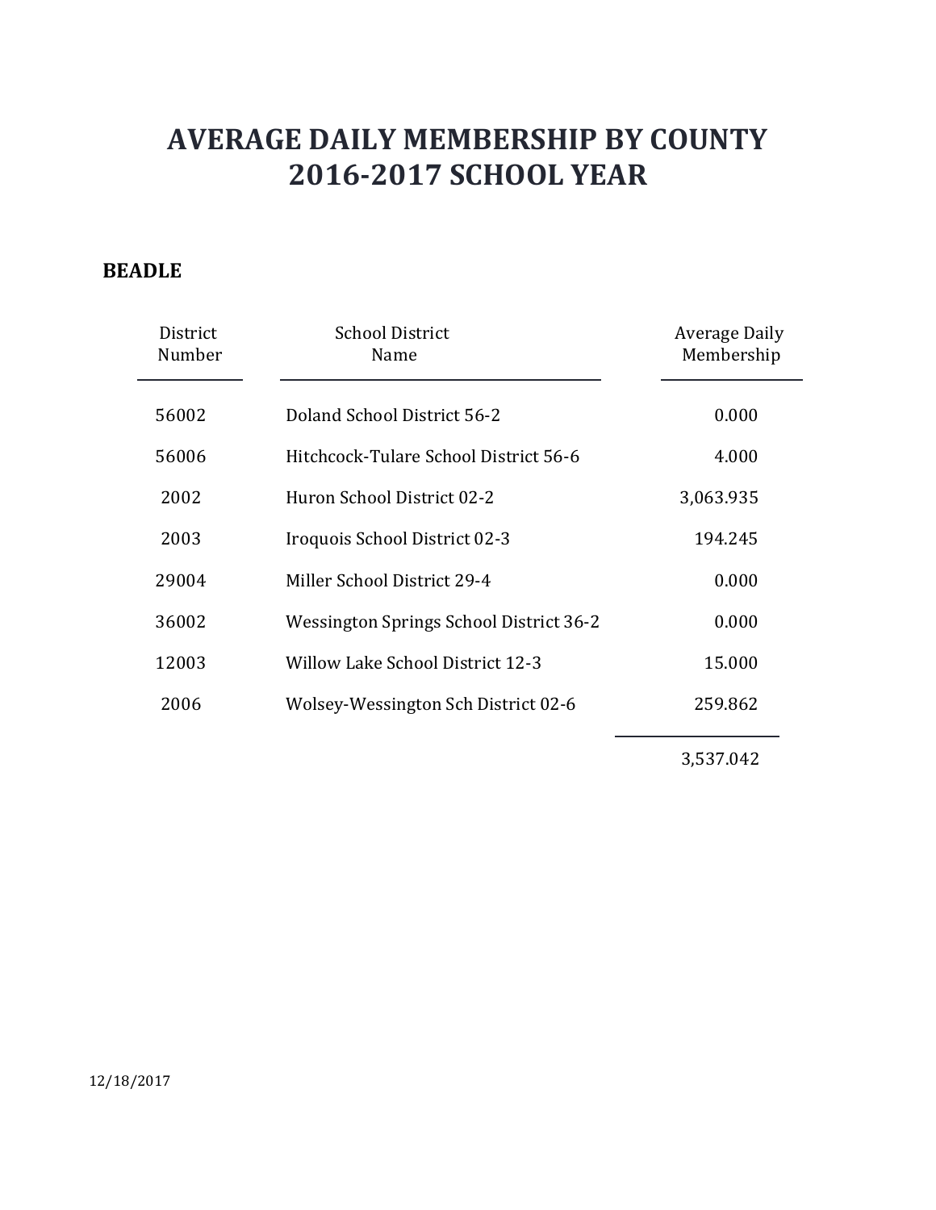# AVERAGE DAILY MEMBERSHIP BY COUNTY
# 2016-2017 SCHOOL YEAR

## BEADLE

| District Number | School District Name | Average Daily Membership |
|---|---|---|
| 56002 | Doland School District 56-2 | 0.000 |
| 56006 | Hitchcock-Tulare School District 56-6 | 4.000 |
| 2002 | Huron School District 02-2 | 3,063.935 |
| 2003 | Iroquois School District 02-3 | 194.245 |
| 29004 | Miller School District 29-4 | 0.000 |
| 36002 | Wessington Springs School District 36-2 | 0.000 |
| 12003 | Willow Lake School District 12-3 | 15.000 |
| 2006 | Wolsey-Wessington Sch District 02-6 | 259.862 |
| | | 3,537.042 |

12/18/2017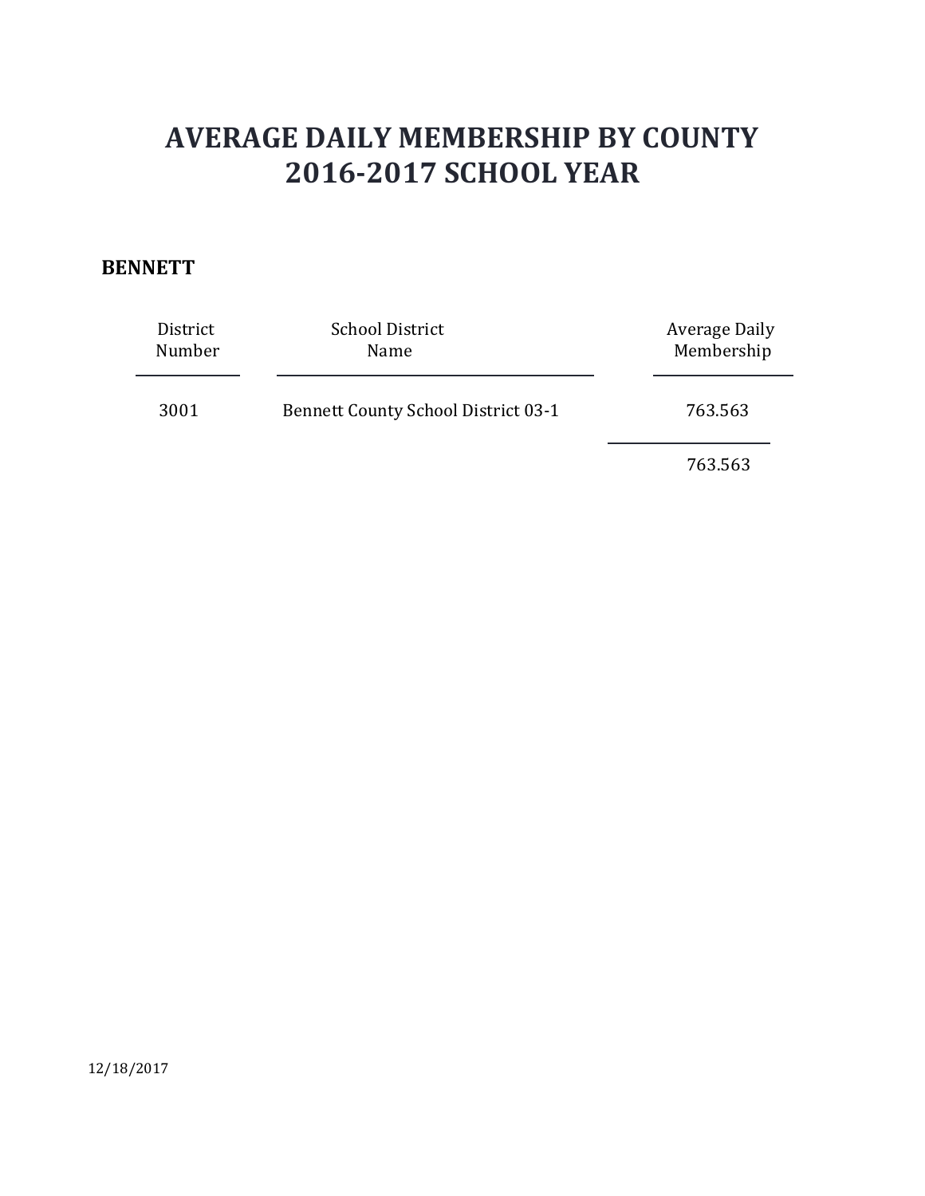# AVERAGE DAILY MEMBERSHIP BY COUNTY
# 2016-2017 SCHOOL YEAR

**BENNETT**

| District Number | School District Name | Average Daily Membership |
|---|---|---|
| 3001 | Bennett County School District 03-1 | 763.563 |
| | | 763.563 |

12/18/2017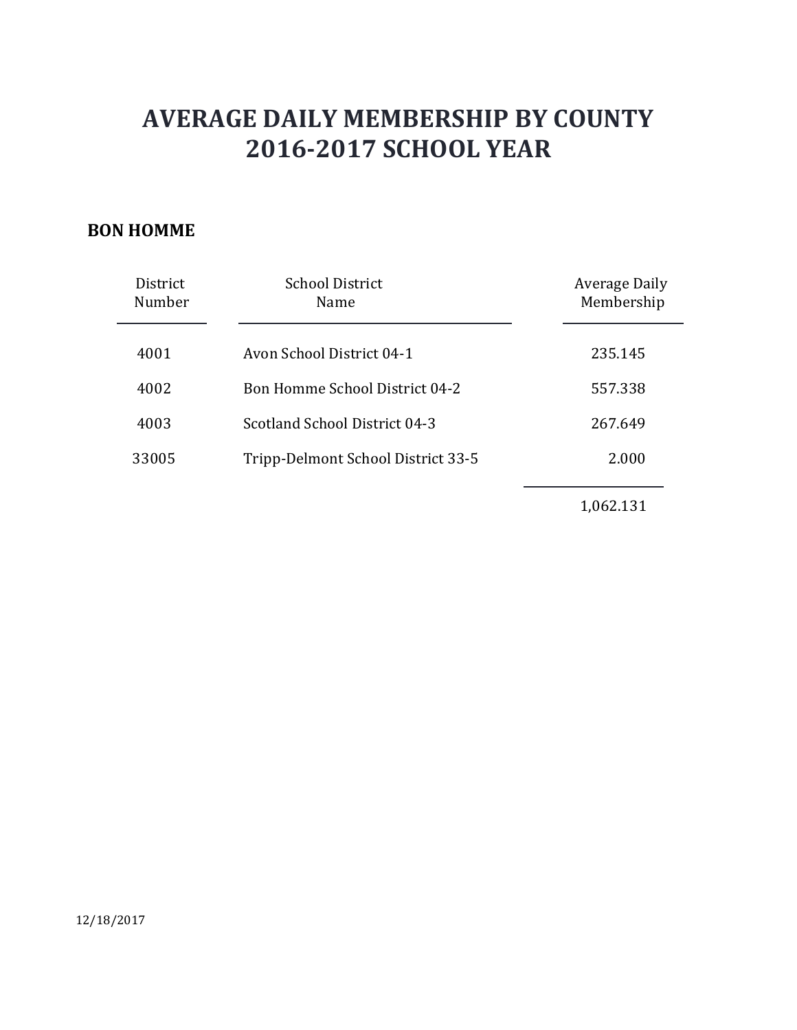# AVERAGE DAILY MEMBERSHIP BY COUNTY
# 2016-2017 SCHOOL YEAR

## BON HOMME

| District Number | School District Name | Average Daily Membership |
| --- | --- | --- |
| 4001 | Avon School District 04-1 | 235.145 |
| 4002 | Bon Homme School District 04-2 | 557.338 |
| 4003 | Scotland School District 04-3 | 267.649 |
| 33005 | Tripp-Delmont School District 33-5 | 2.000 |
| | | 1,062.131 |

12/18/2017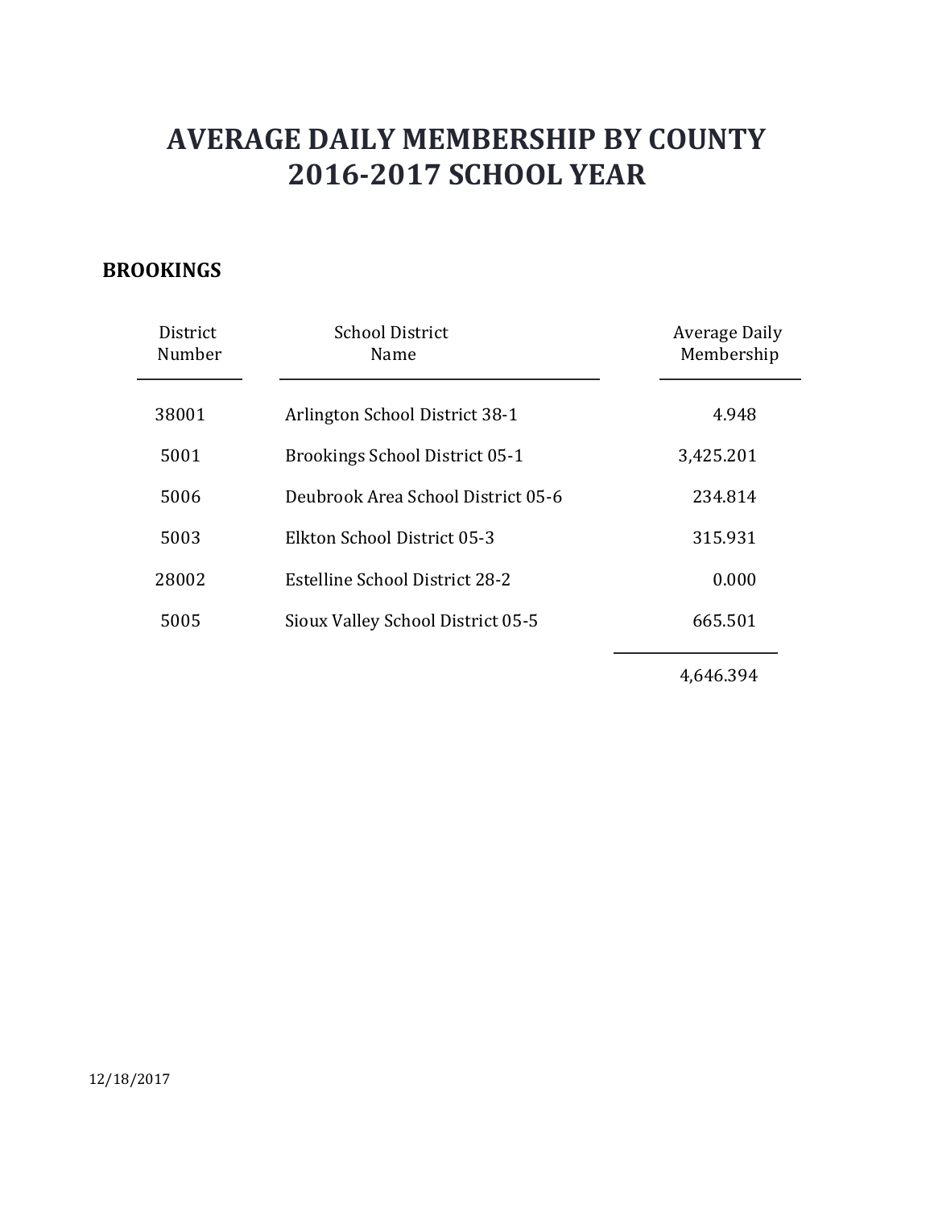# AVERAGE DAILY MEMBERSHIP BY COUNTY
# 2016-2017 SCHOOL YEAR

## BROOKINGS

| District Number | School District Name | Average Daily Membership |
|---|---|---|
| 38001 | Arlington School District 38-1 | 4.948 |
| 5001 | Brookings School District 05-1 | 3,425.201 |
| 5006 | Deubrook Area School District 05-6 | 234.814 |
| 5003 | Elkton School District 05-3 | 315.931 |
| 28002 | Estelline School District 28-2 | 0.000 |
| 5005 | Sioux Valley School District 05-5 | 665.501 |
| | | 4,646.394 |

12/18/2017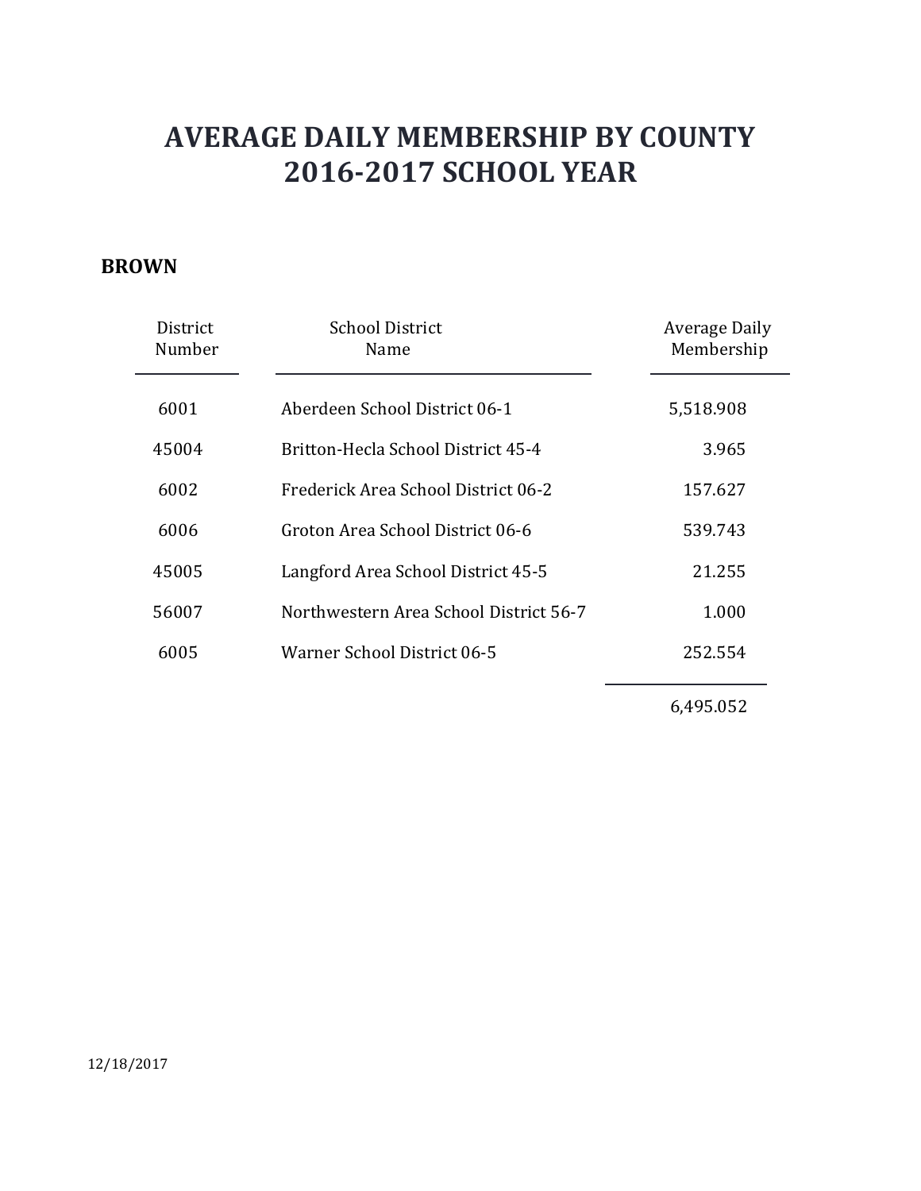# AVERAGE DAILY MEMBERSHIP BY COUNTY
# 2016-2017 SCHOOL YEAR

**BROWN**

| District Number | School District Name | Average Daily Membership |
|---|---|---|
| 6001 | Aberdeen School District 06-1 | 5,518.908 |
| 45004 | Britton-Hecla School District 45-4 | 3.965 |
| 6002 | Frederick Area School District 06-2 | 157.627 |
| 6006 | Groton Area School District 06-6 | 539.743 |
| 45005 | Langford Area School District 45-5 | 21.255 |
| 56007 | Northwestern Area School District 56-7 | 1.000 |
| 6005 | Warner School District 06-5 | 252.554 |
| | | 6,495.052 |

12/18/2017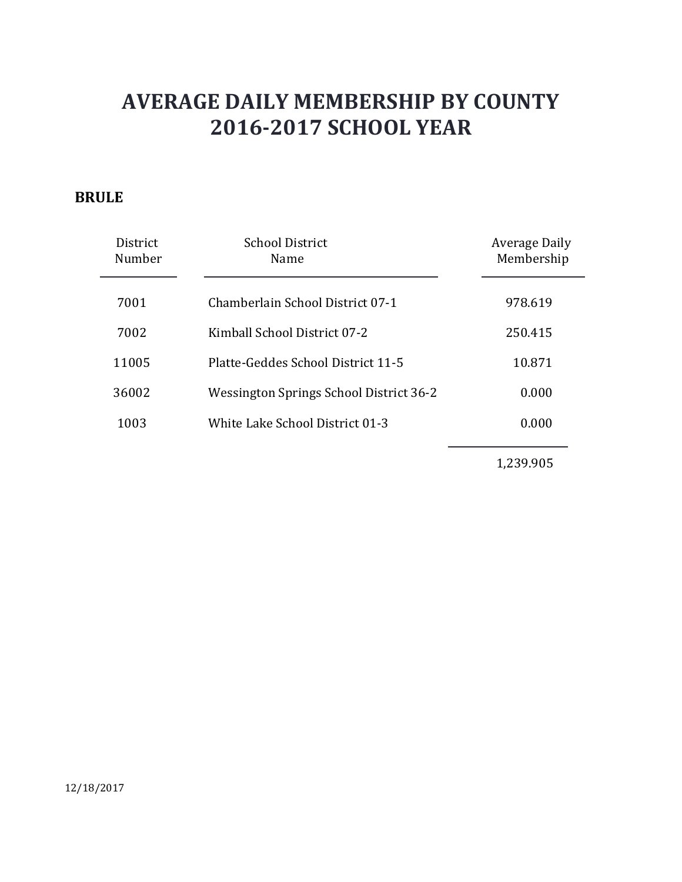# AVERAGE DAILY MEMBERSHIP BY COUNTY
# 2016-2017 SCHOOL YEAR

## BRULE

| District Number | School District Name | Average Daily Membership |
| --- | --- | --- |
| 7001 | Chamberlain School District 07-1 | 978.619 |
| 7002 | Kimball School District 07-2 | 250.415 |
| 11005 | Platte-Geddes School District 11-5 | 10.871 |
| 36002 | Wessington Springs School District 36-2 | 0.000 |
| 1003 | White Lake School District 01-3 | 0.000 |
| | | 1,239.905 |

12/18/2017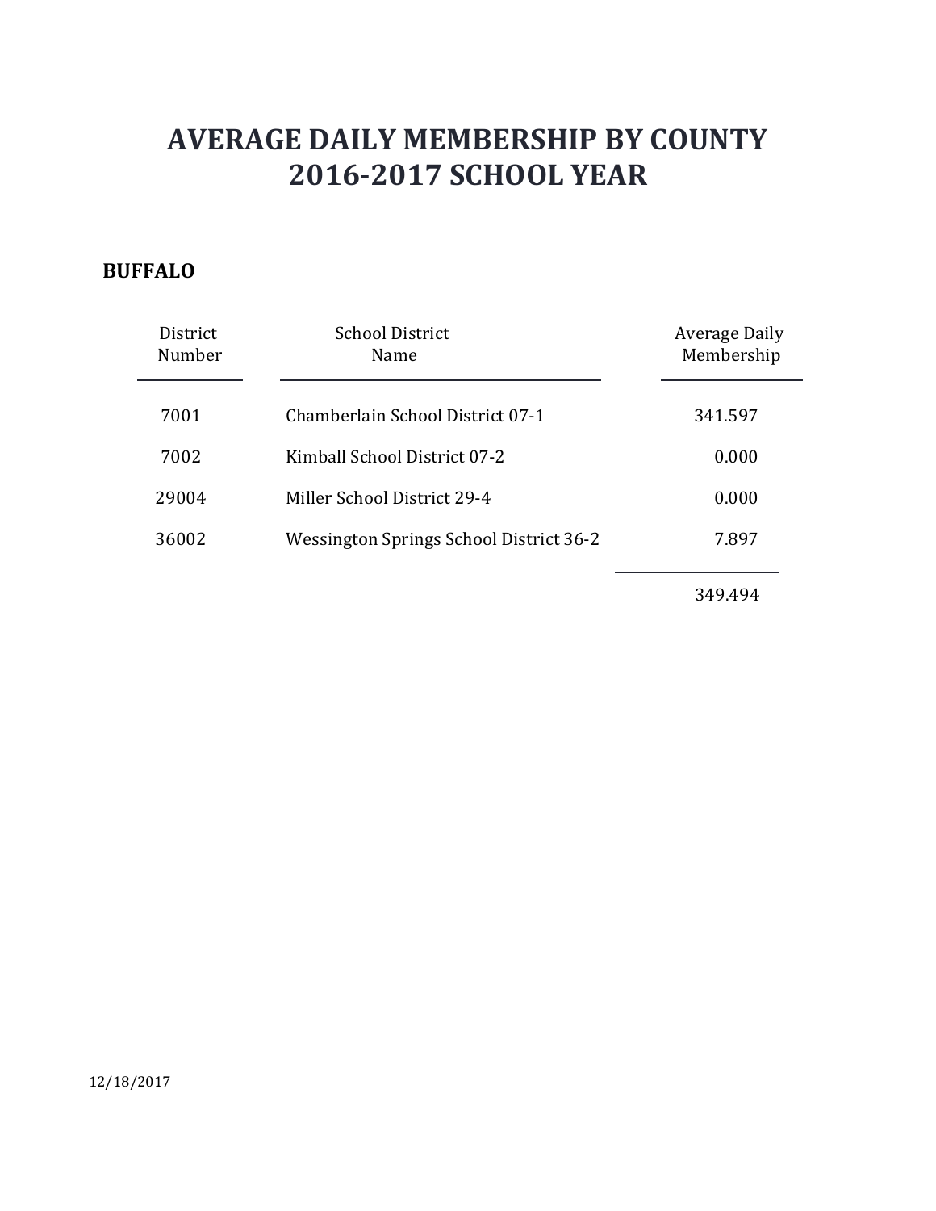# AVERAGE DAILY MEMBERSHIP BY COUNTY
# 2016-2017 SCHOOL YEAR

**BUFFALO**

| District Number | School District Name | Average Daily Membership |
| --- | --- | --- |
| 7001 | Chamberlain School District 07-1 | 341.597 |
| 7002 | Kimball School District 07-2 | 0.000 |
| 29004 | Miller School District 29-4 | 0.000 |
| 36002 | Wessington Springs School District 36-2 | 7.897 |
| | | 349.494 |

12/18/2017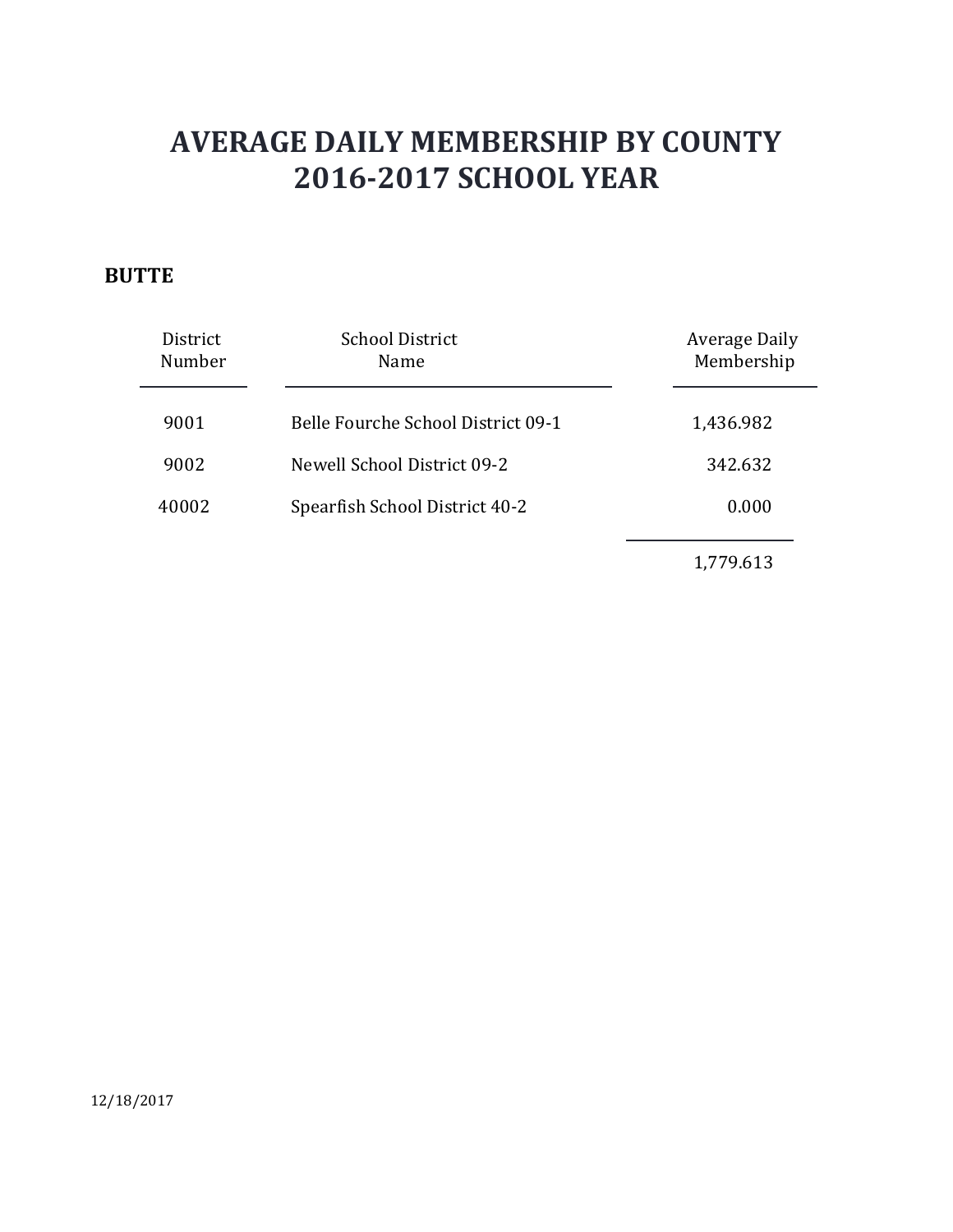# AVERAGE DAILY MEMBERSHIP BY COUNTY
# 2016-2017 SCHOOL YEAR

**BUTTE**

| District Number | School District Name | Average Daily Membership |
|---|---|---|
| 9001 | Belle Fourche School District 09-1 | 1,436.982 |
| 9002 | Newell School District 09-2 | 342.632 |
| 40002 | Spearfish School District 40-2 | 0.000 |
| | | 1,779.613 |

12/18/2017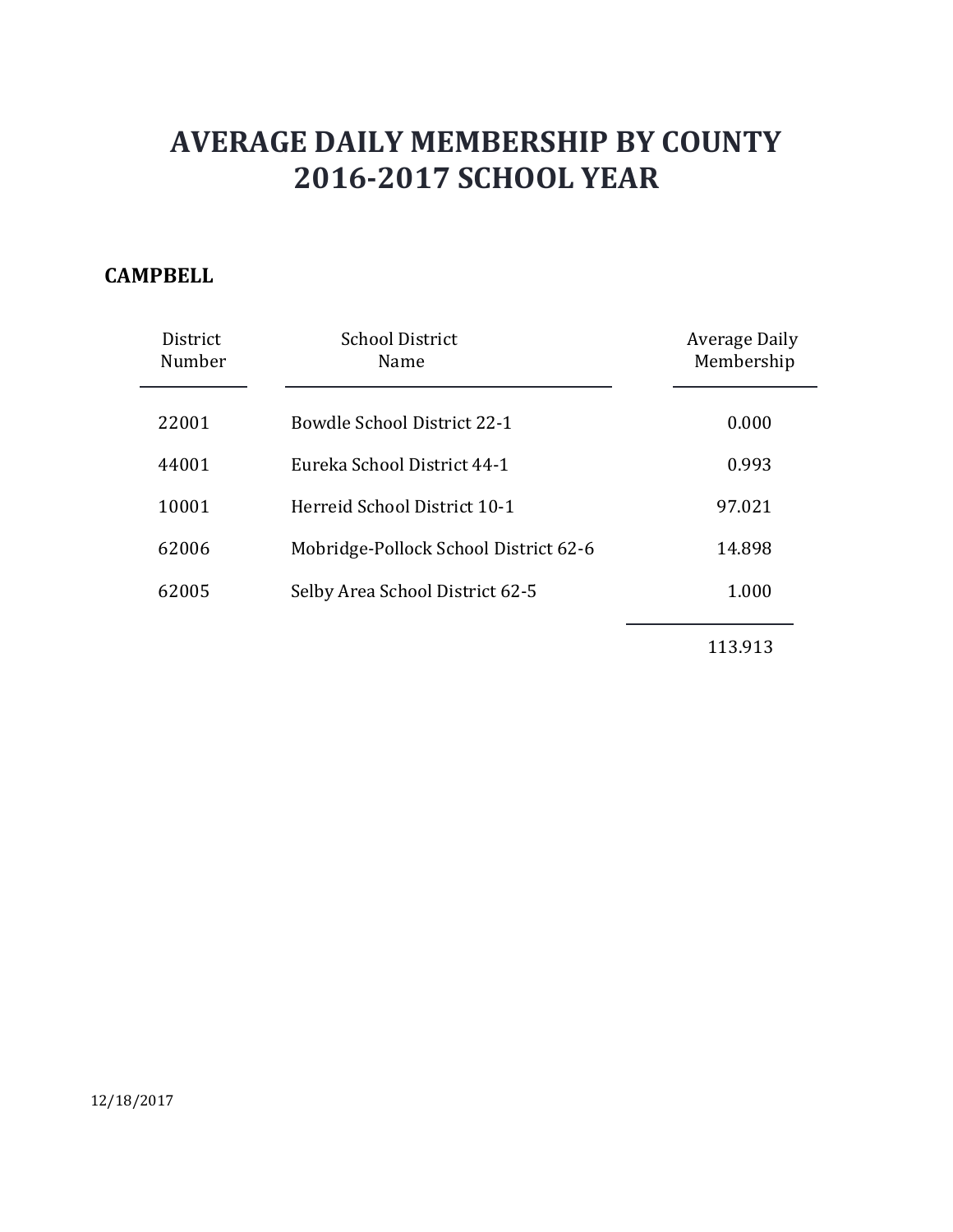# AVERAGE DAILY MEMBERSHIP BY COUNTY
# 2016-2017 SCHOOL YEAR

**CAMPBELL**

| District Number | School District Name | Average Daily Membership |
|---|---|---|
| 22001 | Bowdle School District 22-1 | 0.000 |
| 44001 | Eureka School District 44-1 | 0.993 |
| 10001 | Herreid School District 10-1 | 97.021 |
| 62006 | Mobridge-Pollock School District 62-6 | 14.898 |
| 62005 | Selby Area School District 62-5 | 1.000 |
| | | 113.913 |

12/18/2017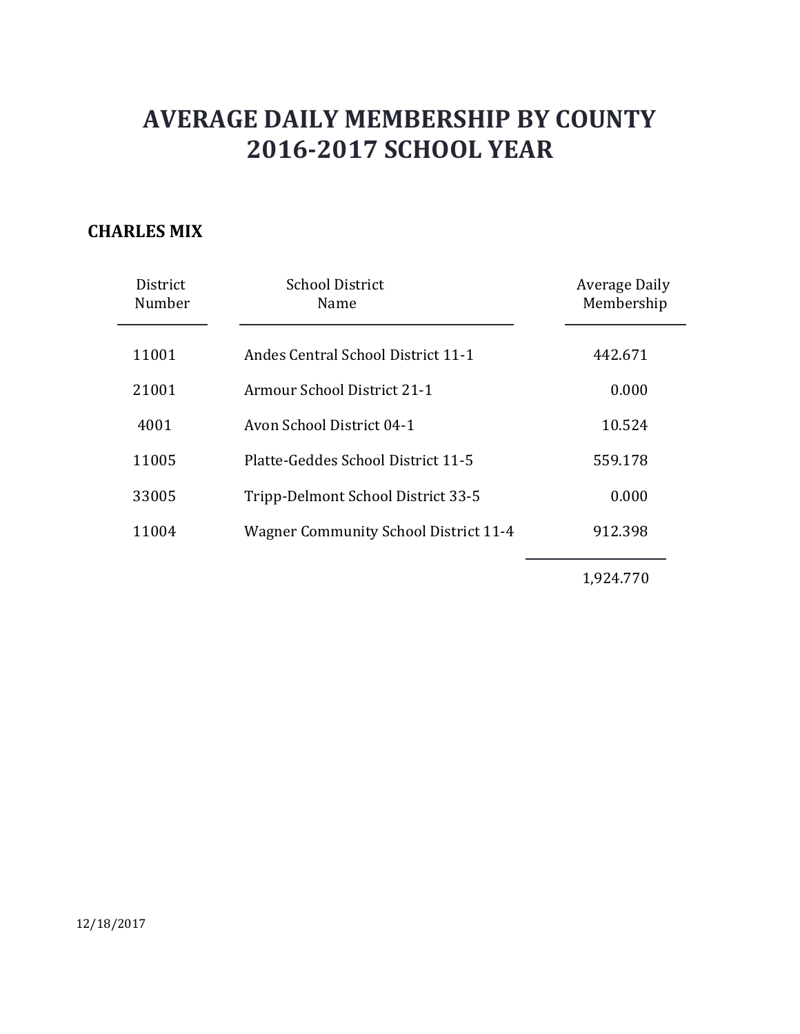# AVERAGE DAILY MEMBERSHIP BY COUNTY
# 2016-2017 SCHOOL YEAR

## CHARLES MIX

| District Number | School District Name | Average Daily Membership |
|---|---|---|
| 11001 | Andes Central School District 11-1 | 442.671 |
| 21001 | Armour School District 21-1 | 0.000 |
| 4001 | Avon School District 04-1 | 10.524 |
| 11005 | Platte-Geddes School District 11-5 | 559.178 |
| 33005 | Tripp-Delmont School District 33-5 | 0.000 |
| 11004 | Wagner Community School District 11-4 | 912.398 |
| | | 1,924.770 |

12/18/2017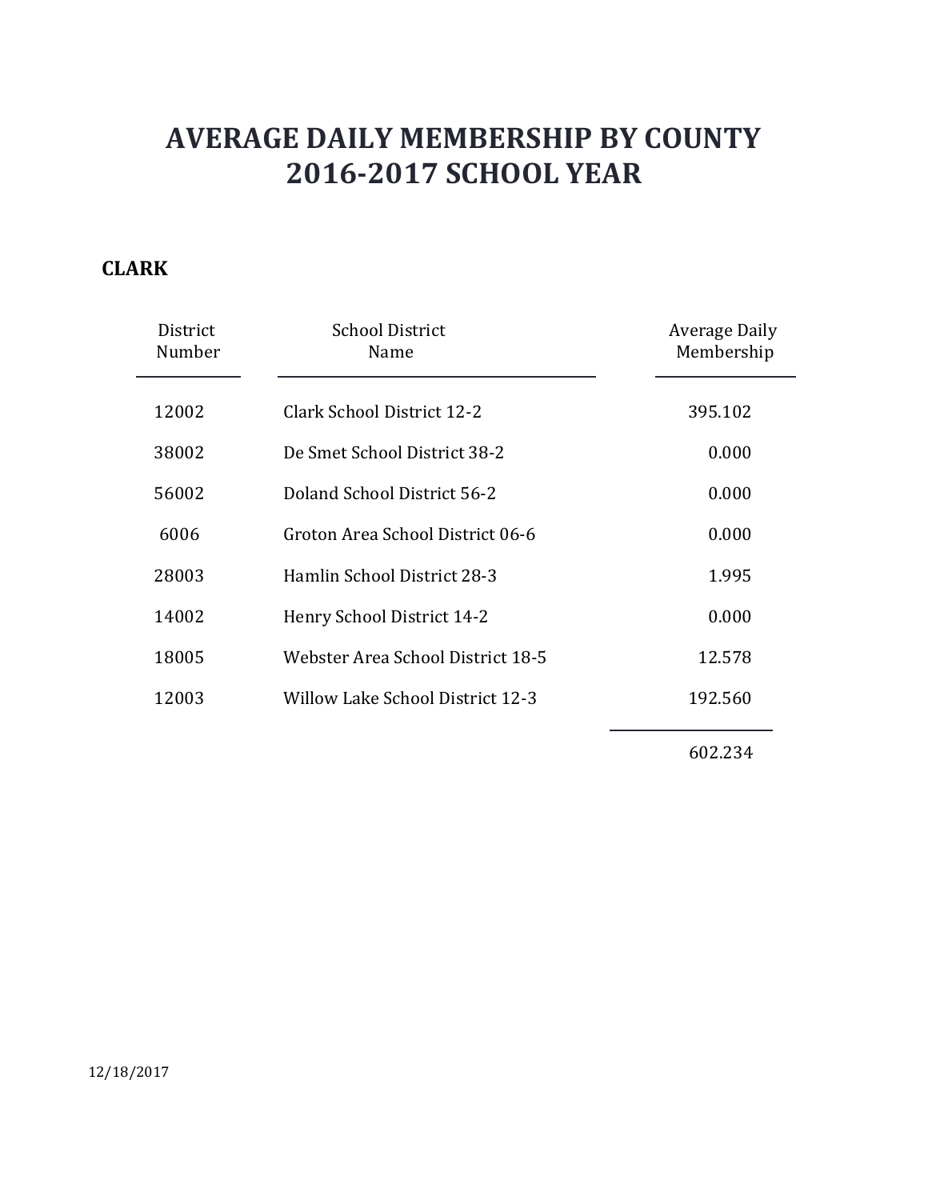# AVERAGE DAILY MEMBERSHIP BY COUNTY
# 2016-2017 SCHOOL YEAR

## CLARK

| District Number | School District Name | Average Daily Membership |
|---|---|---|
| 12002 | Clark School District 12-2 | 395.102 |
| 38002 | De Smet School District 38-2 | 0.000 |
| 56002 | Doland School District 56-2 | 0.000 |
| 6006 | Groton Area School District 06-6 | 0.000 |
| 28003 | Hamlin School District 28-3 | 1.995 |
| 14002 | Henry School District 14-2 | 0.000 |
| 18005 | Webster Area School District 18-5 | 12.578 |
| 12003 | Willow Lake School District 12-3 | 192.560 |
| | | 602.234 |

12/18/2017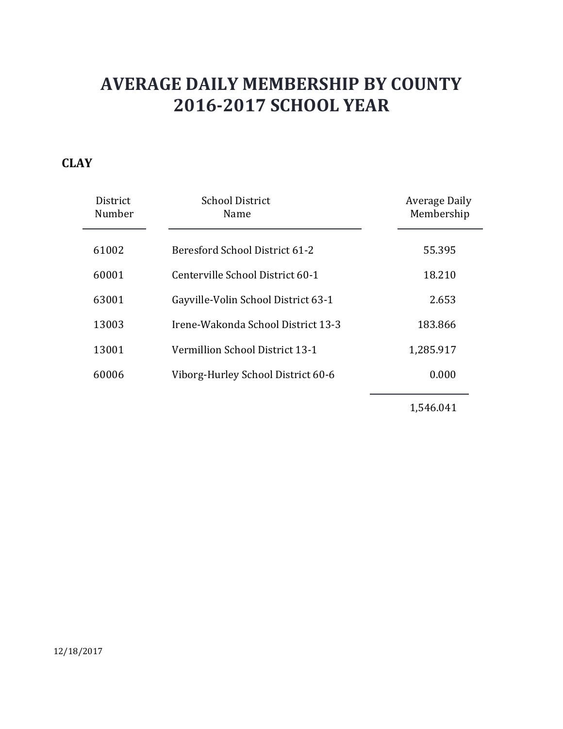# AVERAGE DAILY MEMBERSHIP BY COUNTY
# 2016-2017 SCHOOL YEAR

## CLAY

| District Number | School District Name | Average Daily Membership |
|---|---|---|
| 61002 | Beresford School District 61-2 | 55.395 |
| 60001 | Centerville School District 60-1 | 18.210 |
| 63001 | Gayville-Volin School District 63-1 | 2.653 |
| 13003 | Irene-Wakonda School District 13-3 | 183.866 |
| 13001 | Vermillion School District 13-1 | 1,285.917 |
| 60006 | Viborg-Hurley School District 60-6 | 0.000 |
| | | 1,546.041 |

12/18/2017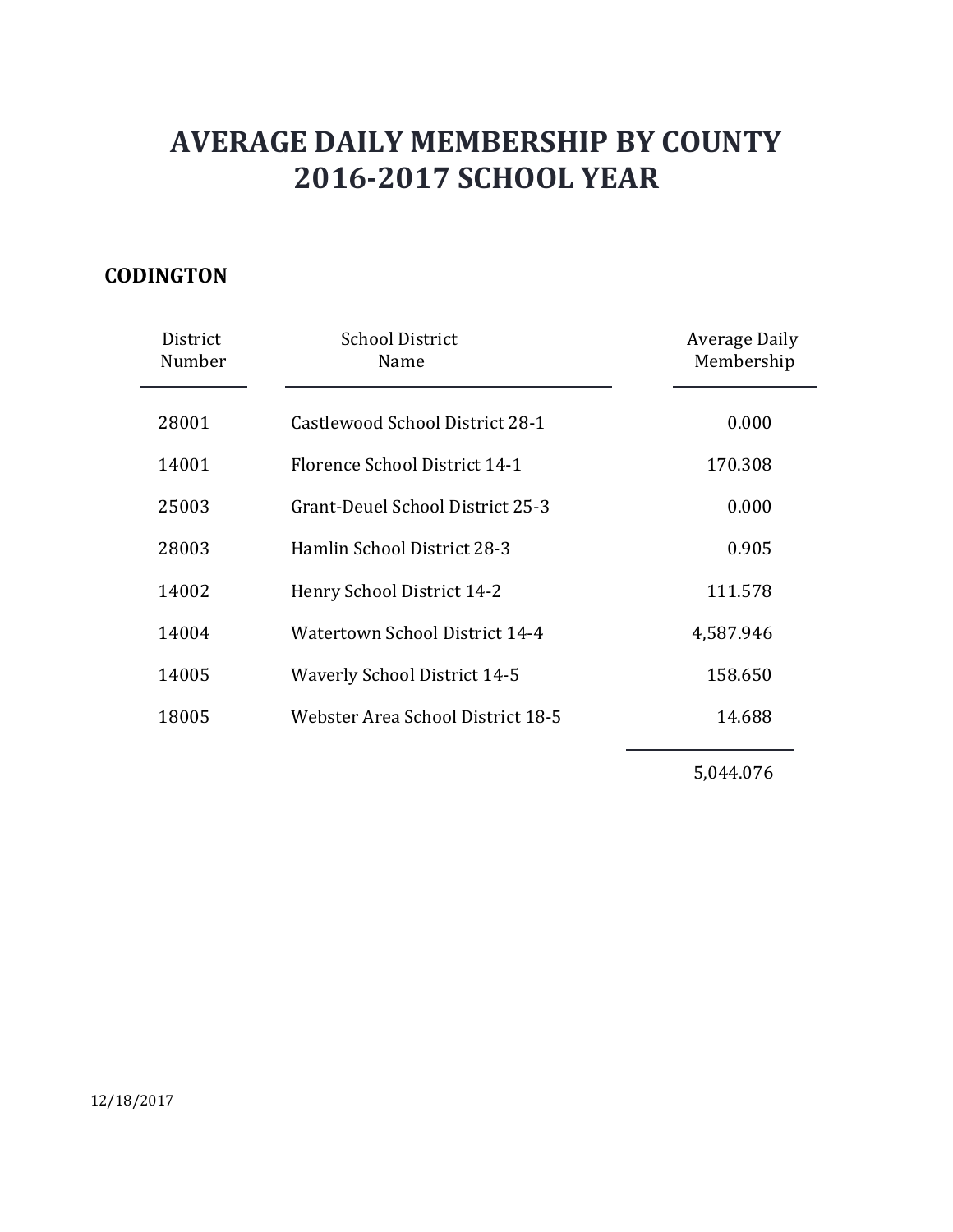# AVERAGE DAILY MEMBERSHIP BY COUNTY
# 2016-2017 SCHOOL YEAR

## CODINGTON

| District Number | School District Name | Average Daily Membership |
|---|---|---|
| 28001 | Castlewood School District 28-1 | 0.000 |
| 14001 | Florence School District 14-1 | 170.308 |
| 25003 | Grant-Deuel School District 25-3 | 0.000 |
| 28003 | Hamlin School District 28-3 | 0.905 |
| 14002 | Henry School District 14-2 | 111.578 |
| 14004 | Watertown School District 14-4 | 4,587.946 |
| 14005 | Waverly School District 14-5 | 158.650 |
| 18005 | Webster Area School District 18-5 | 14.688 |
| | | 5,044.076 |

12/18/2017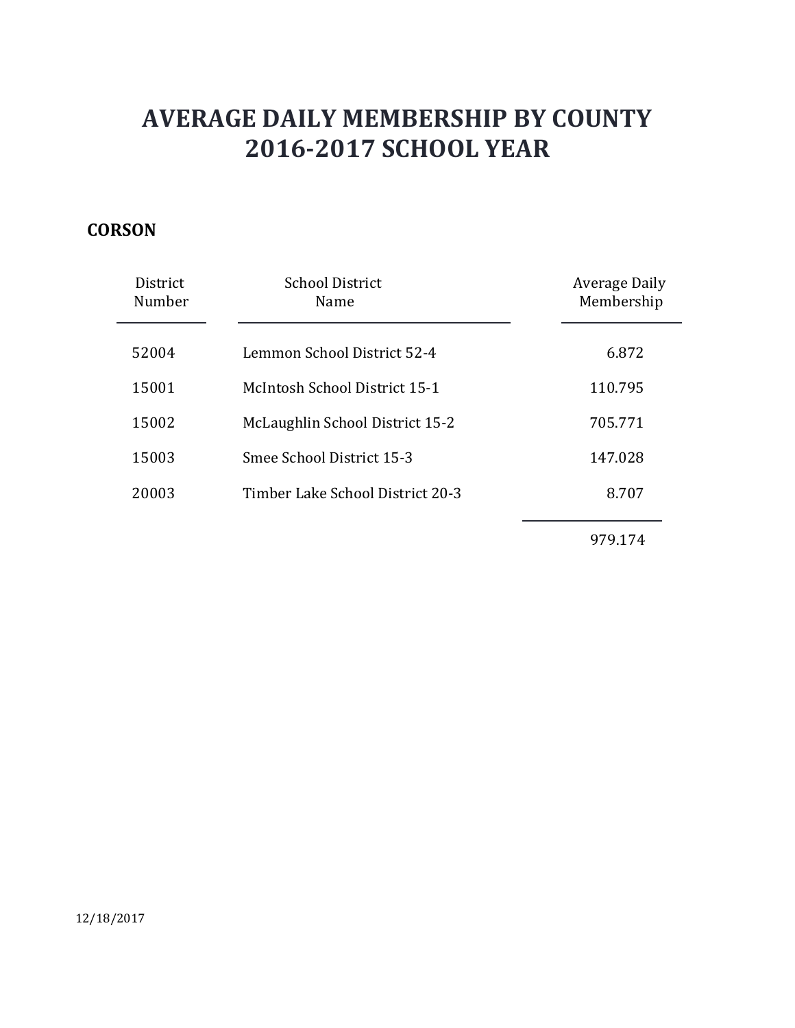# AVERAGE DAILY MEMBERSHIP BY COUNTY
# 2016-2017 SCHOOL YEAR

## CORSON

| District Number | School District Name | Average Daily Membership |
|---|---|---|
| 52004 | Lemmon School District 52-4 | 6.872 |
| 15001 | McIntosh School District 15-1 | 110.795 |
| 15002 | McLaughlin School District 15-2 | 705.771 |
| 15003 | Smee School District 15-3 | 147.028 |
| 20003 | Timber Lake School District 20-3 | 8.707 |
| | | 979.174 |

12/18/2017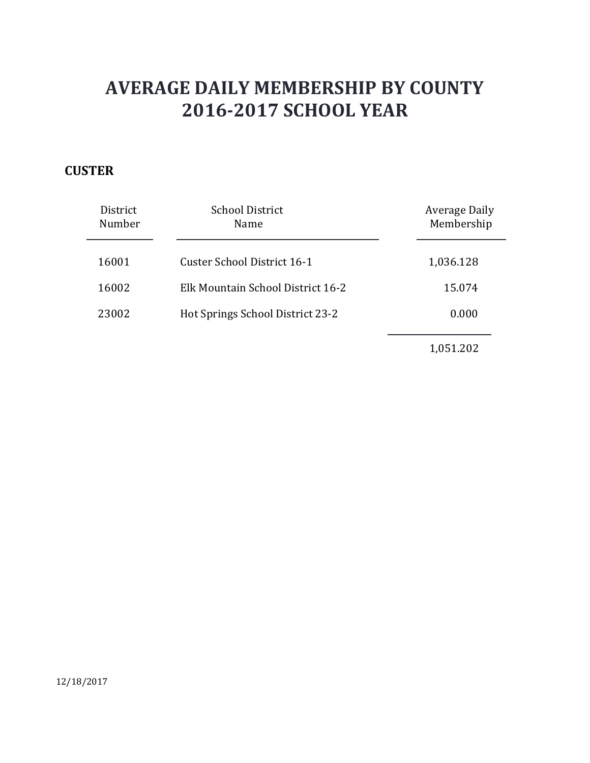# AVERAGE DAILY MEMBERSHIP BY COUNTY
# 2016-2017 SCHOOL YEAR

**CUSTER**

| District Number | School District Name | Average Daily Membership |
|---|---|---|
| 16001 | Custer School District 16-1 | 1,036.128 |
| 16002 | Elk Mountain School District 16-2 | 15.074 |
| 23002 | Hot Springs School District 23-2 | 0.000 |
| | | 1,051.202 |

12/18/2017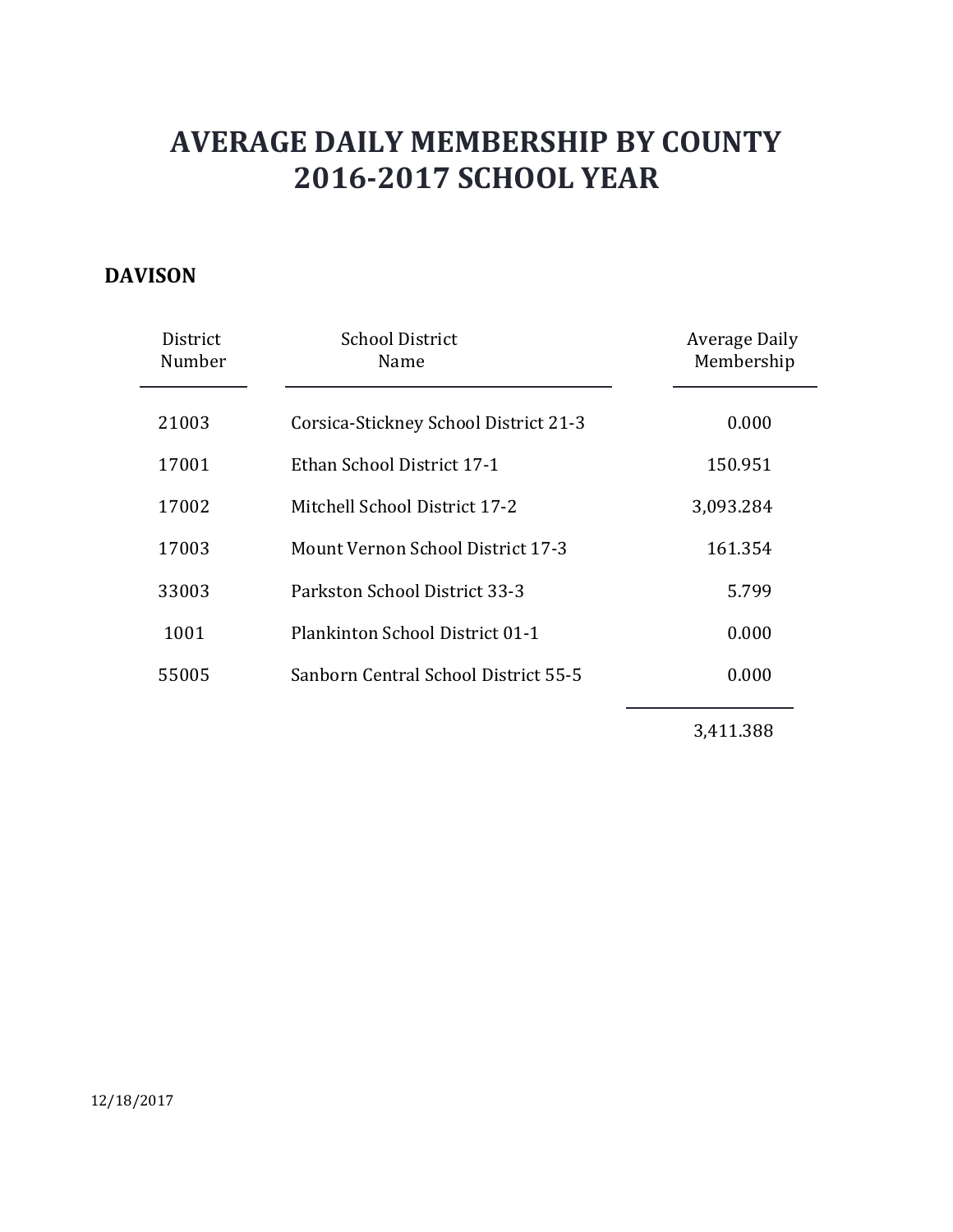# AVERAGE DAILY MEMBERSHIP BY COUNTY
# 2016-2017 SCHOOL YEAR

## DAVISON

| District Number | School District Name | Average Daily Membership |
|---|---|---|
| 21003 | Corsica-Stickney School District 21-3 | 0.000 |
| 17001 | Ethan School District 17-1 | 150.951 |
| 17002 | Mitchell School District 17-2 | 3,093.284 |
| 17003 | Mount Vernon School District 17-3 | 161.354 |
| 33003 | Parkston School District 33-3 | 5.799 |
| 1001 | Plankinton School District 01-1 | 0.000 |
| 55005 | Sanborn Central School District 55-5 | 0.000 |
| | | 3,411.388 |

12/18/2017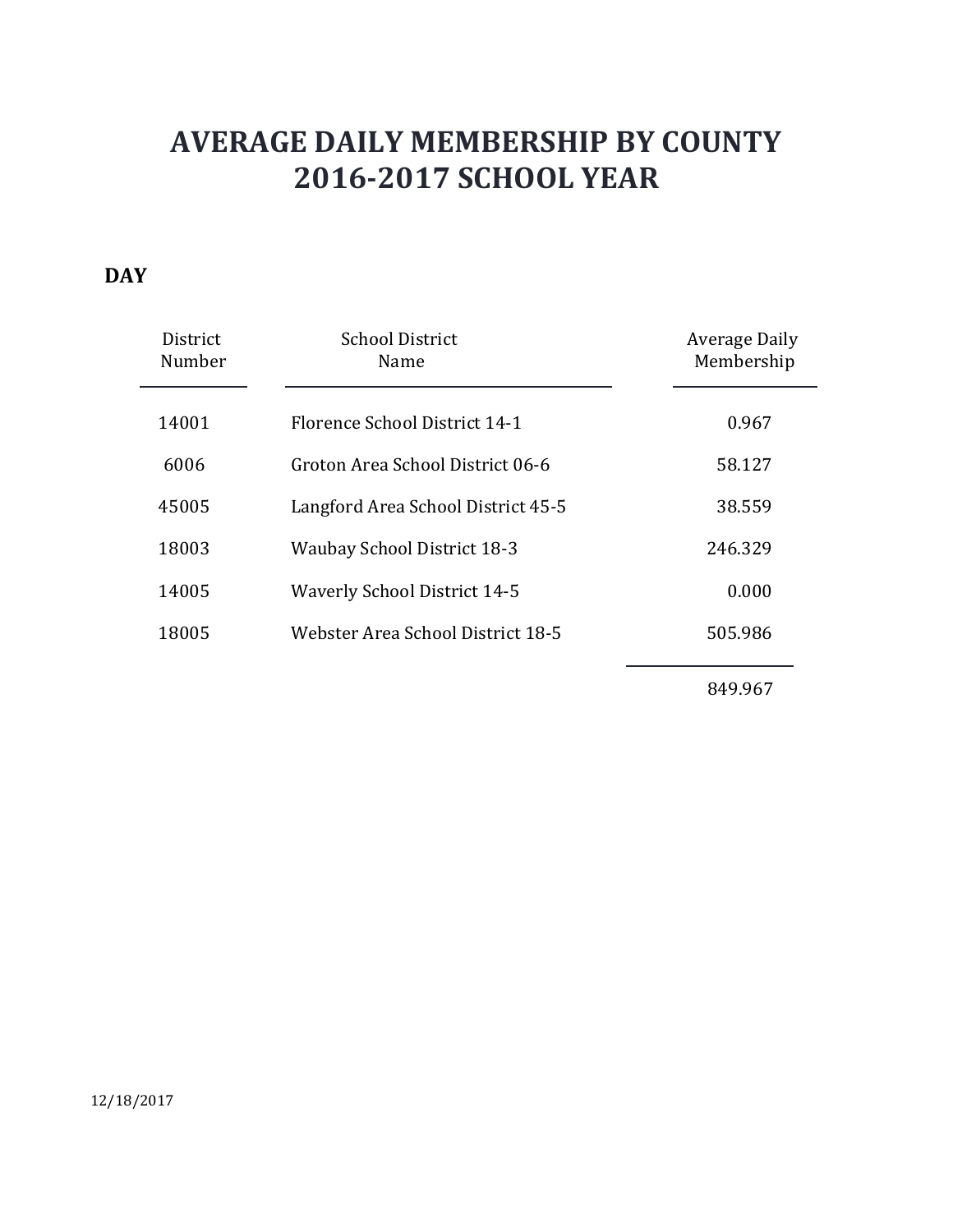# AVERAGE DAILY MEMBERSHIP BY COUNTY
# 2016-2017 SCHOOL YEAR

**DAY**

| District Number | School District Name | Average Daily Membership |
|---|---|---|
| 14001 | Florence School District 14-1 | 0.967 |
| 6006 | Groton Area School District 06-6 | 58.127 |
| 45005 | Langford Area School District 45-5 | 38.559 |
| 18003 | Waubay School District 18-3 | 246.329 |
| 14005 | Waverly School District 14-5 | 0.000 |
| 18005 | Webster Area School District 18-5 | 505.986 |
| | | 849.967 |

12/18/2017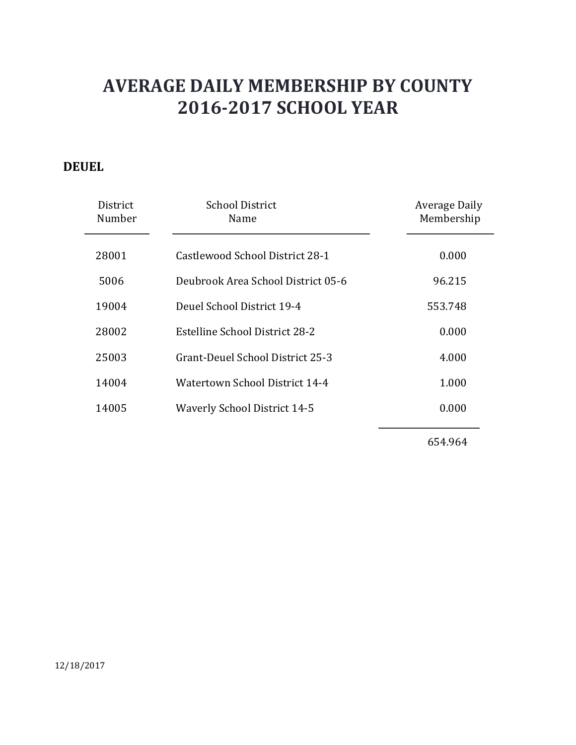# AVERAGE DAILY MEMBERSHIP BY COUNTY
# 2016-2017 SCHOOL YEAR

**DEUEL**

| District Number | School District Name | Average Daily Membership |
|---|---|---|
| 28001 | Castlewood School District 28-1 | 0.000 |
| 5006 | Deubrook Area School District 05-6 | 96.215 |
| 19004 | Deuel School District 19-4 | 553.748 |
| 28002 | Estelline School District 28-2 | 0.000 |
| 25003 | Grant-Deuel School District 25-3 | 4.000 |
| 14004 | Watertown School District 14-4 | 1.000 |
| 14005 | Waverly School District 14-5 | 0.000 |
| | | 654.964 |

12/18/2017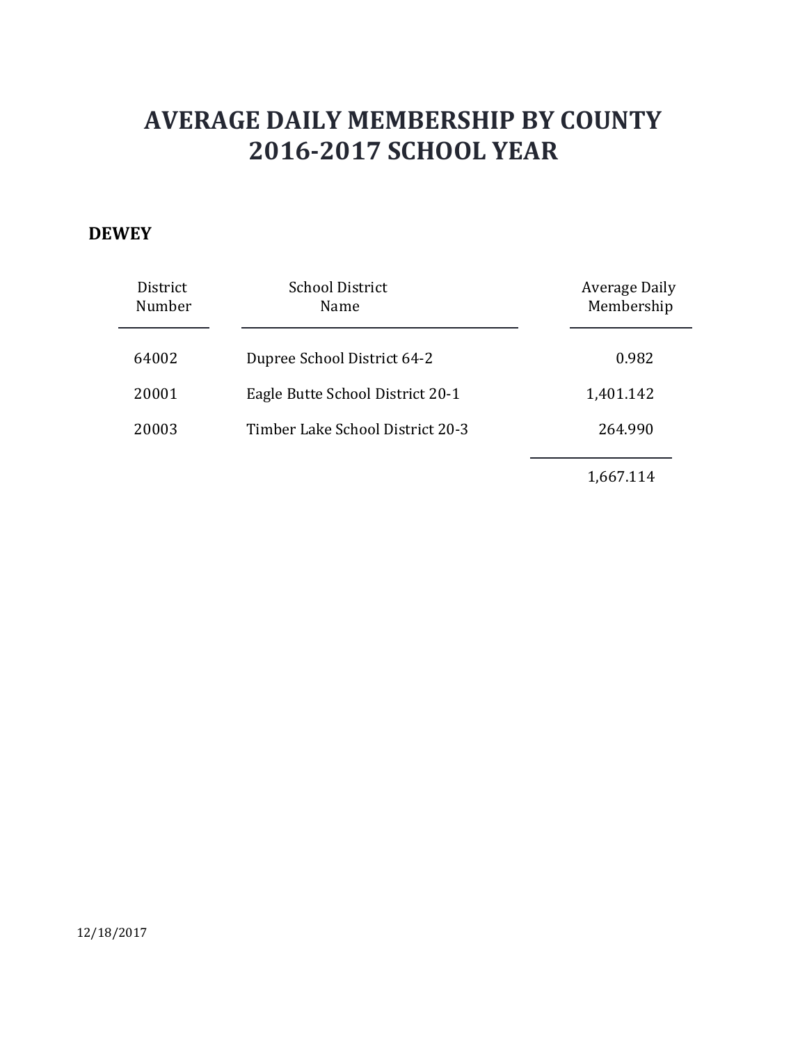# AVERAGE DAILY MEMBERSHIP BY COUNTY
# 2016-2017 SCHOOL YEAR

**DEWEY**

| District Number | School District Name | Average Daily Membership |
|---|---|---|
| 64002 | Dupree School District 64-2 | 0.982 |
| 20001 | Eagle Butte School District 20-1 | 1,401.142 |
| 20003 | Timber Lake School District 20-3 | 264.990 |
| | | 1,667.114 |

12/18/2017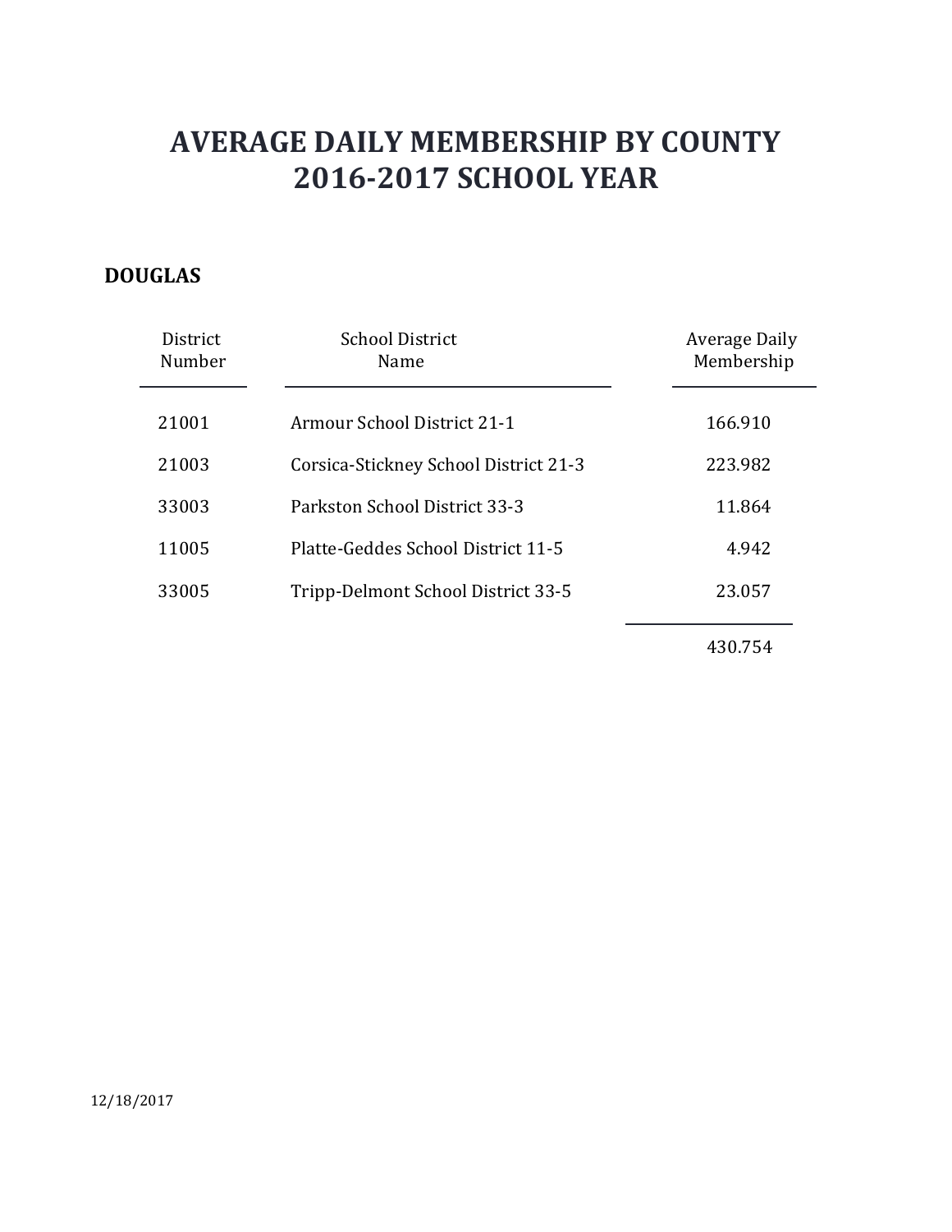# AVERAGE DAILY MEMBERSHIP BY COUNTY
# 2016-2017 SCHOOL YEAR

## DOUGLAS

| District Number | School District Name | Average Daily Membership |
|---|---|---|
| 21001 | Armour School District 21-1 | 166.910 |
| 21003 | Corsica-Stickney School District 21-3 | 223.982 |
| 33003 | Parkston School District 33-3 | 11.864 |
| 11005 | Platte-Geddes School District 11-5 | 4.942 |
| 33005 | Tripp-Delmont School District 33-5 | 23.057 |
| | | 430.754 |

12/18/2017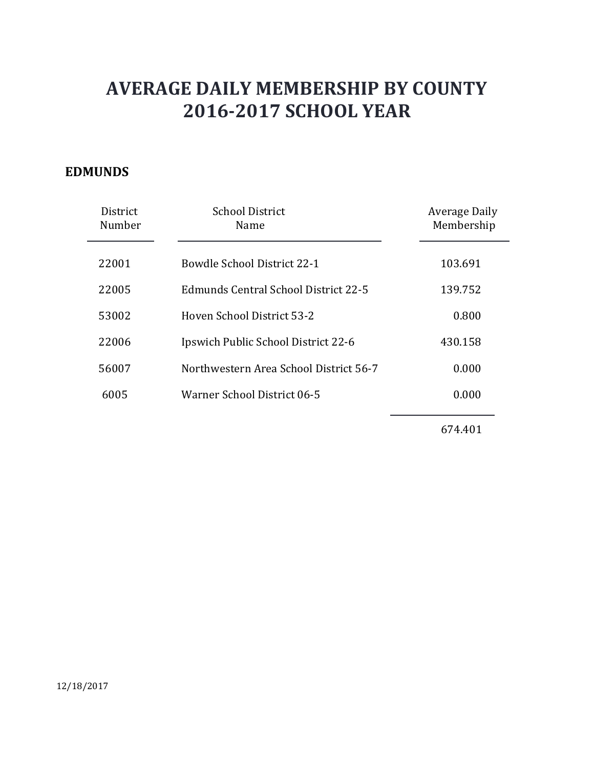# AVERAGE DAILY MEMBERSHIP BY COUNTY
# 2016-2017 SCHOOL YEAR

## EDMUNDS

| District Number | School District Name | Average Daily Membership |
|---|---|---|
| 22001 | Bowdle School District 22-1 | 103.691 |
| 22005 | Edmunds Central School District 22-5 | 139.752 |
| 53002 | Hoven School District 53-2 | 0.800 |
| 22006 | Ipswich Public School District 22-6 | 430.158 |
| 56007 | Northwestern Area School District 56-7 | 0.000 |
| 6005 | Warner School District 06-5 | 0.000 |
| | | 674.401 |

12/18/2017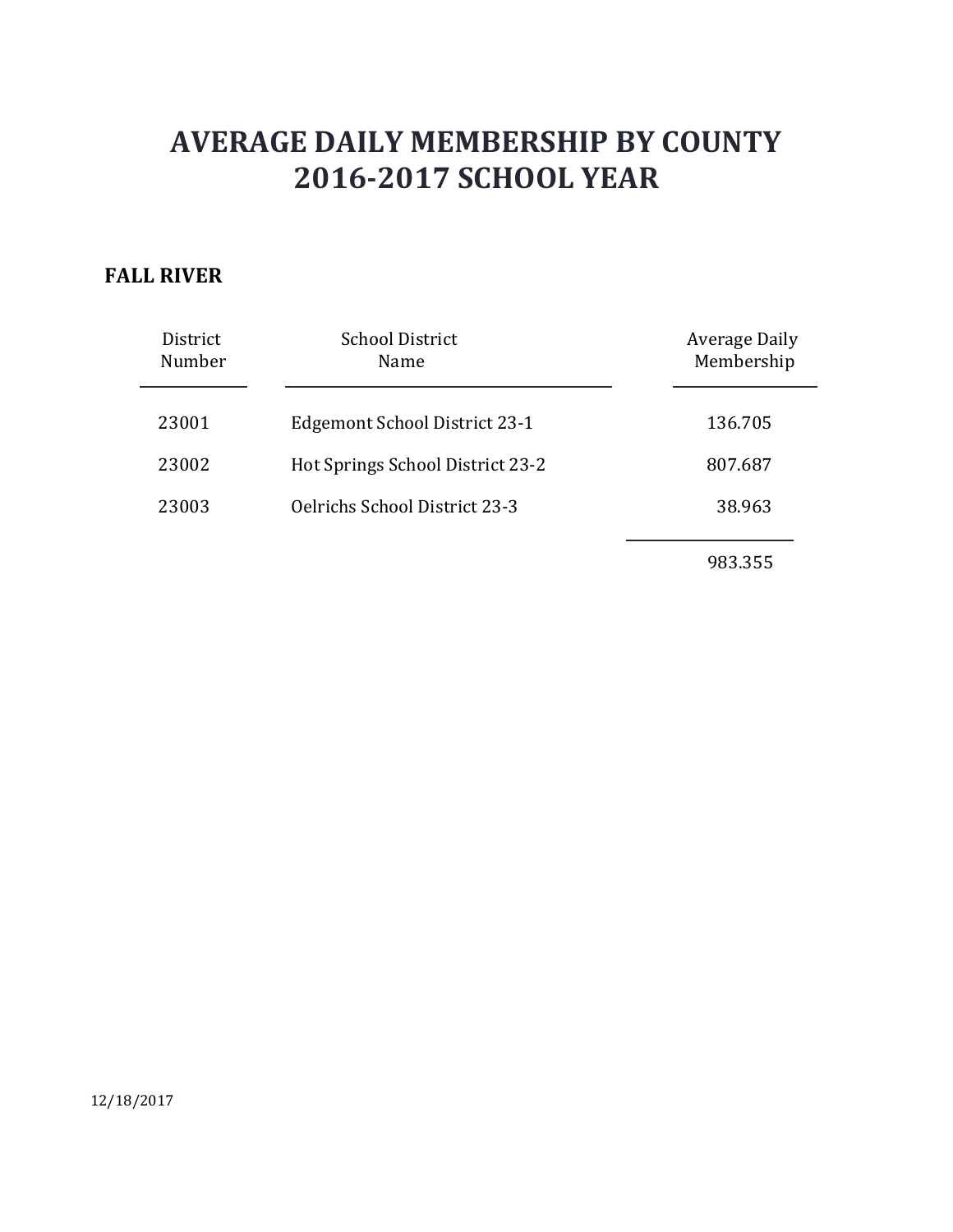# AVERAGE DAILY MEMBERSHIP BY COUNTY
# 2016-2017 SCHOOL YEAR

**FALL RIVER**

| District Number | School District Name | Average Daily Membership |
|---|---|---|
| 23001 | Edgemont School District 23-1 | 136.705 |
| 23002 | Hot Springs School District 23-2 | 807.687 |
| 23003 | Oelrichs School District 23-3 | 38.963 |
| | | 983.355 |

12/18/2017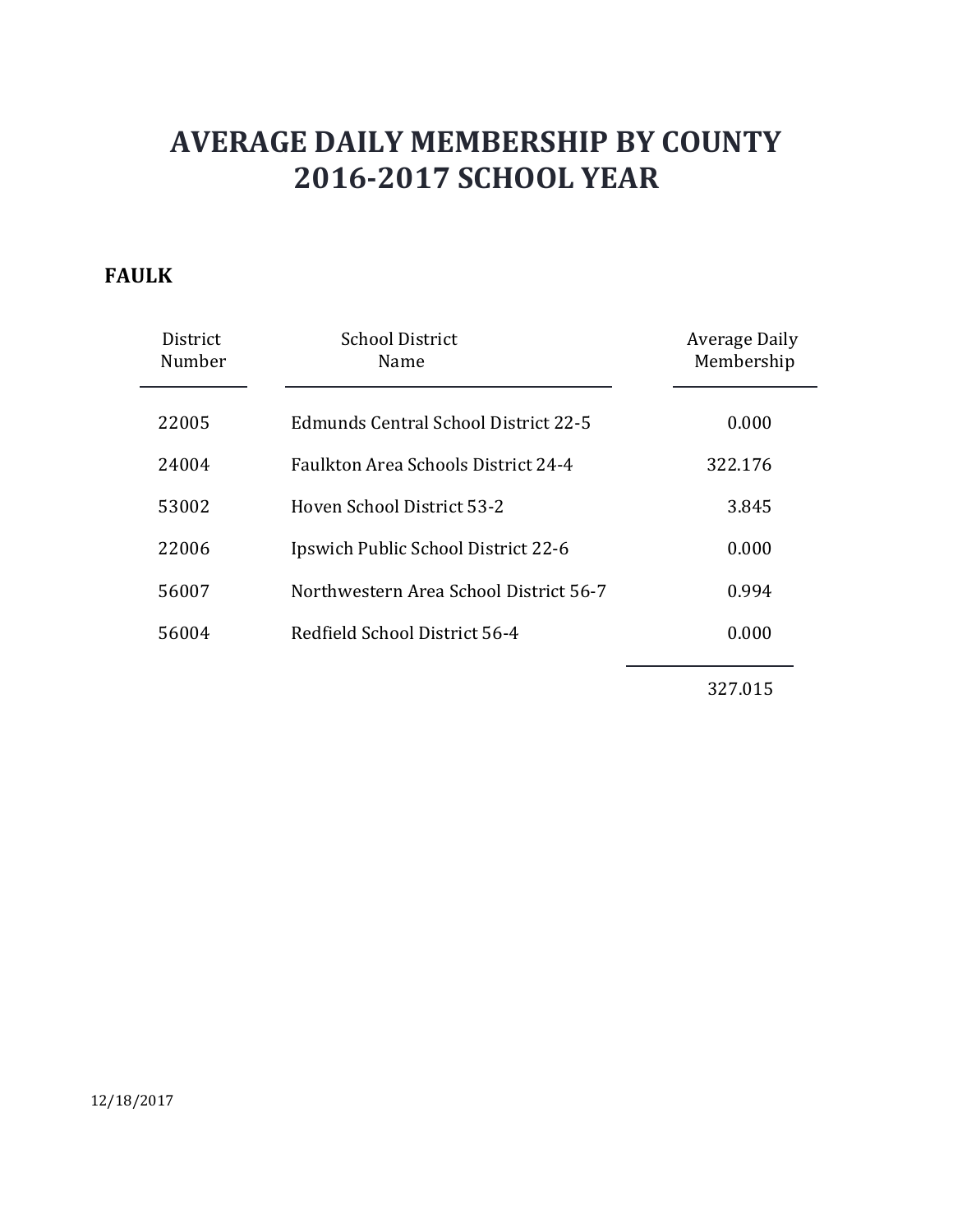# AVERAGE DAILY MEMBERSHIP BY COUNTY
# 2016-2017 SCHOOL YEAR

## FAULK

| District Number | School District Name | Average Daily Membership |
| --- | --- | --- |
| 22005 | Edmunds Central School District 22-5 | 0.000 |
| 24004 | Faulkton Area Schools District 24-4 | 322.176 |
| 53002 | Hoven School District 53-2 | 3.845 |
| 22006 | Ipswich Public School District 22-6 | 0.000 |
| 56007 | Northwestern Area School District 56-7 | 0.994 |
| 56004 | Redfield School District 56-4 | 0.000 |
| | | 327.015 |

12/18/2017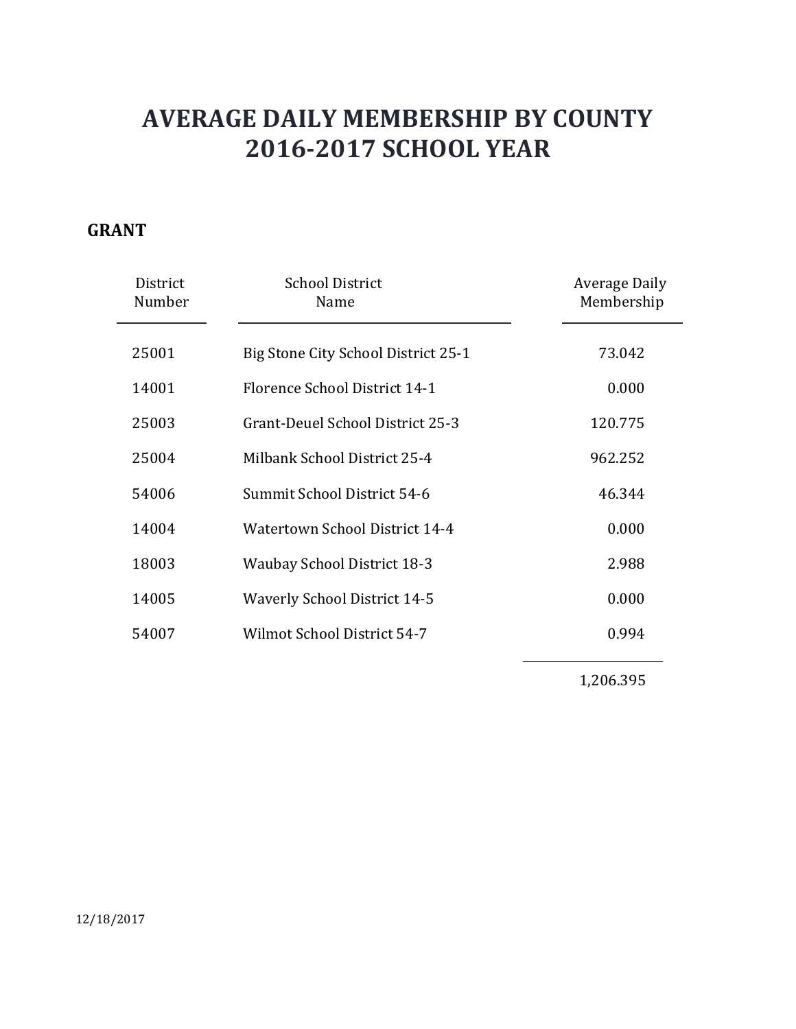# AVERAGE DAILY MEMBERSHIP BY COUNTY
# 2016-2017 SCHOOL YEAR

## GRANT

| District Number | School District Name | Average Daily Membership |
|---|---|---|
| 25001 | Big Stone City School District 25-1 | 73.042 |
| 14001 | Florence School District 14-1 | 0.000 |
| 25003 | Grant-Deuel School District 25-3 | 120.775 |
| 25004 | Milbank School District 25-4 | 962.252 |
| 54006 | Summit School District 54-6 | 46.344 |
| 14004 | Watertown School District 14-4 | 0.000 |
| 18003 | Waubay School District 18-3 | 2.988 |
| 14005 | Waverly School District 14-5 | 0.000 |
| 54007 | Wilmot School District 54-7 | 0.994 |
| | | 1,206.395 |

12/18/2017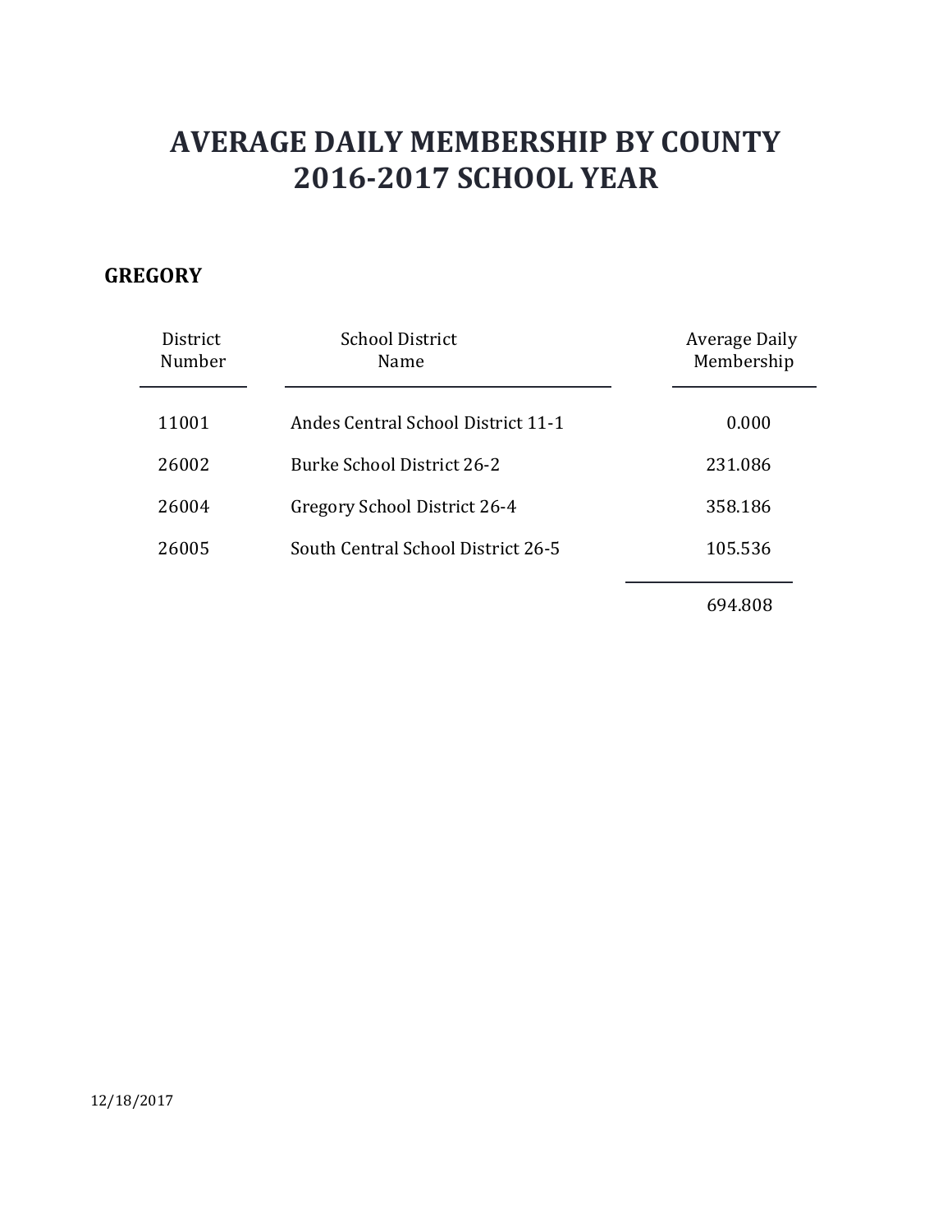# AVERAGE DAILY MEMBERSHIP BY COUNTY
# 2016-2017 SCHOOL YEAR

## GREGORY

| District Number | School District Name | Average Daily Membership |
|---|---|---|
| 11001 | Andes Central School District 11-1 | 0.000 |
| 26002 | Burke School District 26-2 | 231.086 |
| 26004 | Gregory School District 26-4 | 358.186 |
| 26005 | South Central School District 26-5 | 105.536 |
| | | 694.808 |

12/18/2017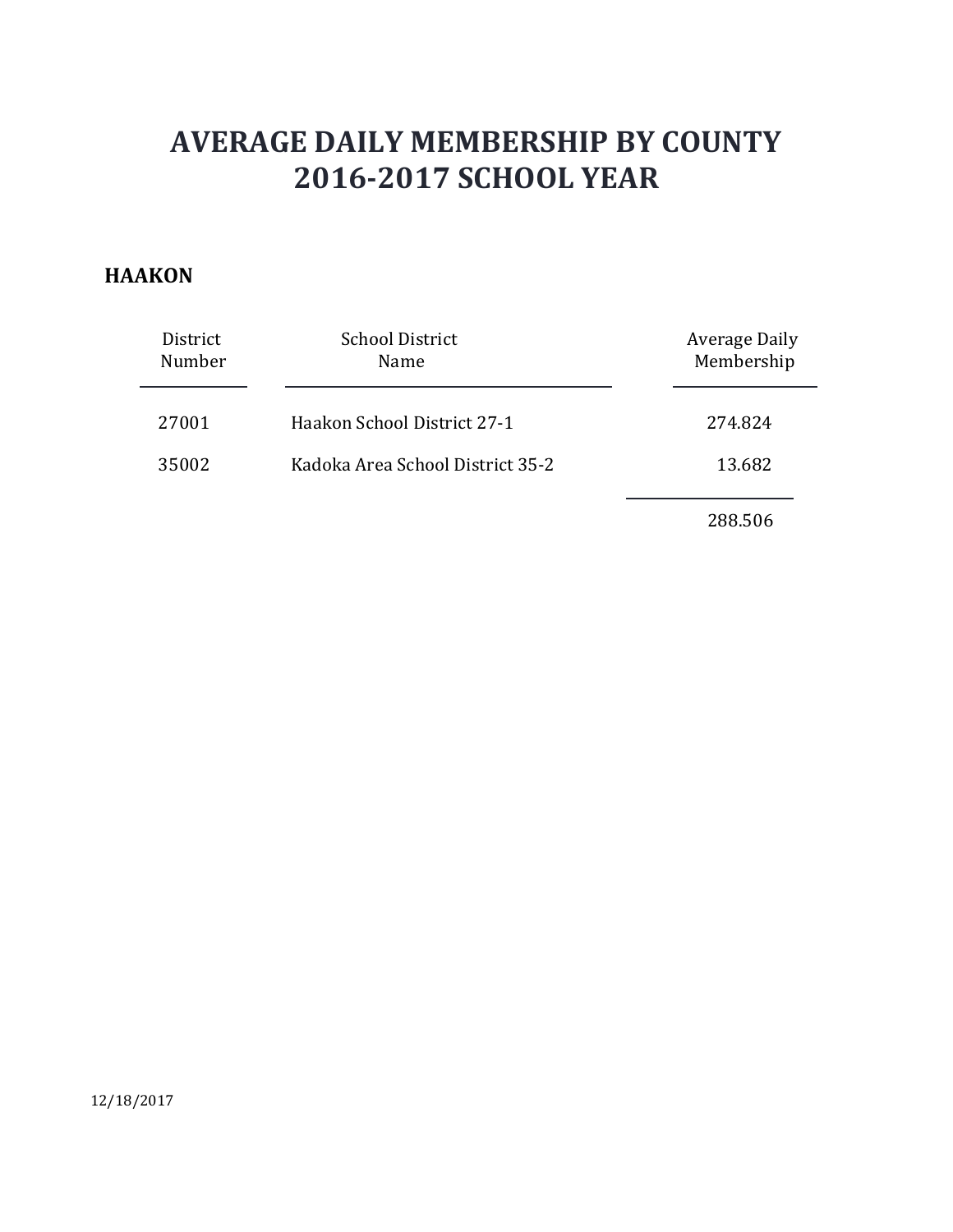# AVERAGE DAILY MEMBERSHIP BY COUNTY
# 2016-2017 SCHOOL YEAR

## HAAKON

| District Number | School District Name | Average Daily Membership |
|---|---|---|
| 27001 | Haakon School District 27-1 | 274.824 |
| 35002 | Kadoka Area School District 35-2 | 13.682 |
| | | 288.506 |

12/18/2017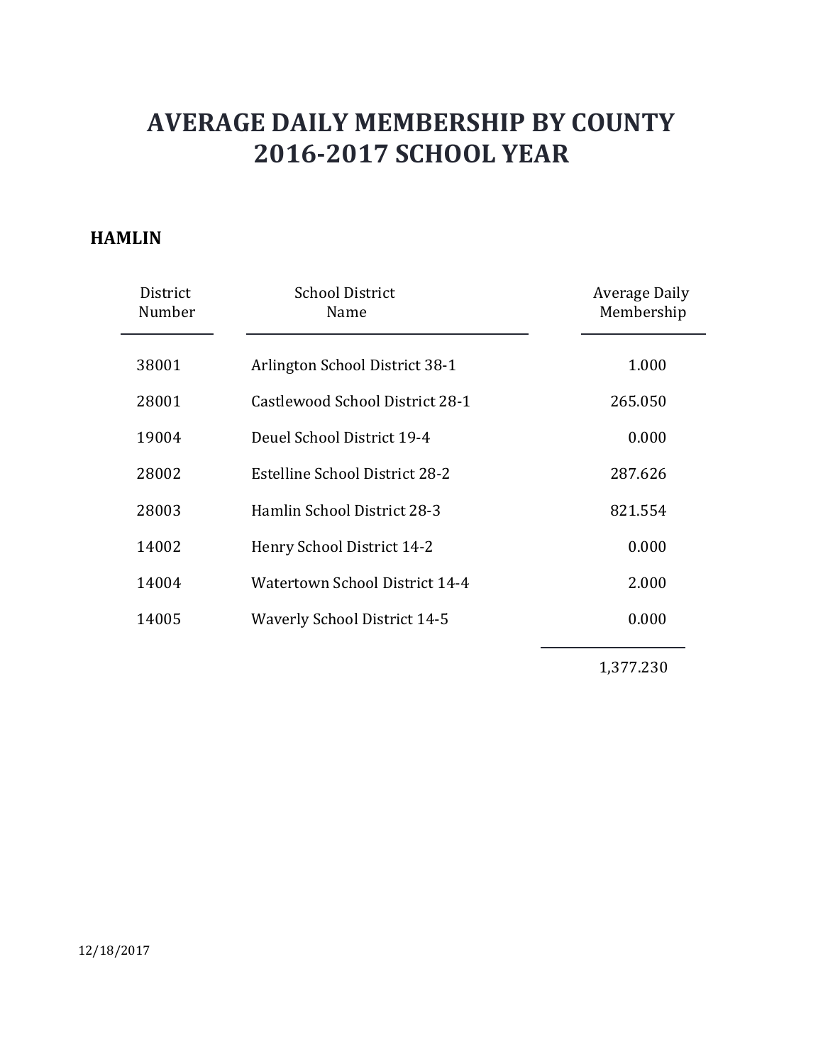# AVERAGE DAILY MEMBERSHIP BY COUNTY
# 2016-2017 SCHOOL YEAR

**HAMLIN**

| District Number | School District Name | Average Daily Membership |
|---|---|---|
| 38001 | Arlington School District 38-1 | 1.000 |
| 28001 | Castlewood School District 28-1 | 265.050 |
| 19004 | Deuel School District 19-4 | 0.000 |
| 28002 | Estelline School District 28-2 | 287.626 |
| 28003 | Hamlin School District 28-3 | 821.554 |
| 14002 | Henry School District 14-2 | 0.000 |
| 14004 | Watertown School District 14-4 | 2.000 |
| 14005 | Waverly School District 14-5 | 0.000 |
| | | 1,377.230 |

12/18/2017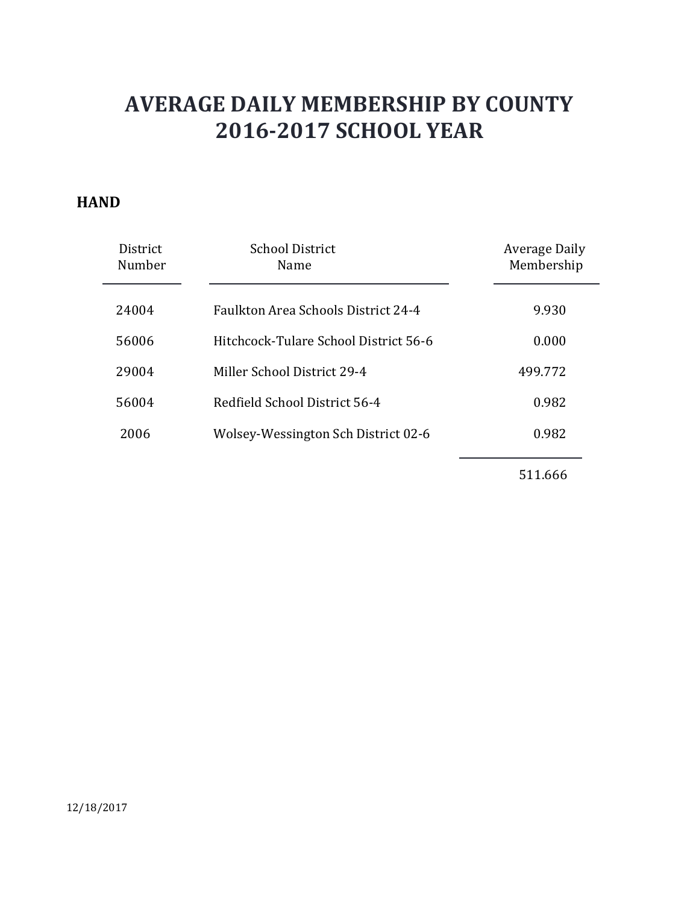# AVERAGE DAILY MEMBERSHIP BY COUNTY
# 2016-2017 SCHOOL YEAR

## HAND

| District Number | School District Name | Average Daily Membership |
|---|---|---|
| 24004 | Faulkton Area Schools District 24-4 | 9.930 |
| 56006 | Hitchcock-Tulare School District 56-6 | 0.000 |
| 29004 | Miller School District 29-4 | 499.772 |
| 56004 | Redfield School District 56-4 | 0.982 |
| 2006 | Wolsey-Wessington Sch District 02-6 | 0.982 |
| | | 511.666 |

12/18/2017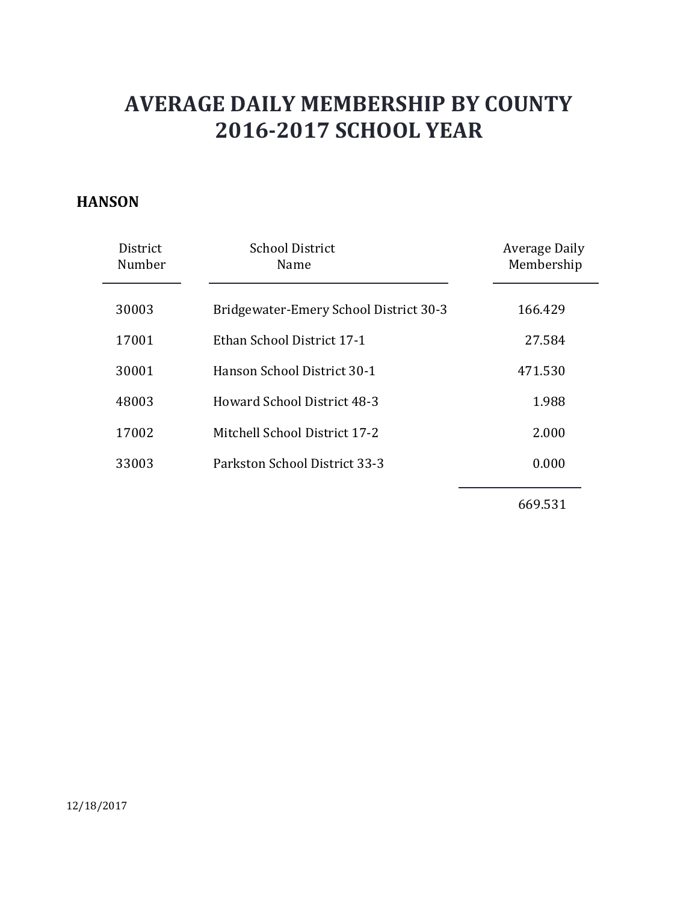# AVERAGE DAILY MEMBERSHIP BY COUNTY
# 2016-2017 SCHOOL YEAR

## HANSON

| District Number | School District Name | Average Daily Membership |
|---|---|---|
| 30003 | Bridgewater-Emery School District 30-3 | 166.429 |
| 17001 | Ethan School District 17-1 | 27.584 |
| 30001 | Hanson School District 30-1 | 471.530 |
| 48003 | Howard School District 48-3 | 1.988 |
| 17002 | Mitchell School District 17-2 | 2.000 |
| 33003 | Parkston School District 33-3 | 0.000 |
| | | 669.531 |

12/18/2017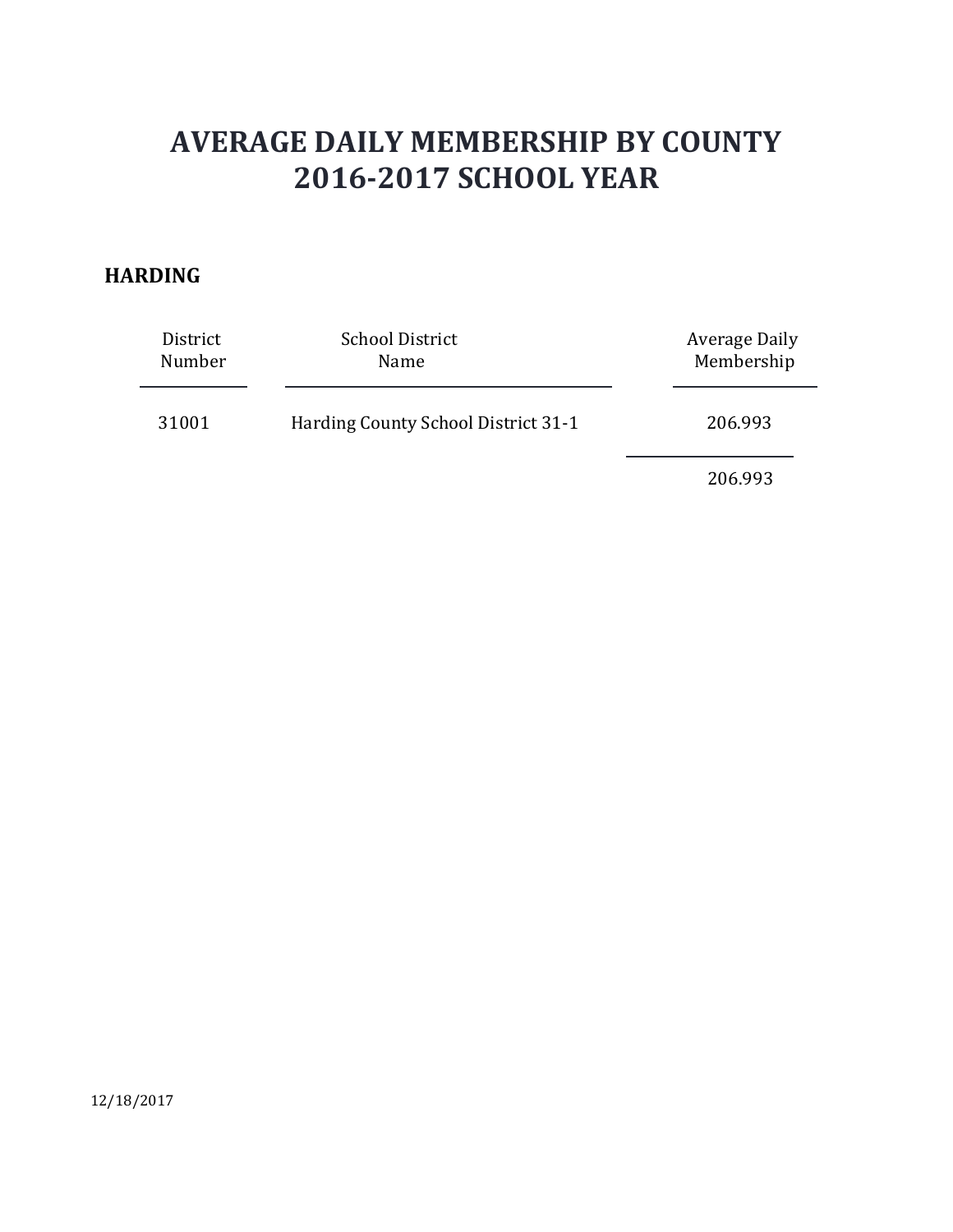# AVERAGE DAILY MEMBERSHIP BY COUNTY
# 2016-2017 SCHOOL YEAR

## HARDING

| District Number | School District Name | Average Daily Membership |
|---|---|---|
| 31001 | Harding County School District 31-1 | 206.993 |
| | | 206.993 |

12/18/2017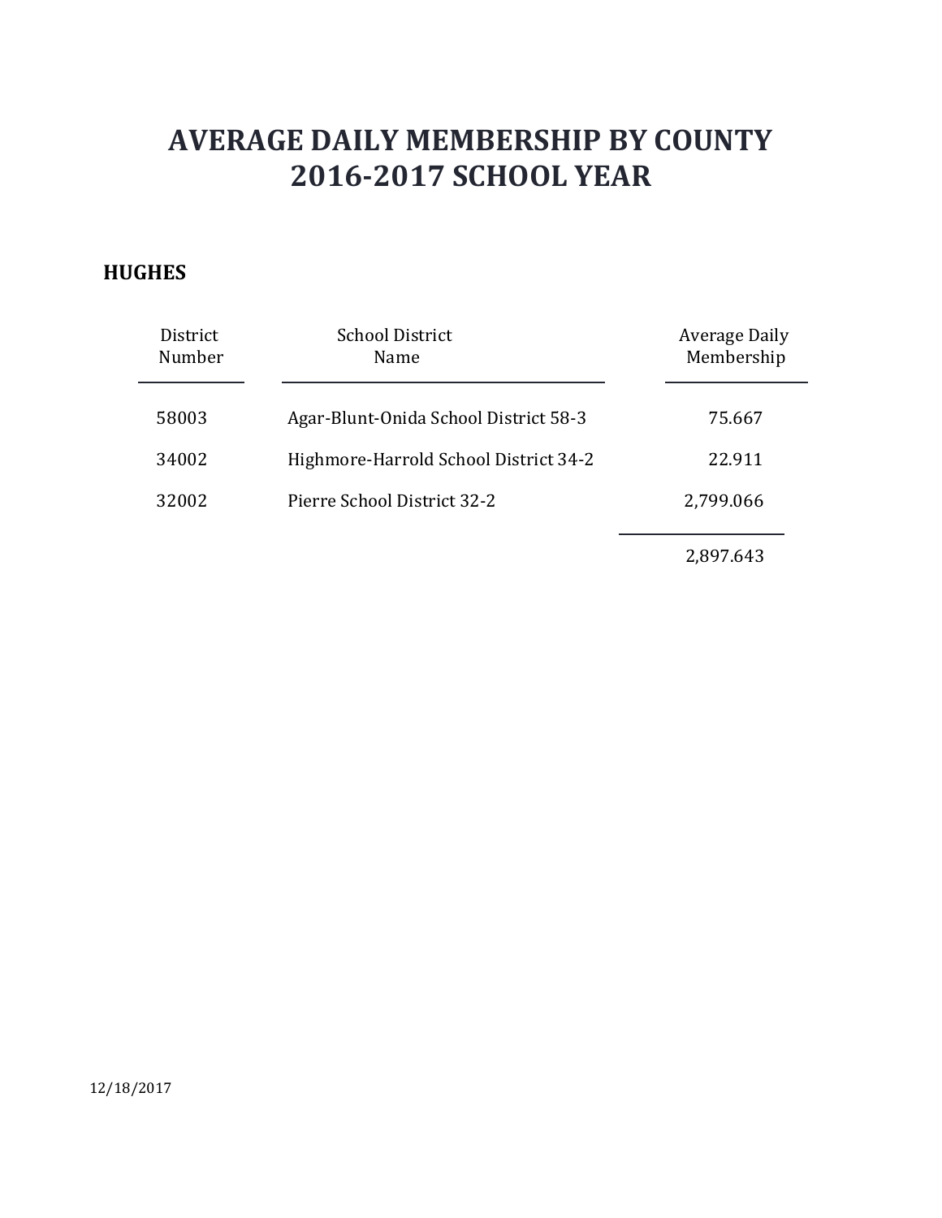# AVERAGE DAILY MEMBERSHIP BY COUNTY
# 2016-2017 SCHOOL YEAR

## HUGHES

| District Number | School District Name | Average Daily Membership |
|---|---|---|
| 58003 | Agar-Blunt-Onida School District 58-3 | 75.667 |
| 34002 | Highmore-Harrold School District 34-2 | 22.911 |
| 32002 | Pierre School District 32-2 | 2,799.066 |
| | | 2,897.643 |

12/18/2017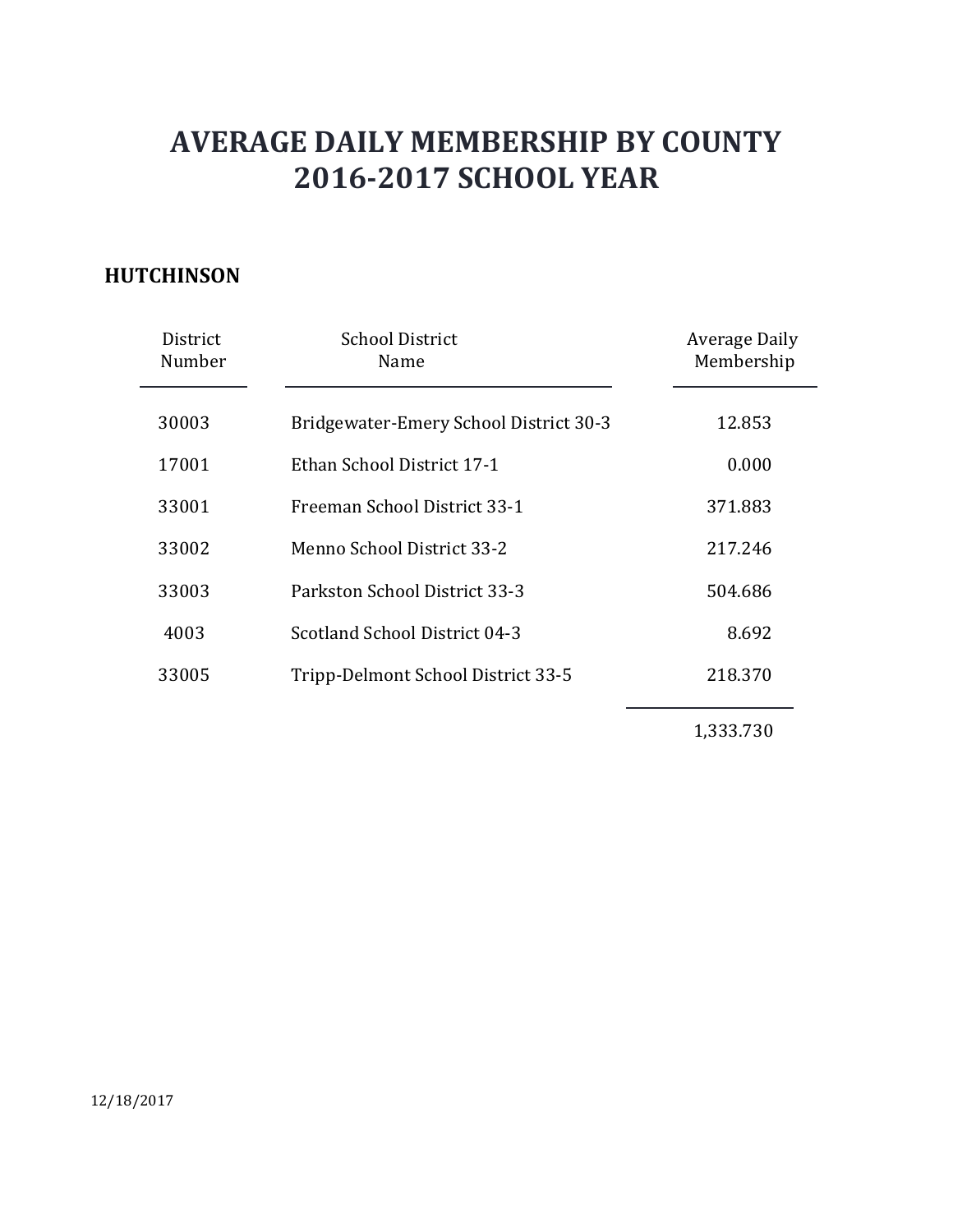# AVERAGE DAILY MEMBERSHIP BY COUNTY
# 2016-2017 SCHOOL YEAR

**HUTCHINSON**

| District Number | School District Name | Average Daily Membership |
|---|---|---|
| 30003 | Bridgewater-Emery School District 30-3 | 12.853 |
| 17001 | Ethan School District 17-1 | 0.000 |
| 33001 | Freeman School District 33-1 | 371.883 |
| 33002 | Menno School District 33-2 | 217.246 |
| 33003 | Parkston School District 33-3 | 504.686 |
| 4003 | Scotland School District 04-3 | 8.692 |
| 33005 | Tripp-Delmont School District 33-5 | 218.370 |
| | | 1,333.730 |

12/18/2017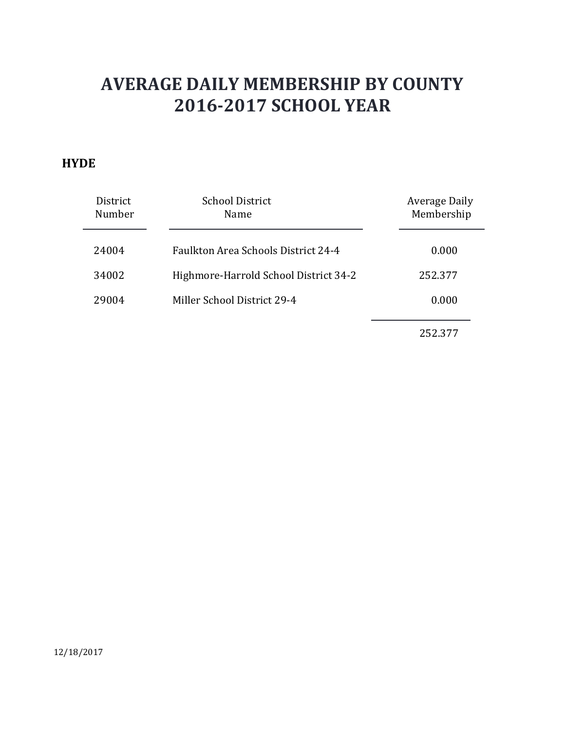# AVERAGE DAILY MEMBERSHIP BY COUNTY
# 2016-2017 SCHOOL YEAR

## HYDE

| District Number | School District Name | Average Daily Membership |
|---|---|---|
| 24004 | Faulkton Area Schools District 24-4 | 0.000 |
| 34002 | Highmore-Harrold School District 34-2 | 252.377 |
| 29004 | Miller School District 29-4 | 0.000 |
| | | 252.377 |

12/18/2017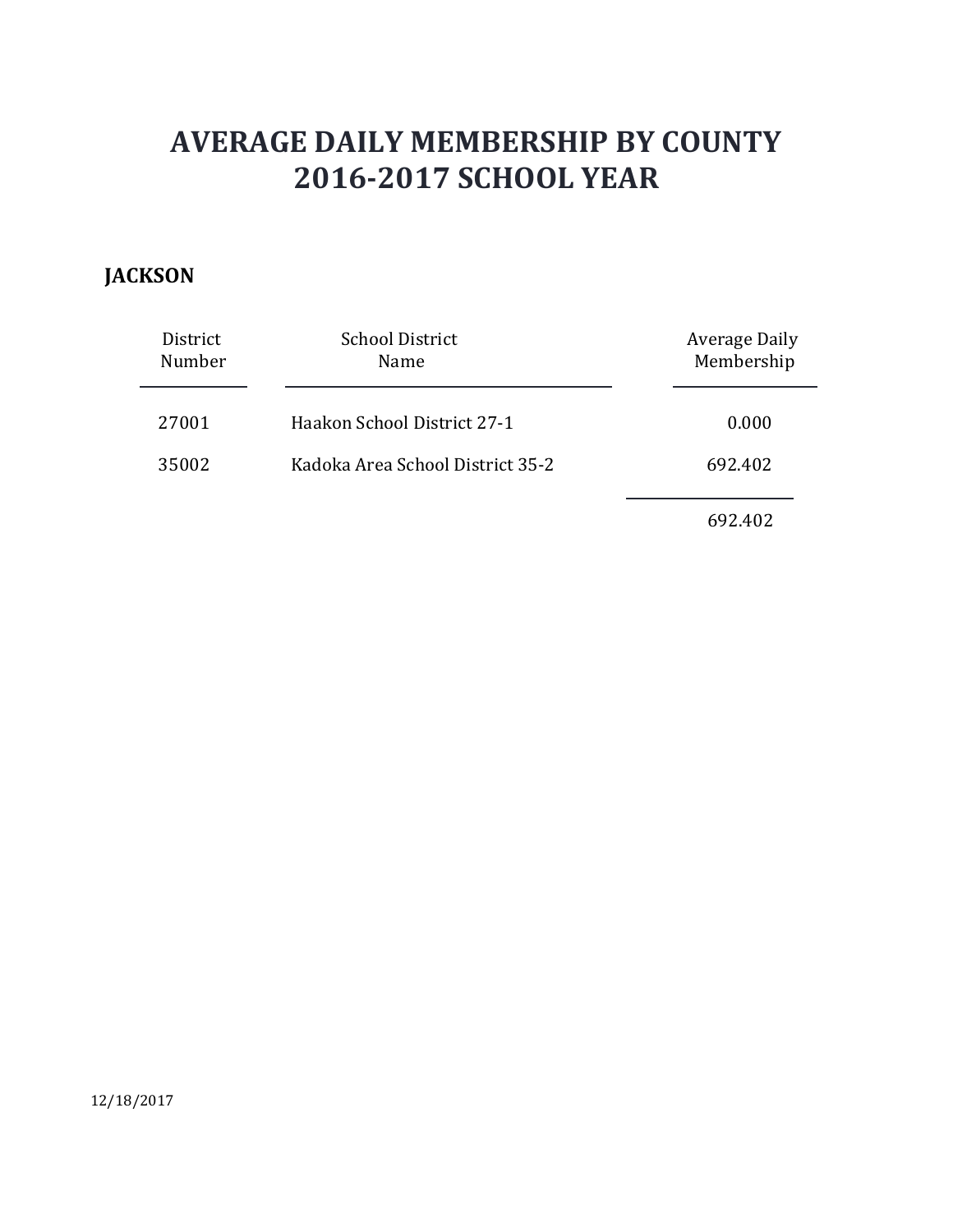# AVERAGE DAILY MEMBERSHIP BY COUNTY
# 2016-2017 SCHOOL YEAR

## JACKSON

| District Number | School District Name | Average Daily Membership |
|---|---|---|
| 27001 | Haakon School District 27-1 | 0.000 |
| 35002 | Kadoka Area School District 35-2 | 692.402 |
| | | 692.402 |

12/18/2017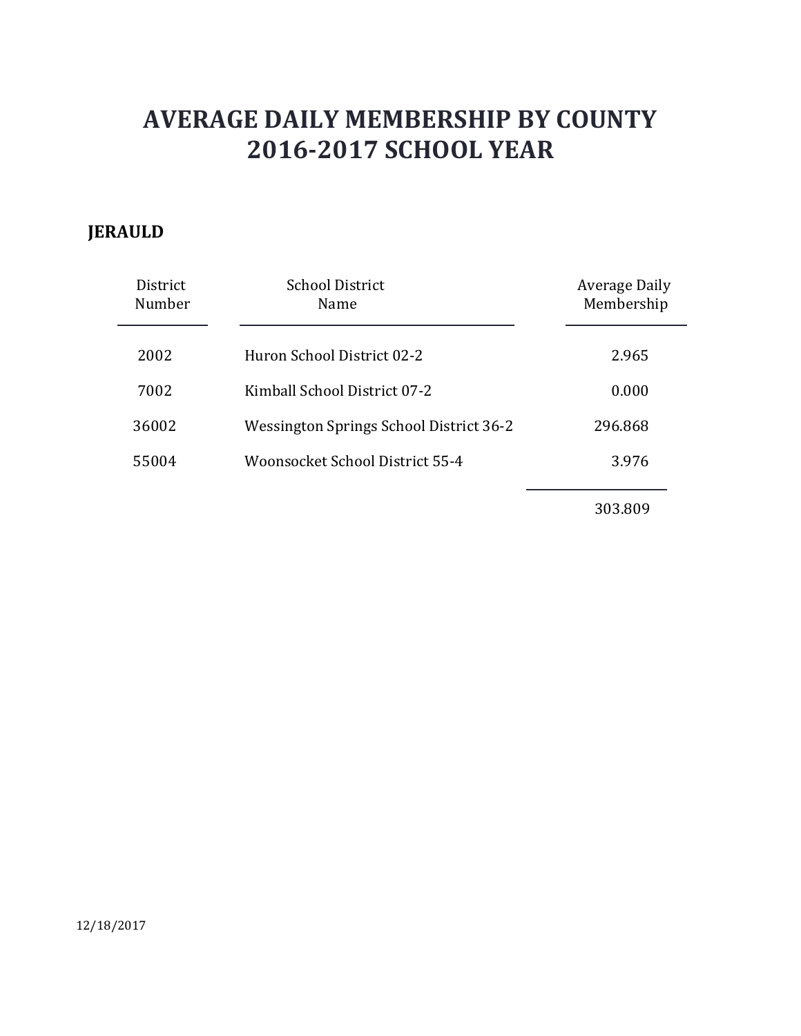# AVERAGE DAILY MEMBERSHIP BY COUNTY
# 2016-2017 SCHOOL YEAR

## JERAULD

| District Number | School District Name | Average Daily Membership |
|---|---|---|
| 2002 | Huron School District 02-2 | 2.965 |
| 7002 | Kimball School District 07-2 | 0.000 |
| 36002 | Wessington Springs School District 36-2 | 296.868 |
| 55004 | Woonsocket School District 55-4 | 3.976 |
| | | 303.809 |

12/18/2017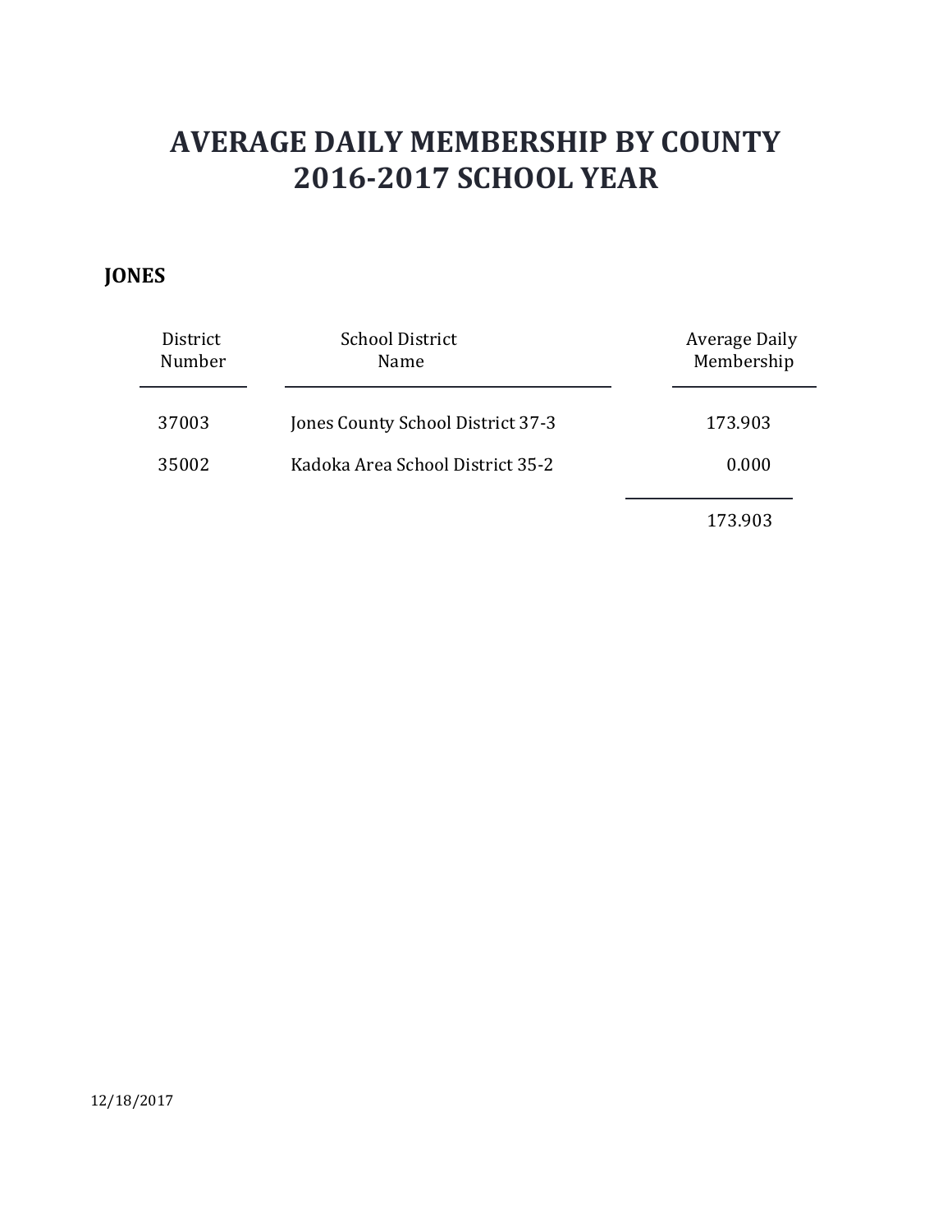# AVERAGE DAILY MEMBERSHIP BY COUNTY
# 2016-2017 SCHOOL YEAR

## JONES

| District Number | School District Name | Average Daily Membership |
|---|---|---|
| 37003 | Jones County School District 37-3 | 173.903 |
| 35002 | Kadoka Area School District 35-2 | 0.000 |
| | | 173.903 |

12/18/2017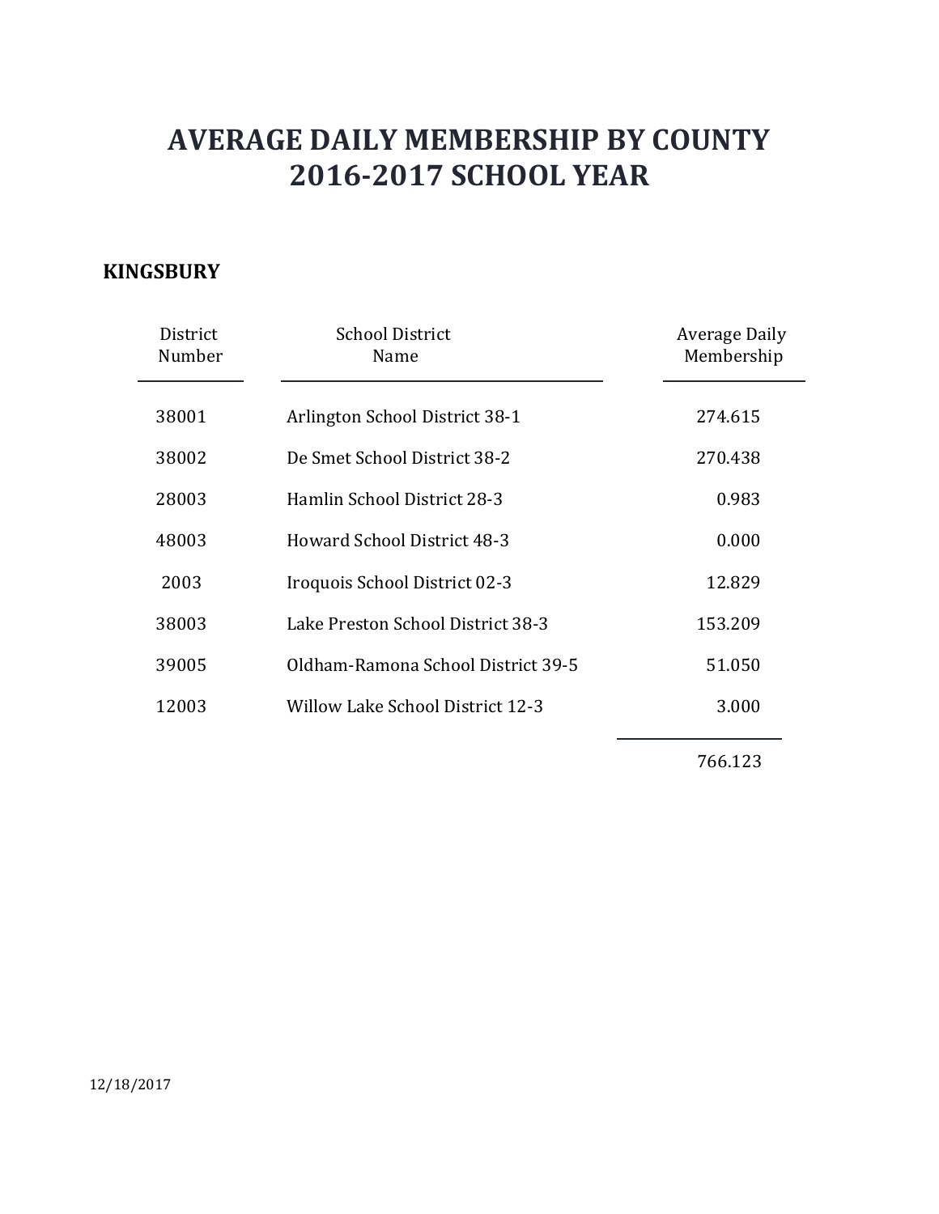# AVERAGE DAILY MEMBERSHIP BY COUNTY
# 2016-2017 SCHOOL YEAR

**KINGSBURY**

| District Number | School District Name | Average Daily Membership |
|---|---|---|
| 38001 | Arlington School District 38-1 | 274.615 |
| 38002 | De Smet School District 38-2 | 270.438 |
| 28003 | Hamlin School District 28-3 | 0.983 |
| 48003 | Howard School District 48-3 | 0.000 |
| 2003 | Iroquois School District 02-3 | 12.829 |
| 38003 | Lake Preston School District 38-3 | 153.209 |
| 39005 | Oldham-Ramona School District 39-5 | 51.050 |
| 12003 | Willow Lake School District 12-3 | 3.000 |
| | | 766.123 |

12/18/2017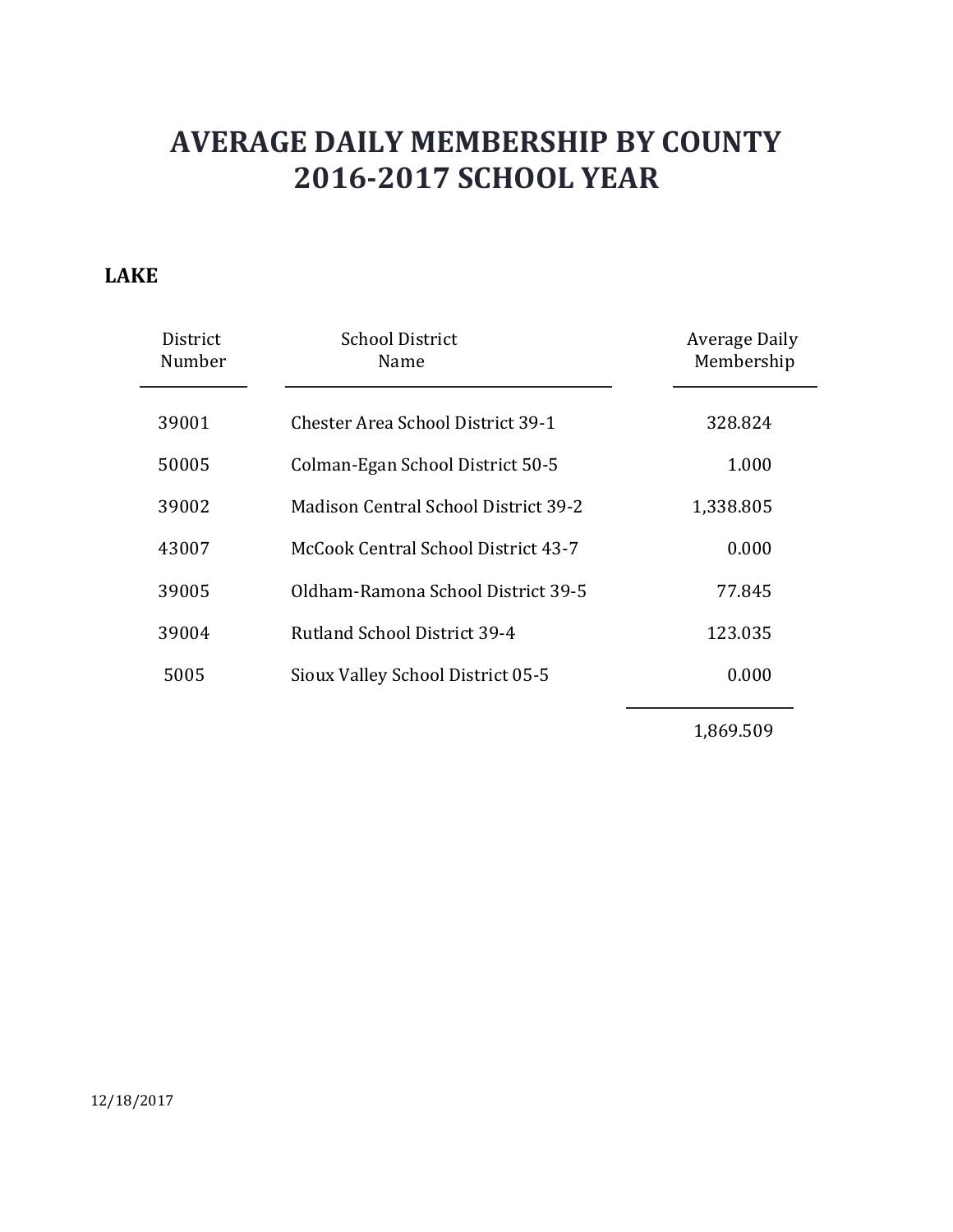# AVERAGE DAILY MEMBERSHIP BY COUNTY
# 2016-2017 SCHOOL YEAR

## LAKE

| District Number | School District Name | Average Daily Membership |
|---|---|---|
| 39001 | Chester Area School District 39-1 | 328.824 |
| 50005 | Colman-Egan School District 50-5 | 1.000 |
| 39002 | Madison Central School District 39-2 | 1,338.805 |
| 43007 | McCook Central School District 43-7 | 0.000 |
| 39005 | Oldham-Ramona School District 39-5 | 77.845 |
| 39004 | Rutland School District 39-4 | 123.035 |
| 5005 | Sioux Valley School District 05-5 | 0.000 |
| | | 1,869.509 |

12/18/2017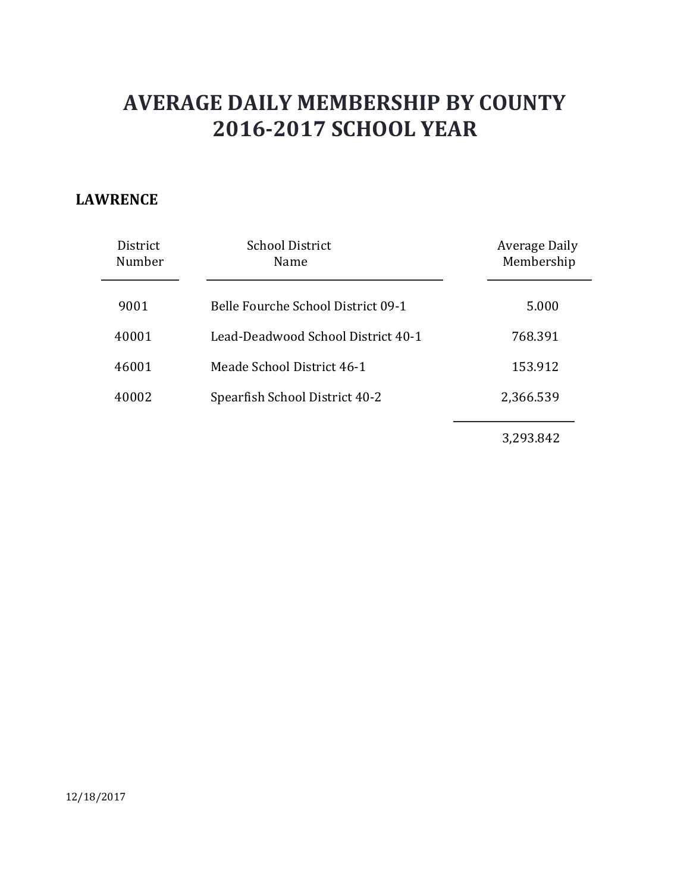# AVERAGE DAILY MEMBERSHIP BY COUNTY
# 2016-2017 SCHOOL YEAR

## LAWRENCE

| District Number | School District Name | Average Daily Membership |
|---|---|---|
| 9001 | Belle Fourche School District 09-1 | 5.000 |
| 40001 | Lead-Deadwood School District 40-1 | 768.391 |
| 46001 | Meade School District 46-1 | 153.912 |
| 40002 | Spearfish School District 40-2 | 2,366.539 |
| | | 3,293.842 |

12/18/2017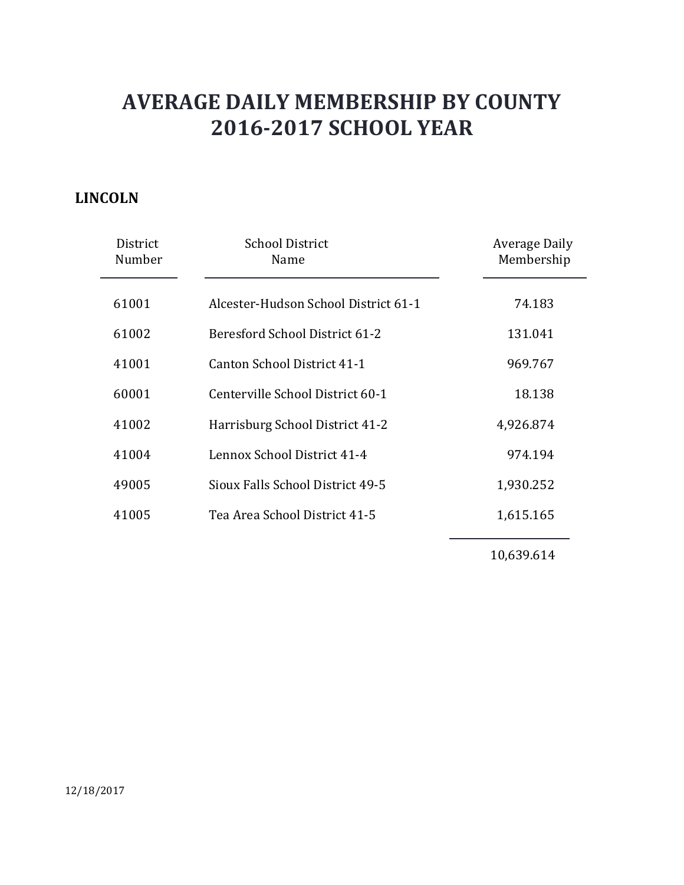# AVERAGE DAILY MEMBERSHIP BY COUNTY
# 2016-2017 SCHOOL YEAR

## LINCOLN

| District Number | School District Name | Average Daily Membership |
| --- | --- | --- |
| 61001 | Alcester-Hudson School District 61-1 | 74.183 |
| 61002 | Beresford School District 61-2 | 131.041 |
| 41001 | Canton School District 41-1 | 969.767 |
| 60001 | Centerville School District 60-1 | 18.138 |
| 41002 | Harrisburg School District 41-2 | 4,926.874 |
| 41004 | Lennox School District 41-4 | 974.194 |
| 49005 | Sioux Falls School District 49-5 | 1,930.252 |
| 41005 | Tea Area School District 41-5 | 1,615.165 |
| | | 10,639.614 |

12/18/2017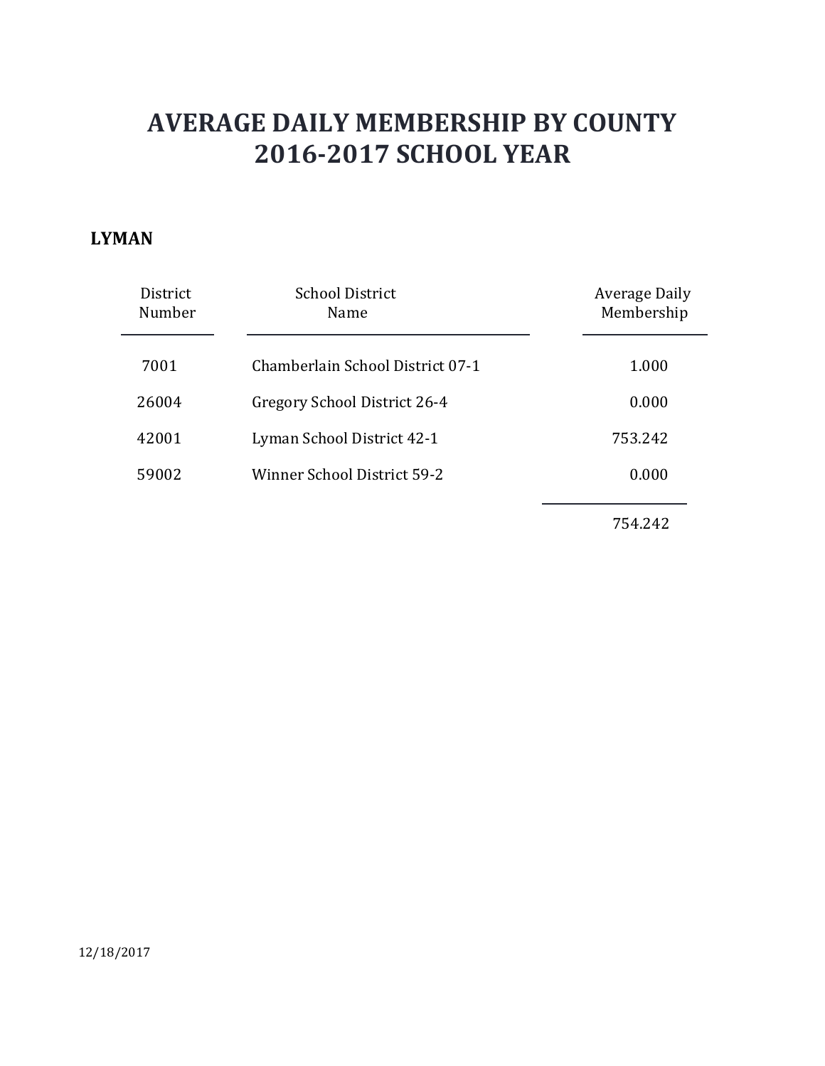# AVERAGE DAILY MEMBERSHIP BY COUNTY
# 2016-2017 SCHOOL YEAR

**LYMAN**

| District Number | School District Name | Average Daily Membership |
|---|---|---|
| 7001 | Chamberlain School District 07-1 | 1.000 |
| 26004 | Gregory School District 26-4 | 0.000 |
| 42001 | Lyman School District 42-1 | 753.242 |
| 59002 | Winner School District 59-2 | 0.000 |
| | | 754.242 |

12/18/2017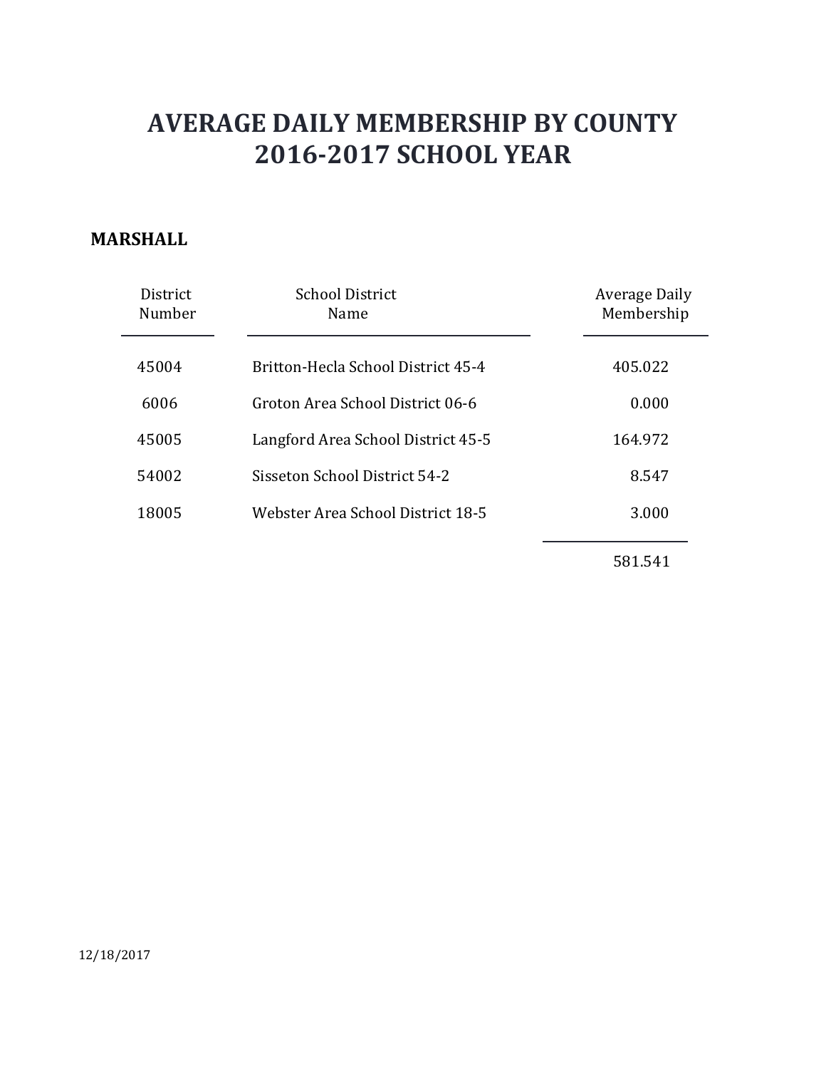# AVERAGE DAILY MEMBERSHIP BY COUNTY
# 2016-2017 SCHOOL YEAR

## MARSHALL

| District Number | School District Name | Average Daily Membership |
|---|---|---|
| 45004 | Britton-Hecla School District 45-4 | 405.022 |
| 6006 | Groton Area School District 06-6 | 0.000 |
| 45005 | Langford Area School District 45-5 | 164.972 |
| 54002 | Sisseton School District 54-2 | 8.547 |
| 18005 | Webster Area School District 18-5 | 3.000 |
| | | 581.541 |

12/18/2017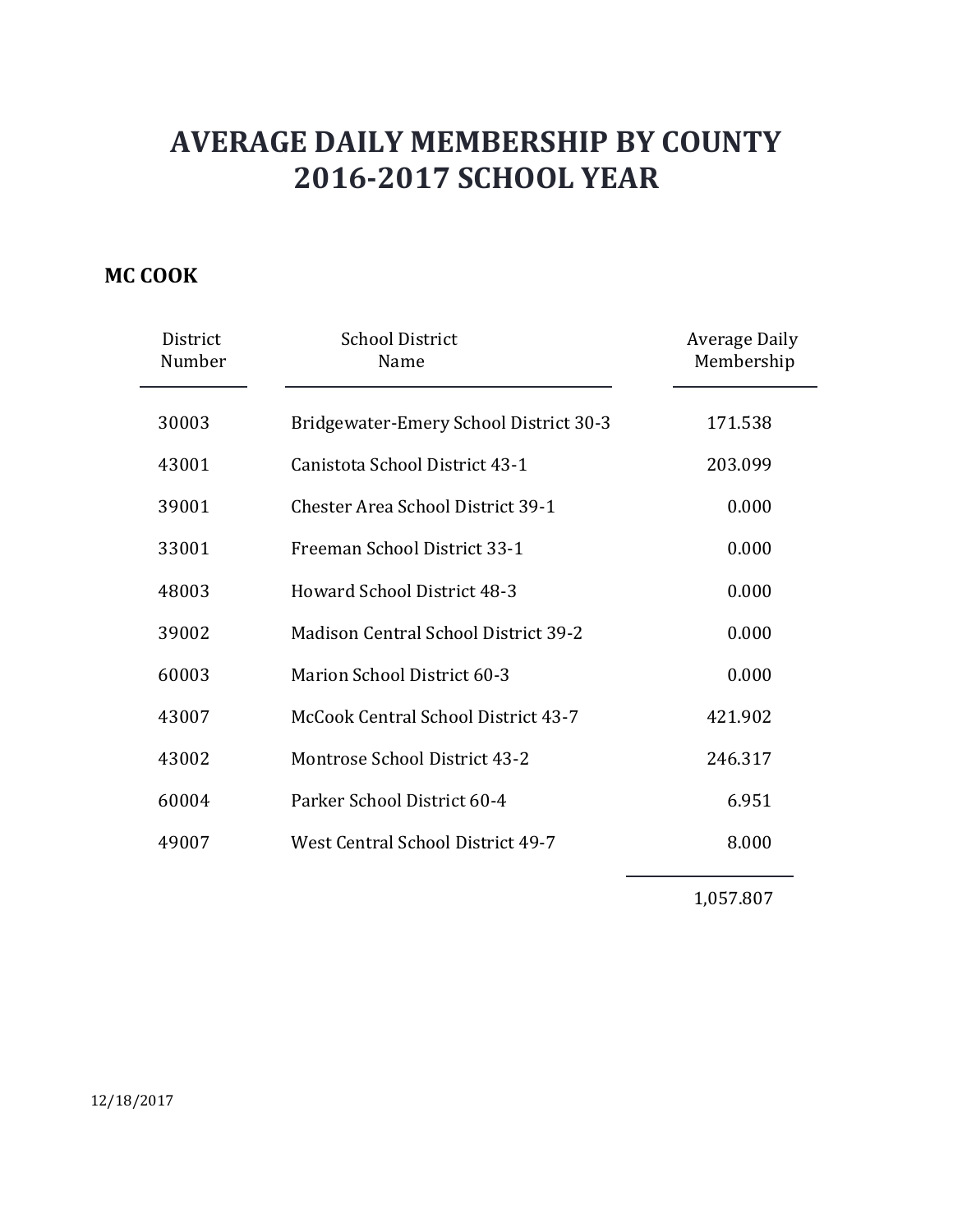# AVERAGE DAILY MEMBERSHIP BY COUNTY
# 2016-2017 SCHOOL YEAR

## MC COOK

| District Number | School District Name | Average Daily Membership |
|---|---|---|
| 30003 | Bridgewater-Emery School District 30-3 | 171.538 |
| 43001 | Canistota School District 43-1 | 203.099 |
| 39001 | Chester Area School District 39-1 | 0.000 |
| 33001 | Freeman School District 33-1 | 0.000 |
| 48003 | Howard School District 48-3 | 0.000 |
| 39002 | Madison Central School District 39-2 | 0.000 |
| 60003 | Marion School District 60-3 | 0.000 |
| 43007 | McCook Central School District 43-7 | 421.902 |
| 43002 | Montrose School District 43-2 | 246.317 |
| 60004 | Parker School District 60-4 | 6.951 |
| 49007 | West Central School District 49-7 | 8.000 |
| | | 1,057.807 |

12/18/2017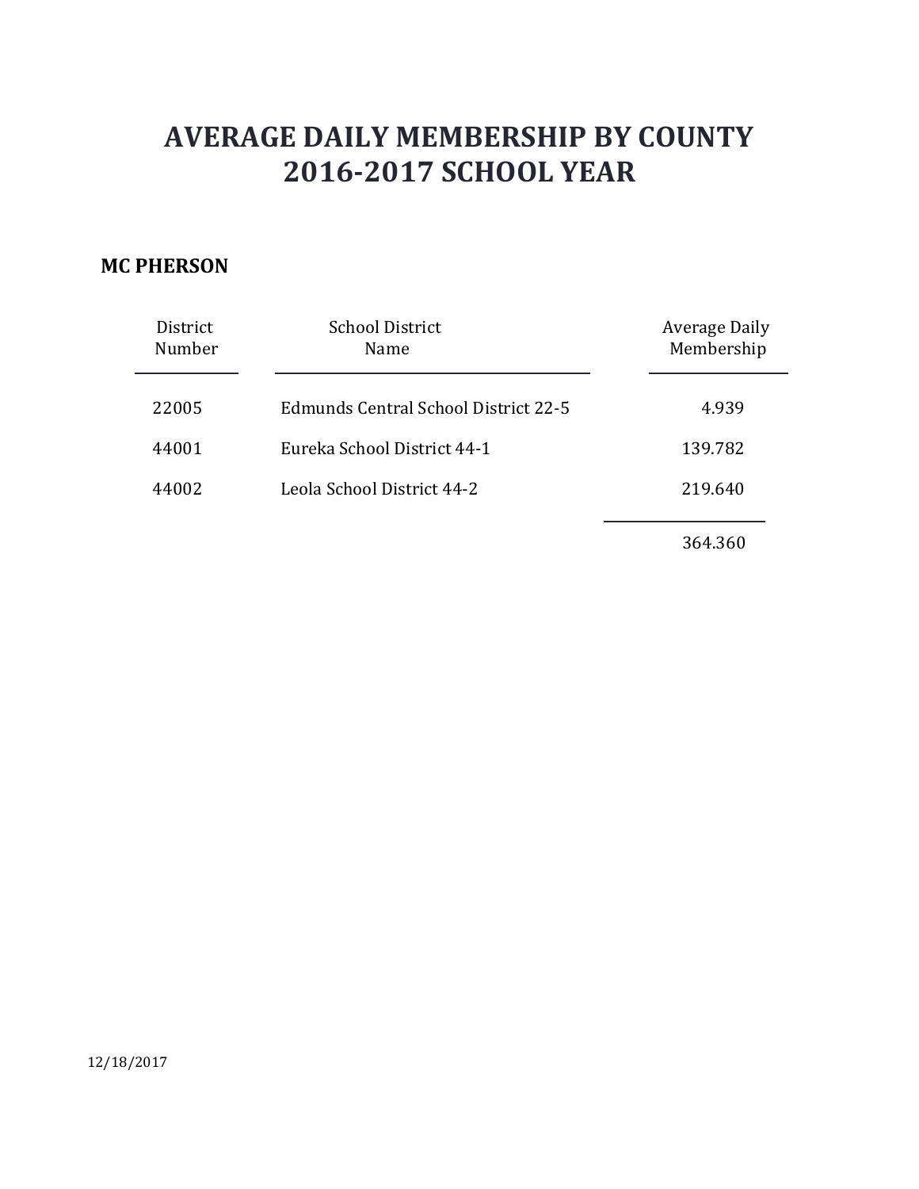# AVERAGE DAILY MEMBERSHIP BY COUNTY
# 2016-2017 SCHOOL YEAR

**MC PHERSON**

| District Number | School District Name | Average Daily Membership |
|---|---|---|
| 22005 | Edmunds Central School District 22-5 | 4.939 |
| 44001 | Eureka School District 44-1 | 139.782 |
| 44002 | Leola School District 44-2 | 219.640 |
| | | 364.360 |

12/18/2017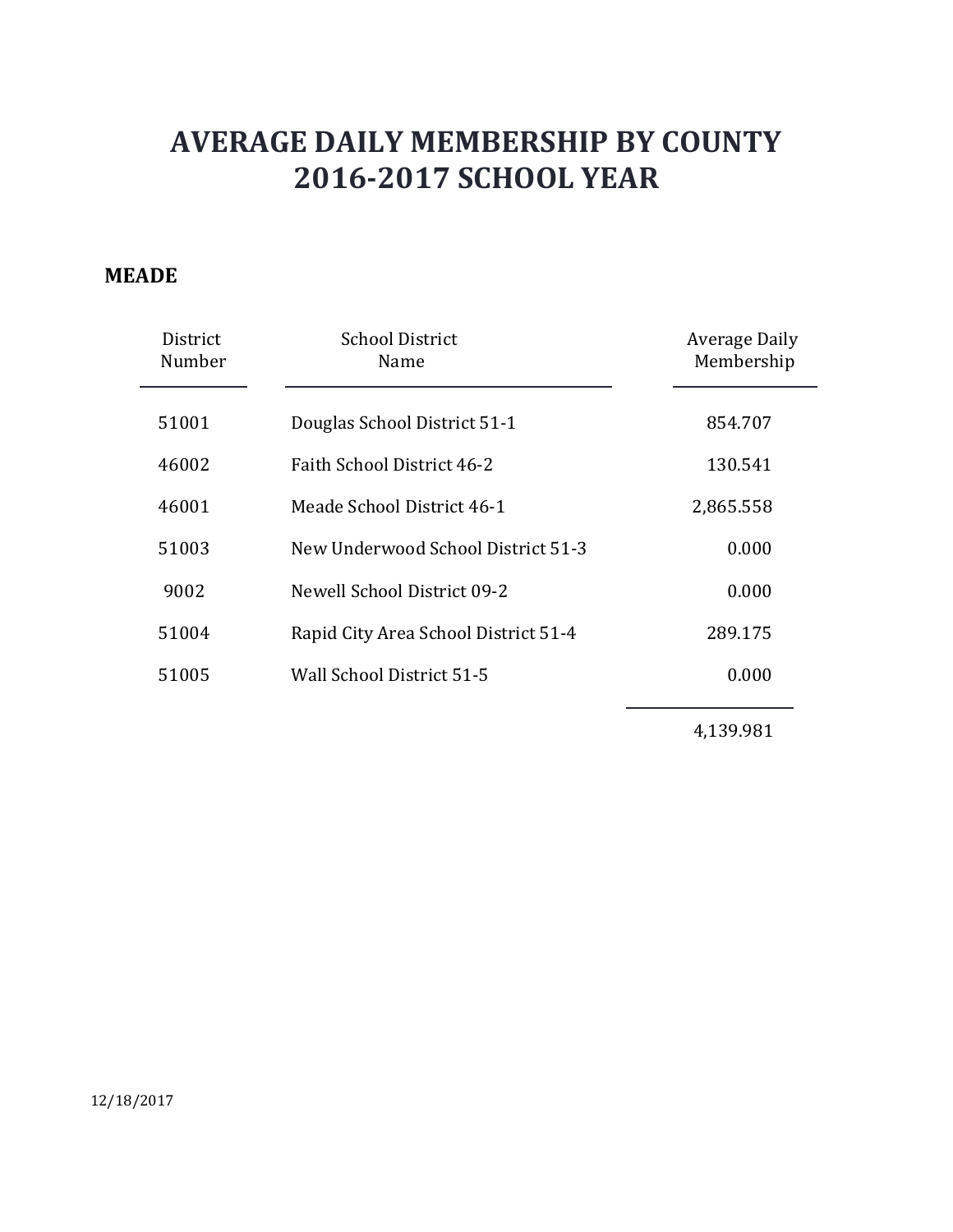# AVERAGE DAILY MEMBERSHIP BY COUNTY
# 2016-2017 SCHOOL YEAR

## MEADE

| District Number | School District Name | Average Daily Membership |
|---|---|---|
| 51001 | Douglas School District 51-1 | 854.707 |
| 46002 | Faith School District 46-2 | 130.541 |
| 46001 | Meade School District 46-1 | 2,865.558 |
| 51003 | New Underwood School District 51-3 | 0.000 |
| 9002 | Newell School District 09-2 | 0.000 |
| 51004 | Rapid City Area School District 51-4 | 289.175 |
| 51005 | Wall School District 51-5 | 0.000 |
| | | 4,139.981 |

12/18/2017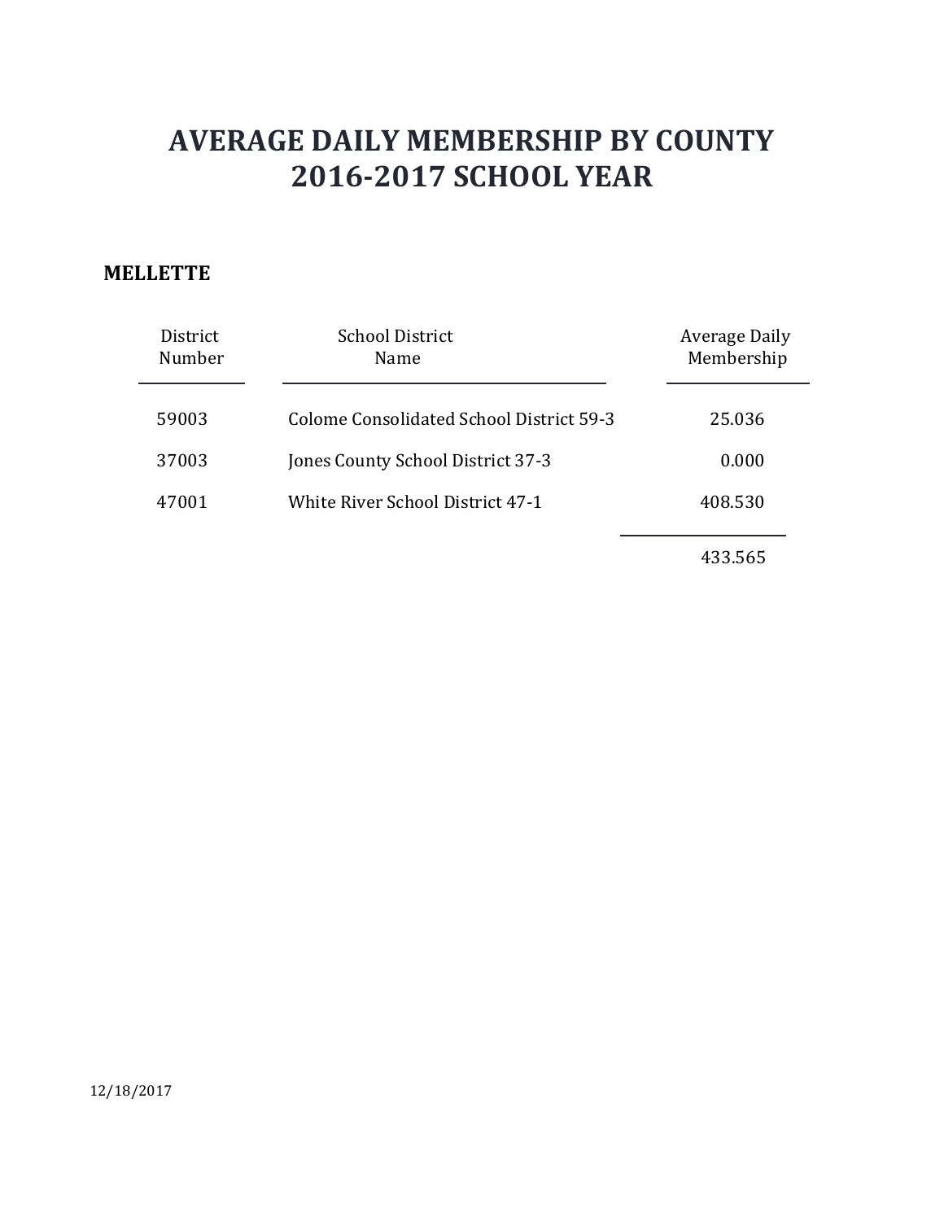# AVERAGE DAILY MEMBERSHIP BY COUNTY
# 2016-2017 SCHOOL YEAR

**MELLETTE**

| District Number | School District Name | Average Daily Membership |
|---|---|---|
| 59003 | Colome Consolidated School District 59-3 | 25.036 |
| 37003 | Jones County School District 37-3 | 0.000 |
| 47001 | White River School District 47-1 | 408.530 |
| | | 433.565 |

12/18/2017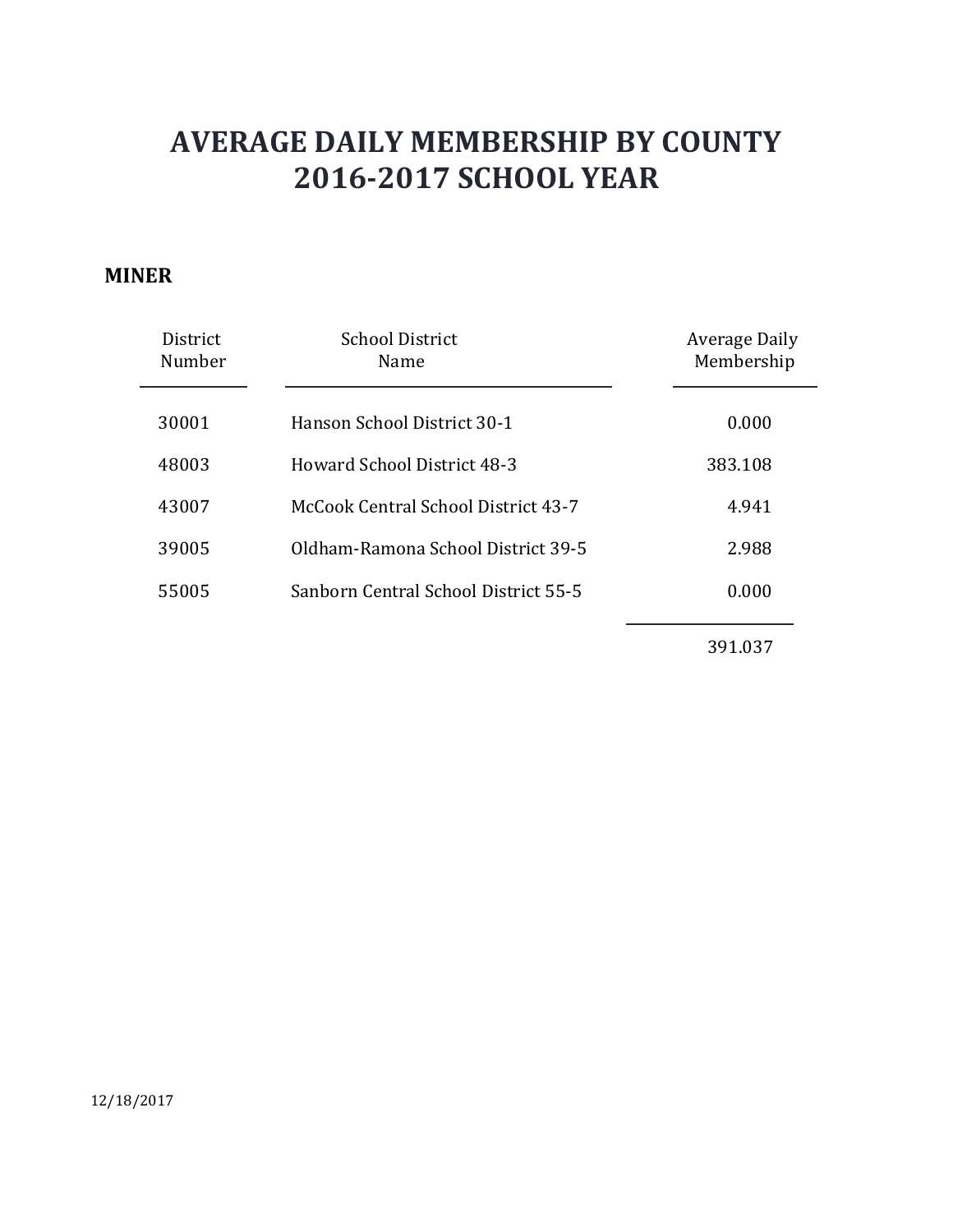# AVERAGE DAILY MEMBERSHIP BY COUNTY
# 2016-2017 SCHOOL YEAR

## MINER

| District Number | School District Name | Average Daily Membership |
|---|---|---|
| 30001 | Hanson School District 30-1 | 0.000 |
| 48003 | Howard School District 48-3 | 383.108 |
| 43007 | McCook Central School District 43-7 | 4.941 |
| 39005 | Oldham-Ramona School District 39-5 | 2.988 |
| 55005 | Sanborn Central School District 55-5 | 0.000 |
| | | 391.037 |

12/18/2017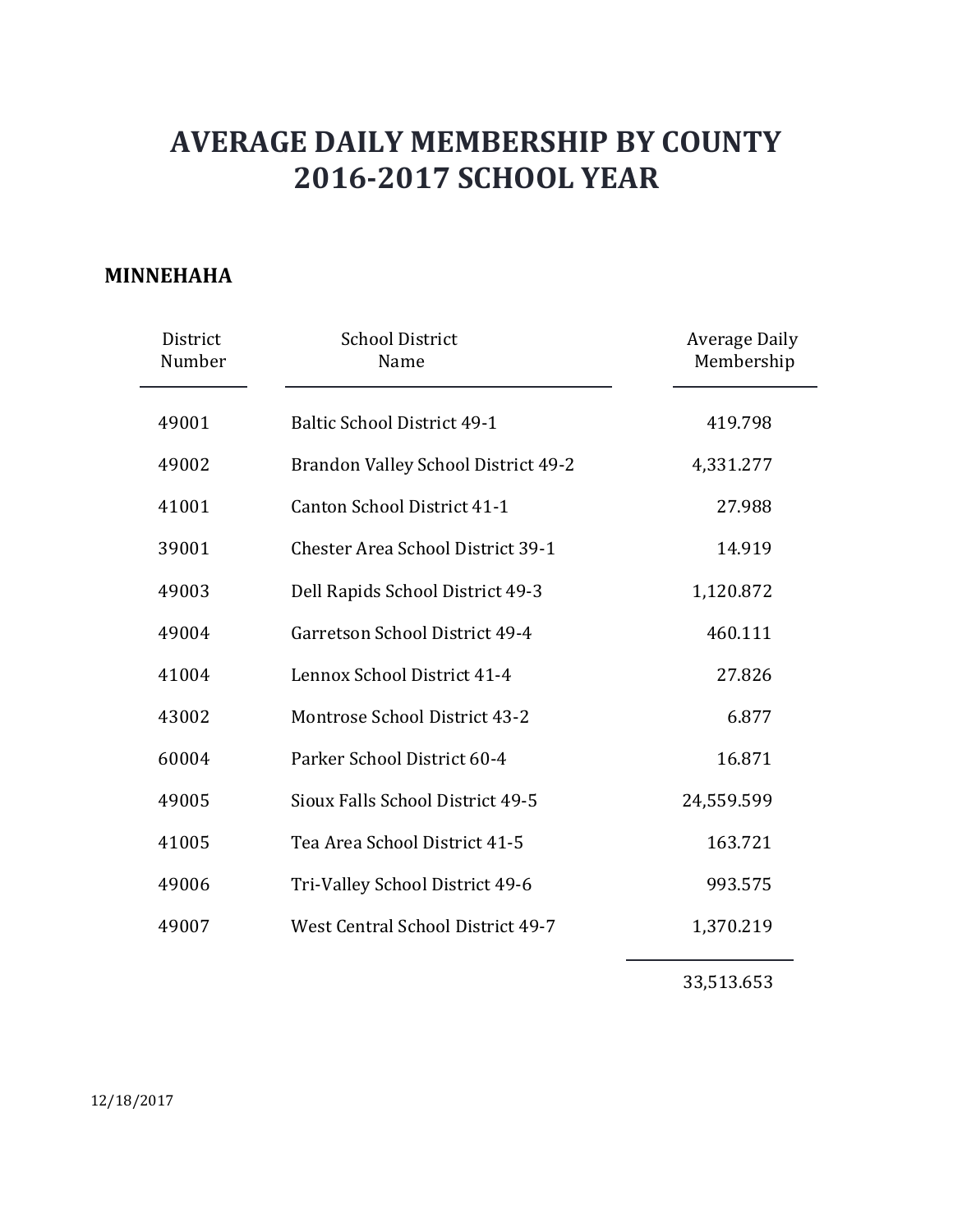# AVERAGE DAILY MEMBERSHIP BY COUNTY
# 2016-2017 SCHOOL YEAR

## MINNEHAHA

| District Number | School District Name | Average Daily Membership |
|---|---|---|
| 49001 | Baltic School District 49-1 | 419.798 |
| 49002 | Brandon Valley School District 49-2 | 4,331.277 |
| 41001 | Canton School District 41-1 | 27.988 |
| 39001 | Chester Area School District 39-1 | 14.919 |
| 49003 | Dell Rapids School District 49-3 | 1,120.872 |
| 49004 | Garretson School District 49-4 | 460.111 |
| 41004 | Lennox School District 41-4 | 27.826 |
| 43002 | Montrose School District 43-2 | 6.877 |
| 60004 | Parker School District 60-4 | 16.871 |
| 49005 | Sioux Falls School District 49-5 | 24,559.599 |
| 41005 | Tea Area School District 41-5 | 163.721 |
| 49006 | Tri-Valley School District 49-6 | 993.575 |
| 49007 | West Central School District 49-7 | 1,370.219 |
| | | 33,513.653 |

12/18/2017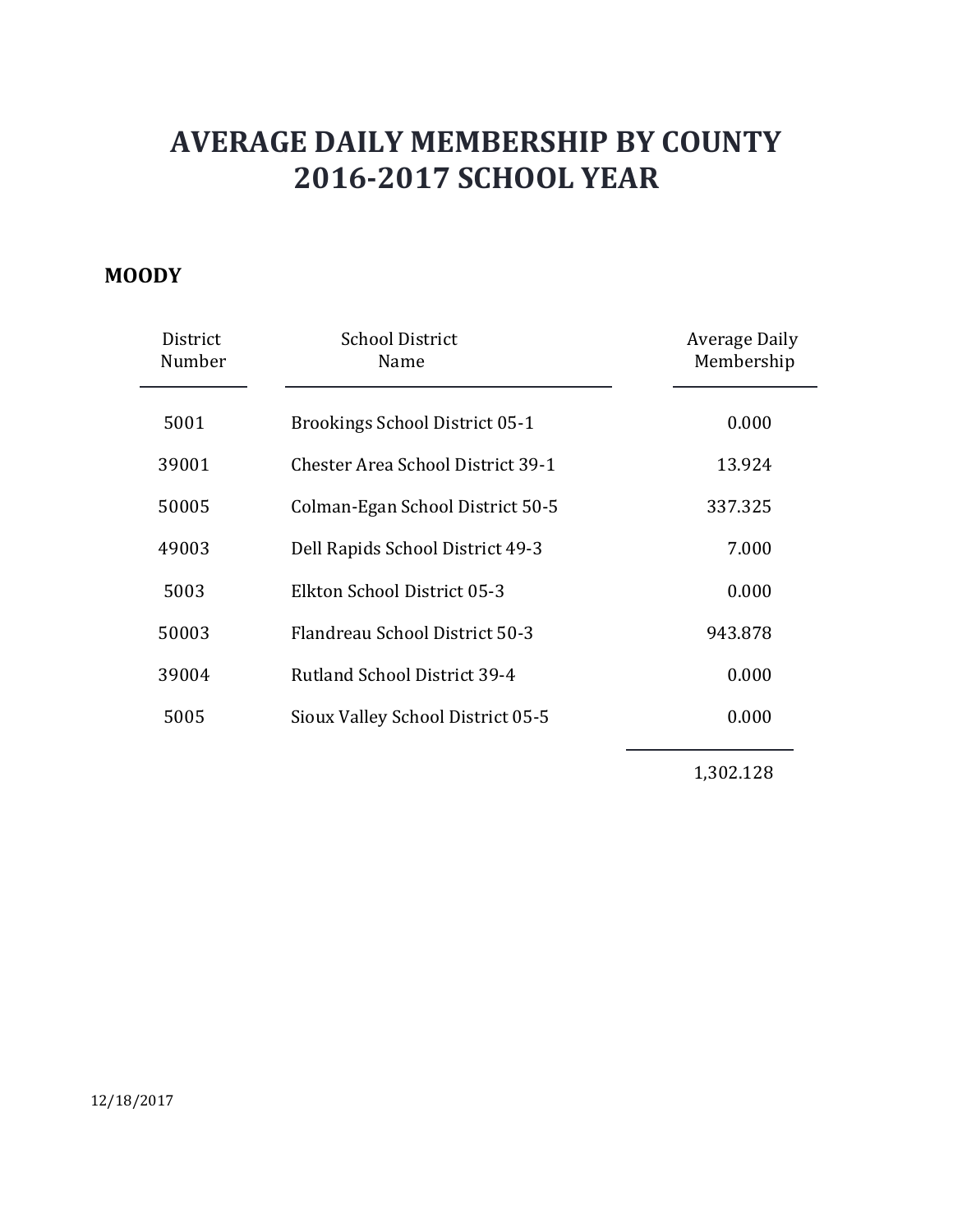# AVERAGE DAILY MEMBERSHIP BY COUNTY
# 2016-2017 SCHOOL YEAR

**MOODY**

| District Number | School District Name | Average Daily Membership |
|---|---|---|
| 5001 | Brookings School District 05-1 | 0.000 |
| 39001 | Chester Area School District 39-1 | 13.924 |
| 50005 | Colman-Egan School District 50-5 | 337.325 |
| 49003 | Dell Rapids School District 49-3 | 7.000 |
| 5003 | Elkton School District 05-3 | 0.000 |
| 50003 | Flandreau School District 50-3 | 943.878 |
| 39004 | Rutland School District 39-4 | 0.000 |
| 5005 | Sioux Valley School District 05-5 | 0.000 |
| | | 1,302.128 |

12/18/2017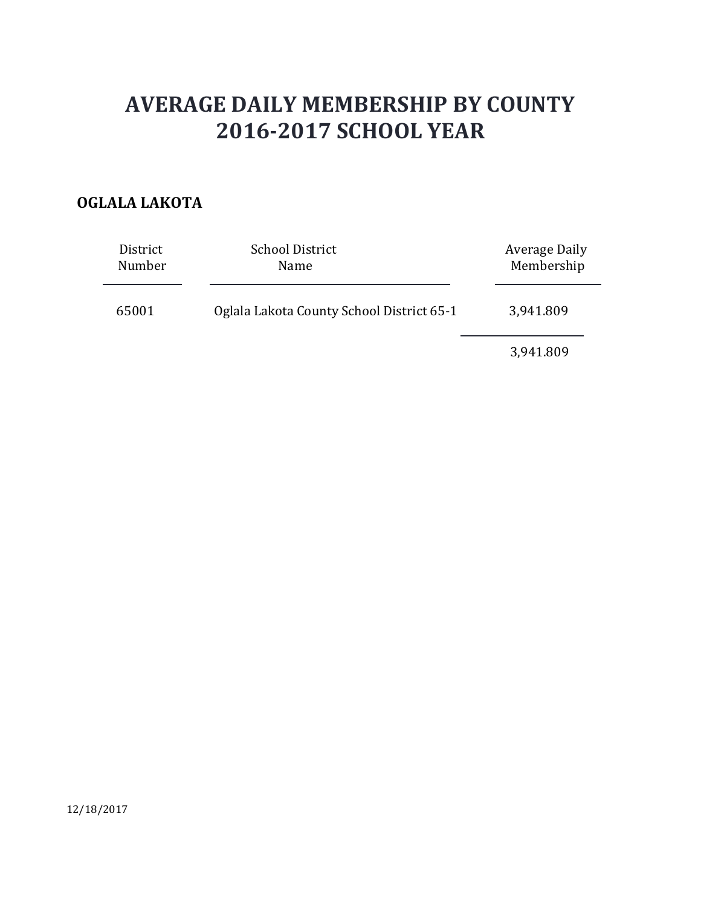# AVERAGE DAILY MEMBERSHIP BY COUNTY
# 2016-2017 SCHOOL YEAR

**OGLALA LAKOTA**

| District Number | School District Name | Average Daily Membership |
|---|---|---|
| 65001 | Oglala Lakota County School District 65-1 | 3,941.809 |
| | | 3,941.809 |

12/18/2017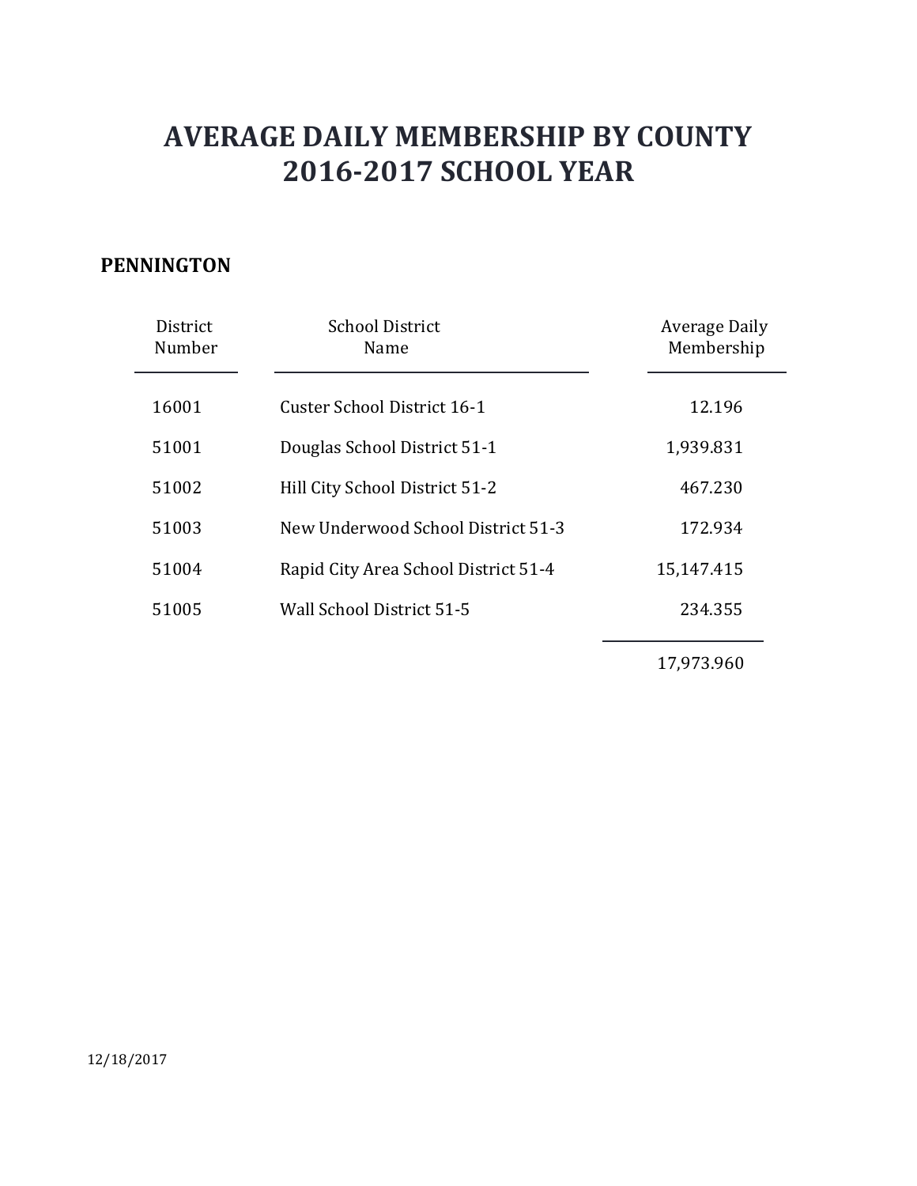# AVERAGE DAILY MEMBERSHIP BY COUNTY
# 2016-2017 SCHOOL YEAR

## PENNINGTON

| District Number | School District Name | Average Daily Membership |
|---|---|---|
| 16001 | Custer School District 16-1 | 12.196 |
| 51001 | Douglas School District 51-1 | 1,939.831 |
| 51002 | Hill City School District 51-2 | 467.230 |
| 51003 | New Underwood School District 51-3 | 172.934 |
| 51004 | Rapid City Area School District 51-4 | 15,147.415 |
| 51005 | Wall School District 51-5 | 234.355 |
| | | 17,973.960 |

12/18/2017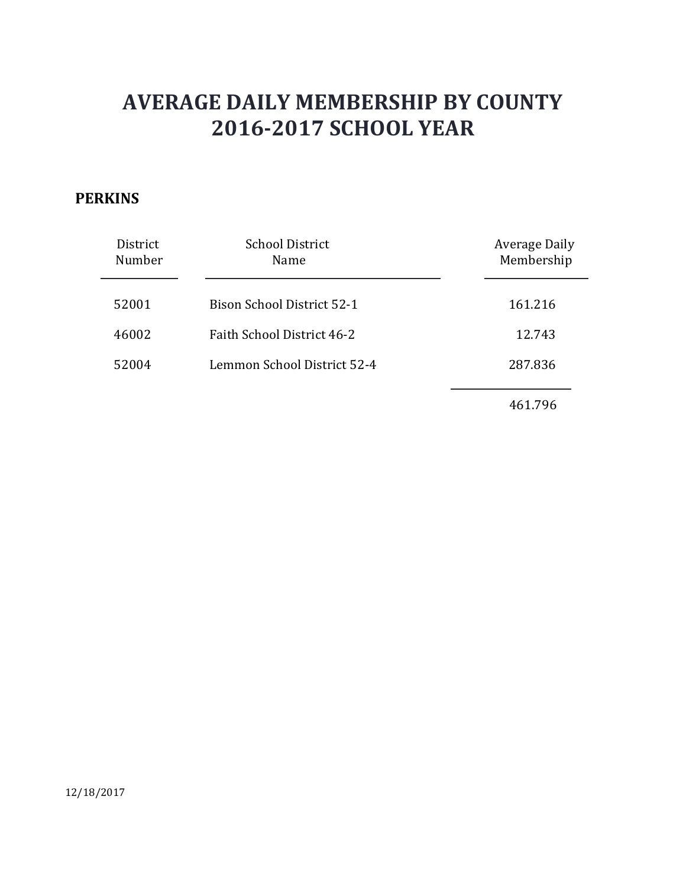# AVERAGE DAILY MEMBERSHIP BY COUNTY
# 2016-2017 SCHOOL YEAR

**PERKINS**

| District Number | School District Name | Average Daily Membership |
|---|---|---|
| 52001 | Bison School District 52-1 | 161.216 |
| 46002 | Faith School District 46-2 | 12.743 |
| 52004 | Lemmon School District 52-4 | 287.836 |
| | | 461.796 |

12/18/2017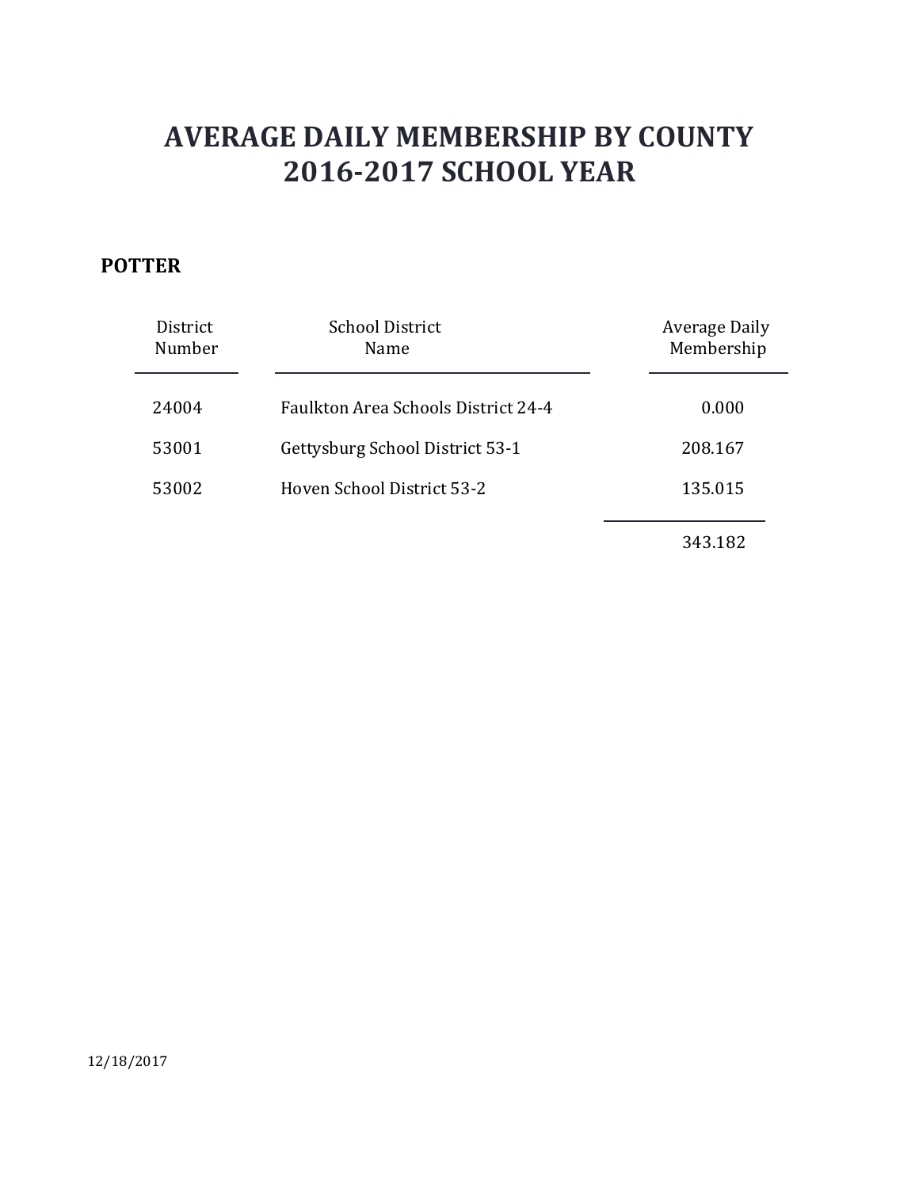# AVERAGE DAILY MEMBERSHIP BY COUNTY
# 2016-2017 SCHOOL YEAR

**POTTER**

| District Number | School District Name | Average Daily Membership |
|---|---|---|
| 24004 | Faulkton Area Schools District 24-4 | 0.000 |
| 53001 | Gettysburg School District 53-1 | 208.167 |
| 53002 | Hoven School District 53-2 | 135.015 |
| | | 343.182 |

12/18/2017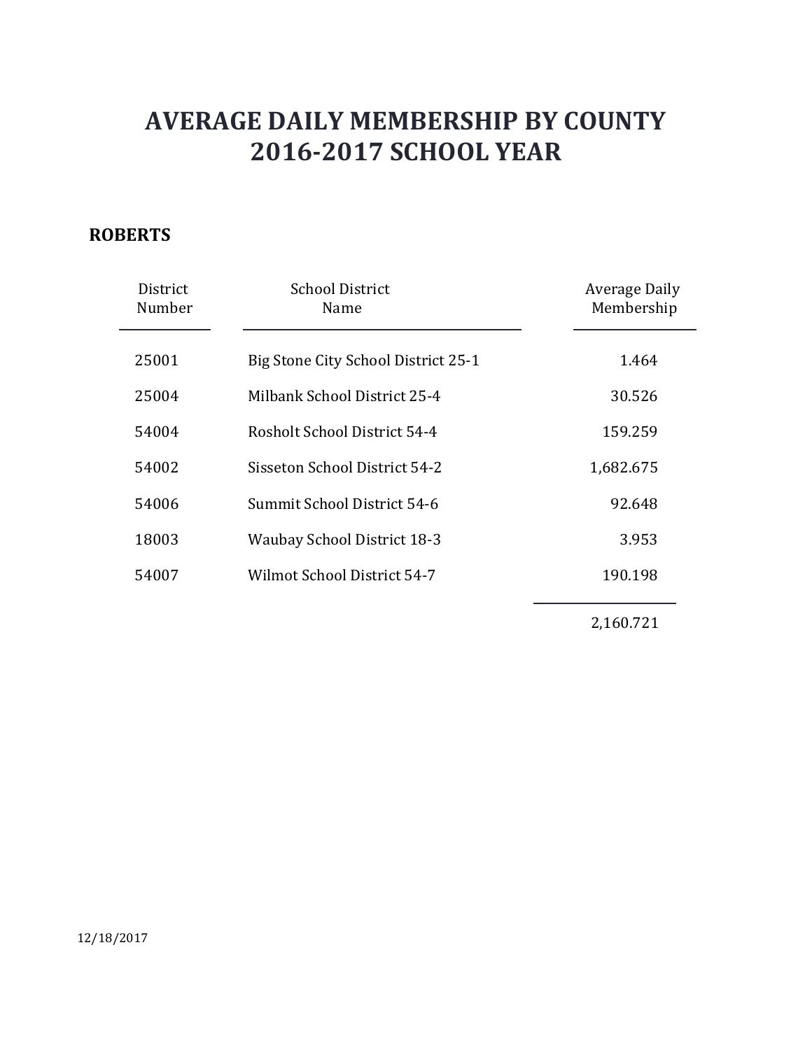# AVERAGE DAILY MEMBERSHIP BY COUNTY
# 2016-2017 SCHOOL YEAR

### ROBERTS

| District Number | School District Name | Average Daily Membership |
| --- | --- | --- |
| 25001 | Big Stone City School District 25-1 | 1.464 |
| 25004 | Milbank School District 25-4 | 30.526 |
| 54004 | Rosholt School District 54-4 | 159.259 |
| 54002 | Sisseton School District 54-2 | 1,682.675 |
| 54006 | Summit School District 54-6 | 92.648 |
| 18003 | Waubay School District 18-3 | 3.953 |
| 54007 | Wilmot School District 54-7 | 190.198 |
| | | 2,160.721 |

12/18/2017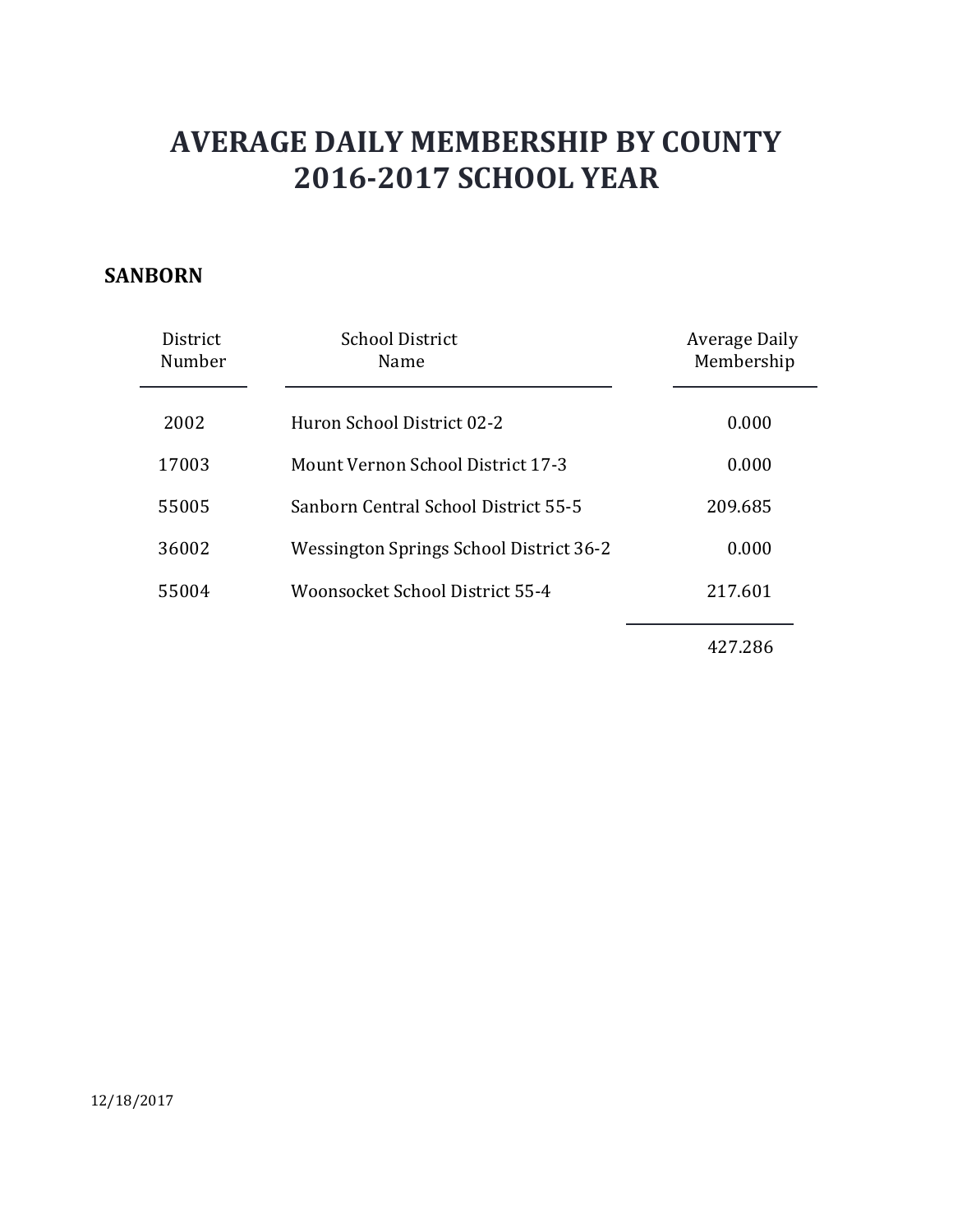# AVERAGE DAILY MEMBERSHIP BY COUNTY
# 2016-2017 SCHOOL YEAR

## SANBORN

| District Number | School District Name | Average Daily Membership |
|---|---|---|
| 2002 | Huron School District 02-2 | 0.000 |
| 17003 | Mount Vernon School District 17-3 | 0.000 |
| 55005 | Sanborn Central School District 55-5 | 209.685 |
| 36002 | Wessington Springs School District 36-2 | 0.000 |
| 55004 | Woonsocket School District 55-4 | 217.601 |
| | | 427.286 |

12/18/2017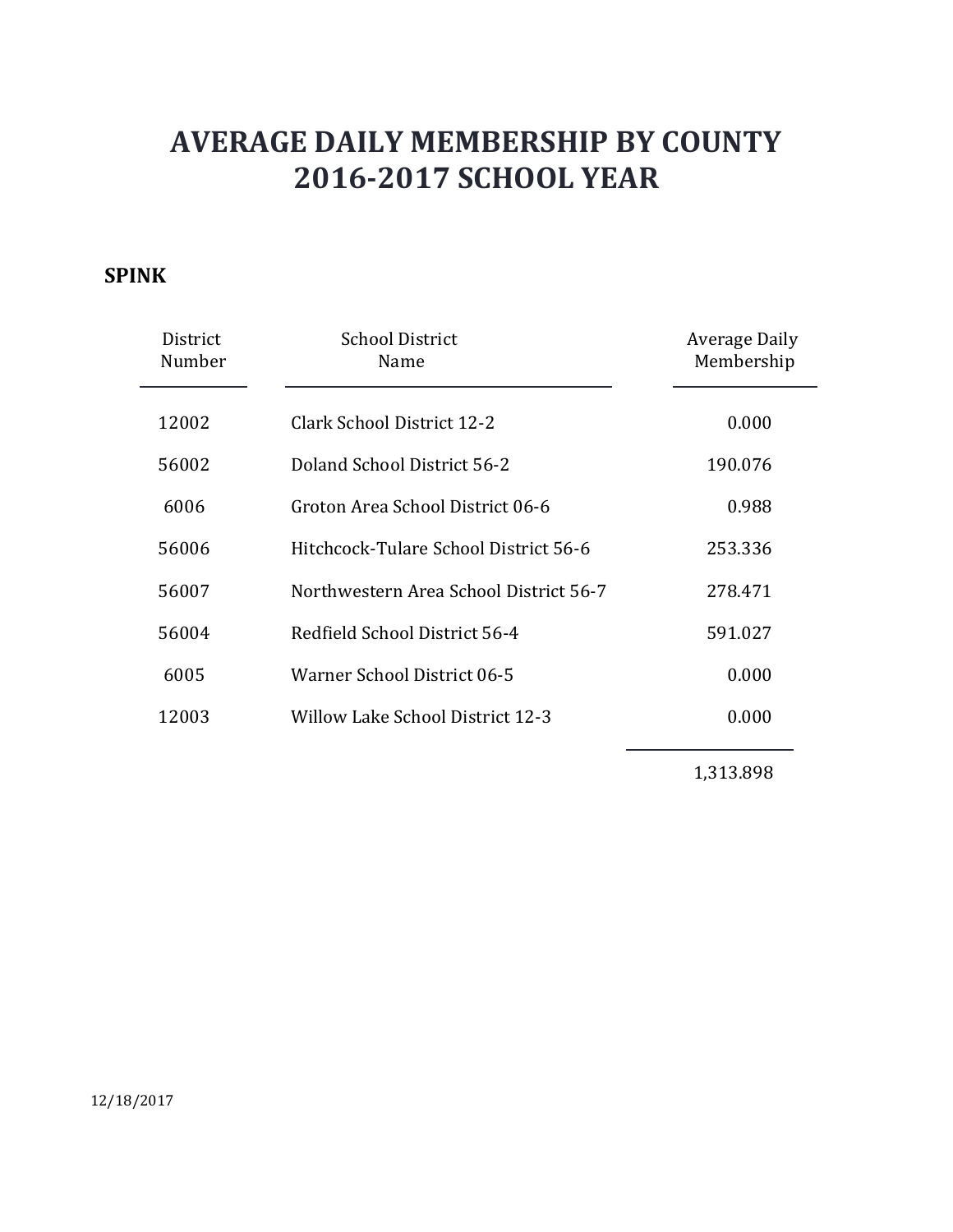# AVERAGE DAILY MEMBERSHIP BY COUNTY
# 2016-2017 SCHOOL YEAR

**SPINK**

| District Number | School District Name | Average Daily Membership |
|---|---|---|
| 12002 | Clark School District 12-2 | 0.000 |
| 56002 | Doland School District 56-2 | 190.076 |
| 6006 | Groton Area School District 06-6 | 0.988 |
| 56006 | Hitchcock-Tulare School District 56-6 | 253.336 |
| 56007 | Northwestern Area School District 56-7 | 278.471 |
| 56004 | Redfield School District 56-4 | 591.027 |
| 6005 | Warner School District 06-5 | 0.000 |
| 12003 | Willow Lake School District 12-3 | 0.000 |
| | | 1,313.898 |

12/18/2017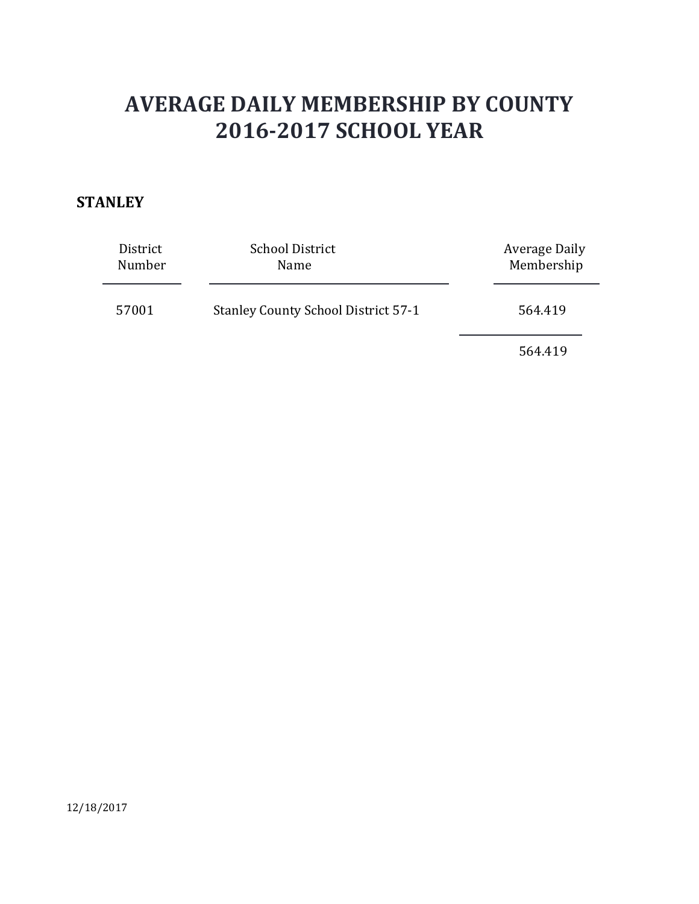# AVERAGE DAILY MEMBERSHIP BY COUNTY
# 2016-2017 SCHOOL YEAR

**STANLEY**

| District Number | School District Name | Average Daily Membership |
|---|---|---|
| 57001 | Stanley County School District 57-1 | 564.419 |
| | | 564.419 |

12/18/2017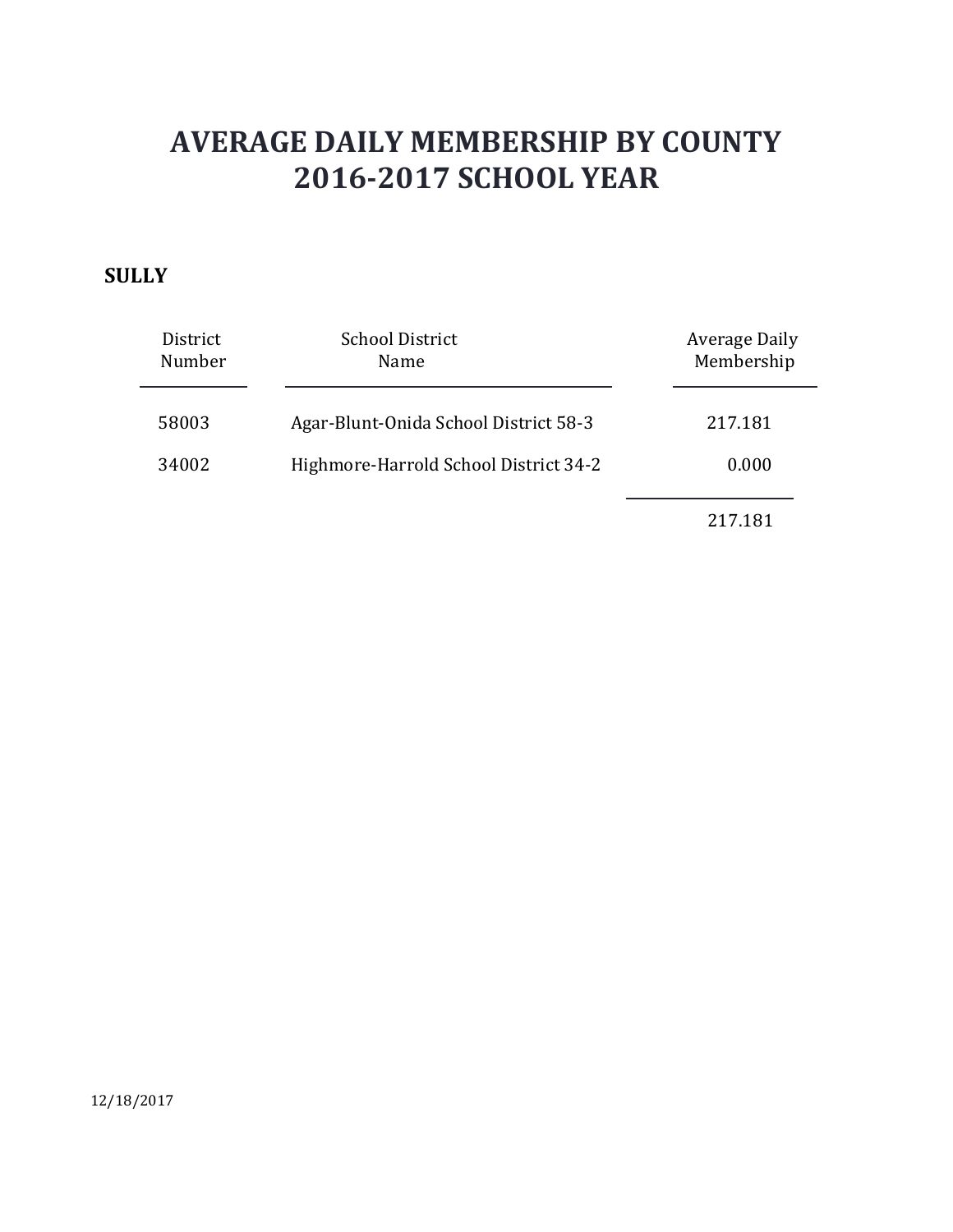# AVERAGE DAILY MEMBERSHIP BY COUNTY
# 2016-2017 SCHOOL YEAR

**SULLY**

| District Number | School District Name | Average Daily Membership |
| --- | --- | --- |
| 58003 | Agar-Blunt-Onida School District 58-3 | 217.181 |
| 34002 | Highmore-Harrold School District 34-2 | 0.000 |
| | | 217.181 |

12/18/2017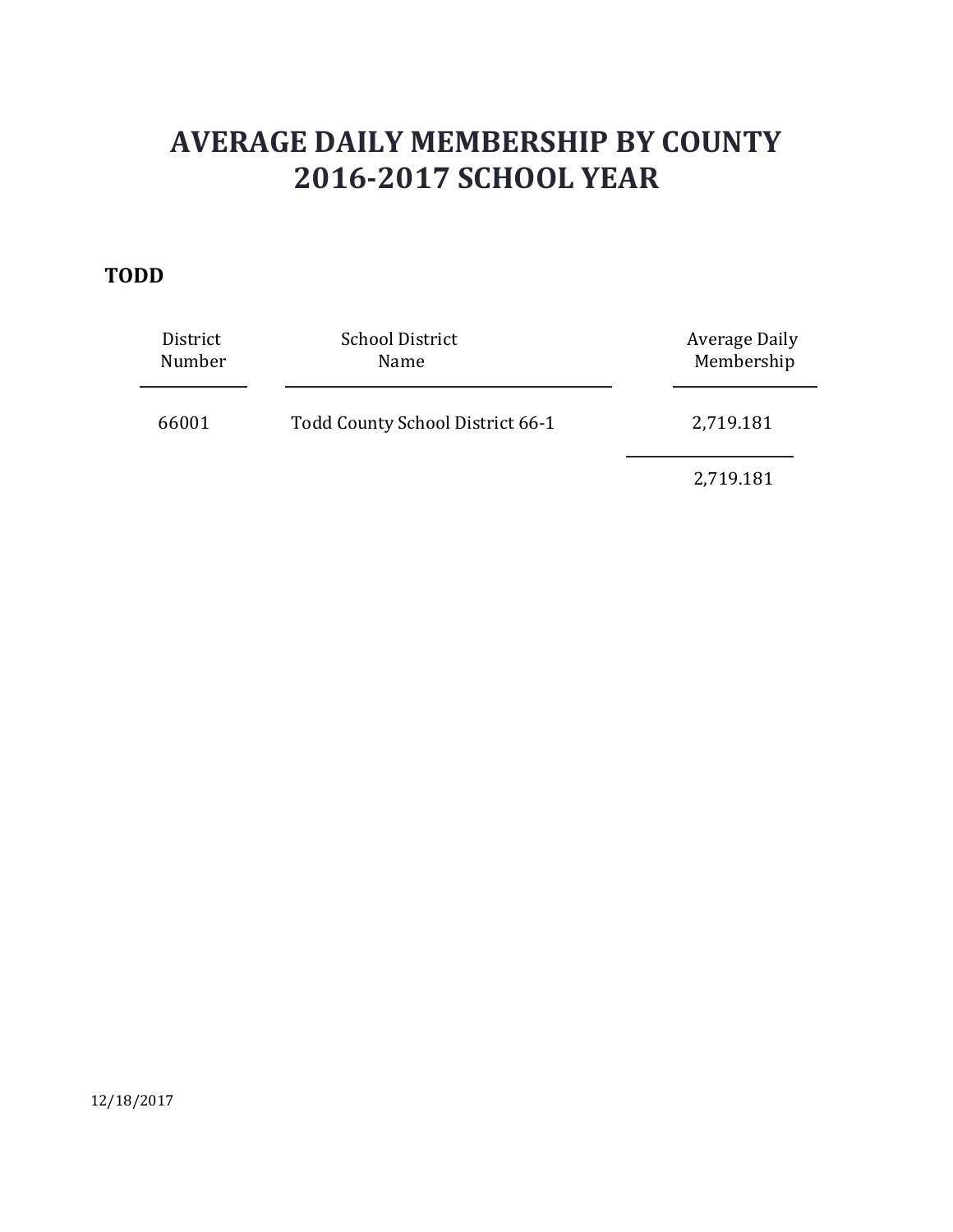# AVERAGE DAILY MEMBERSHIP BY COUNTY
# 2016-2017 SCHOOL YEAR

**TODD**

| District Number | School District Name | Average Daily Membership |
|---|---|---|
| 66001 | Todd County School District 66-1 | 2,719.181 |
| | | 2,719.181 |

12/18/2017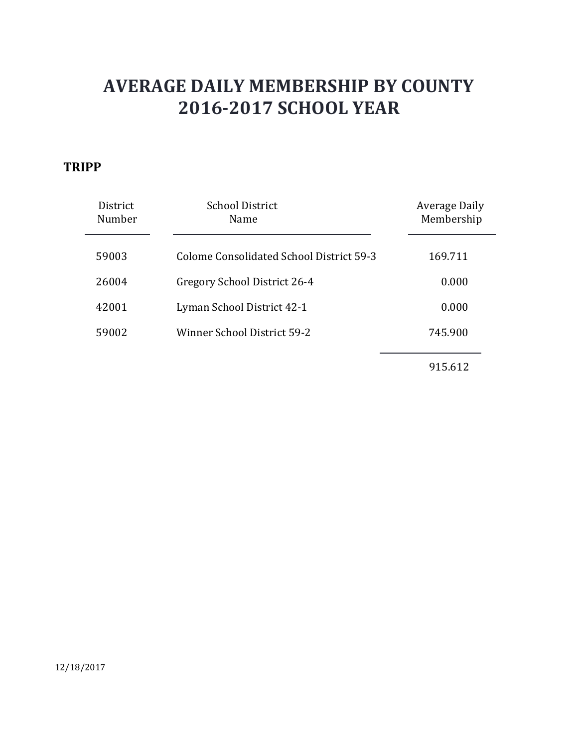# AVERAGE DAILY MEMBERSHIP BY COUNTY
# 2016-2017 SCHOOL YEAR

## TRIPP

| District Number | School District Name | Average Daily Membership |
|---|---|---|
| 59003 | Colome Consolidated School District 59-3 | 169.711 |
| 26004 | Gregory School District 26-4 | 0.000 |
| 42001 | Lyman School District 42-1 | 0.000 |
| 59002 | Winner School District 59-2 | 745.900 |
| | | 915.612 |

12/18/2017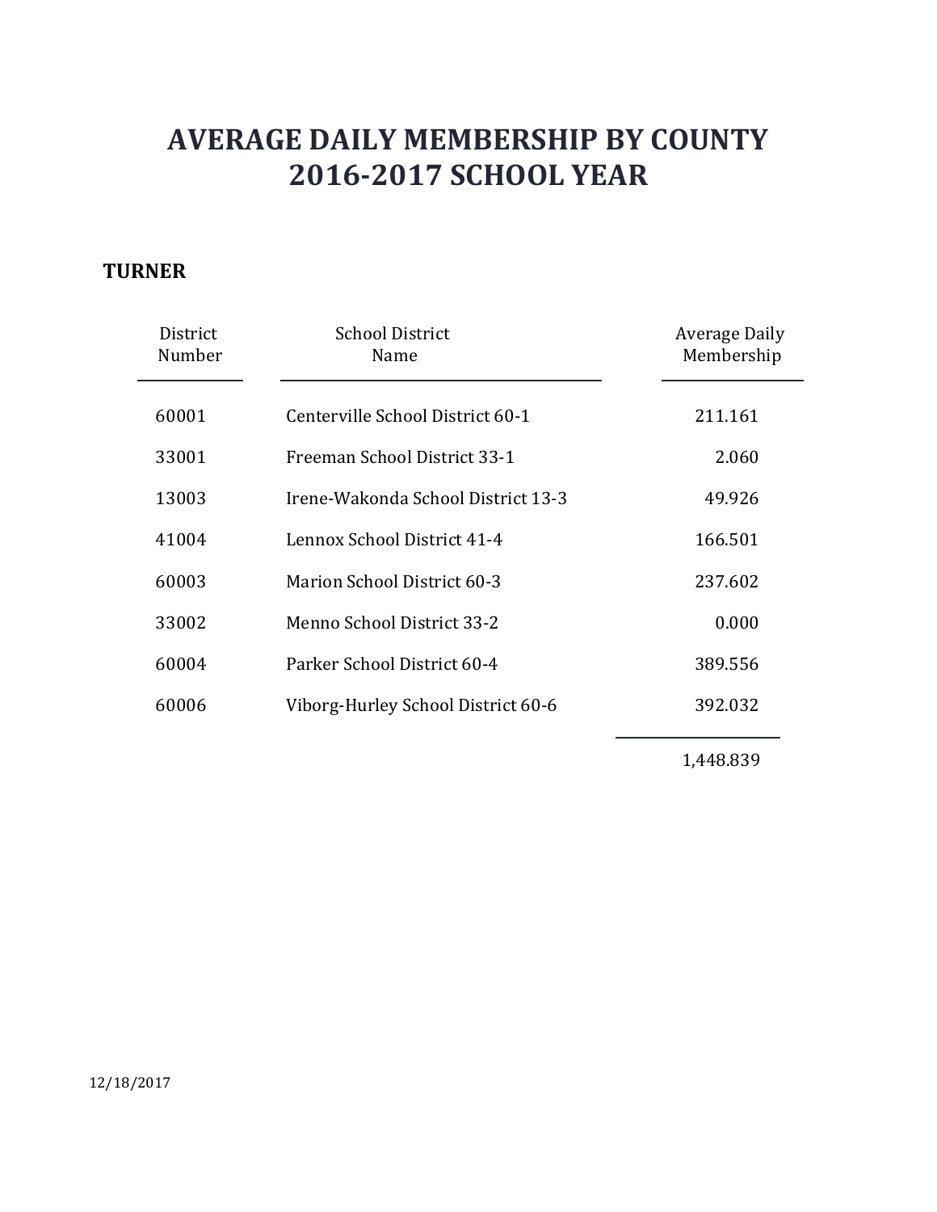# AVERAGE DAILY MEMBERSHIP BY COUNTY
# 2016-2017 SCHOOL YEAR

**TURNER**

| District Number | School District Name | Average Daily Membership |
|---|---|---|
| 60001 | Centerville School District 60-1 | 211.161 |
| 33001 | Freeman School District 33-1 | 2.060 |
| 13003 | Irene-Wakonda School District 13-3 | 49.926 |
| 41004 | Lennox School District 41-4 | 166.501 |
| 60003 | Marion School District 60-3 | 237.602 |
| 33002 | Menno School District 33-2 | 0.000 |
| 60004 | Parker School District 60-4 | 389.556 |
| 60006 | Viborg-Hurley School District 60-6 | 392.032 |
| | | 1,448.839 |

12/18/2017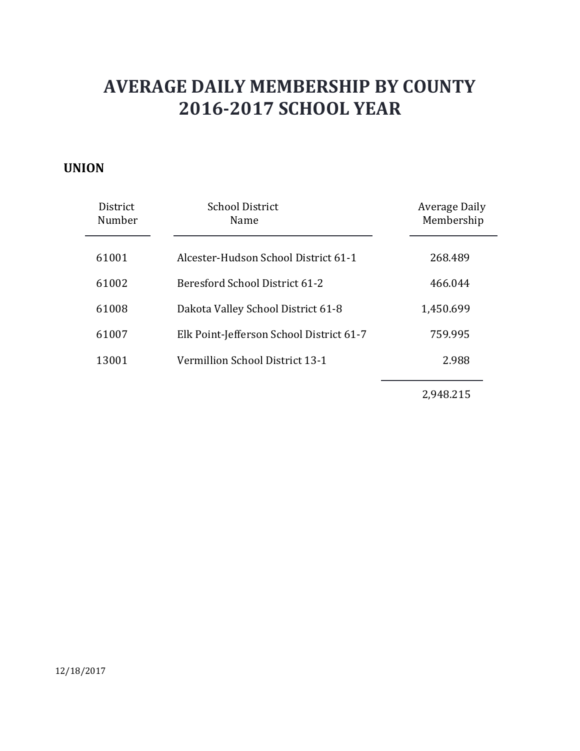# AVERAGE DAILY MEMBERSHIP BY COUNTY
# 2016-2017 SCHOOL YEAR

## UNION

| District Number | School District Name | Average Daily Membership |
|---|---|---|
| 61001 | Alcester-Hudson School District 61-1 | 268.489 |
| 61002 | Beresford School District 61-2 | 466.044 |
| 61008 | Dakota Valley School District 61-8 | 1,450.699 |
| 61007 | Elk Point-Jefferson School District 61-7 | 759.995 |
| 13001 | Vermillion School District 13-1 | 2.988 |
| | | 2,948.215 |

12/18/2017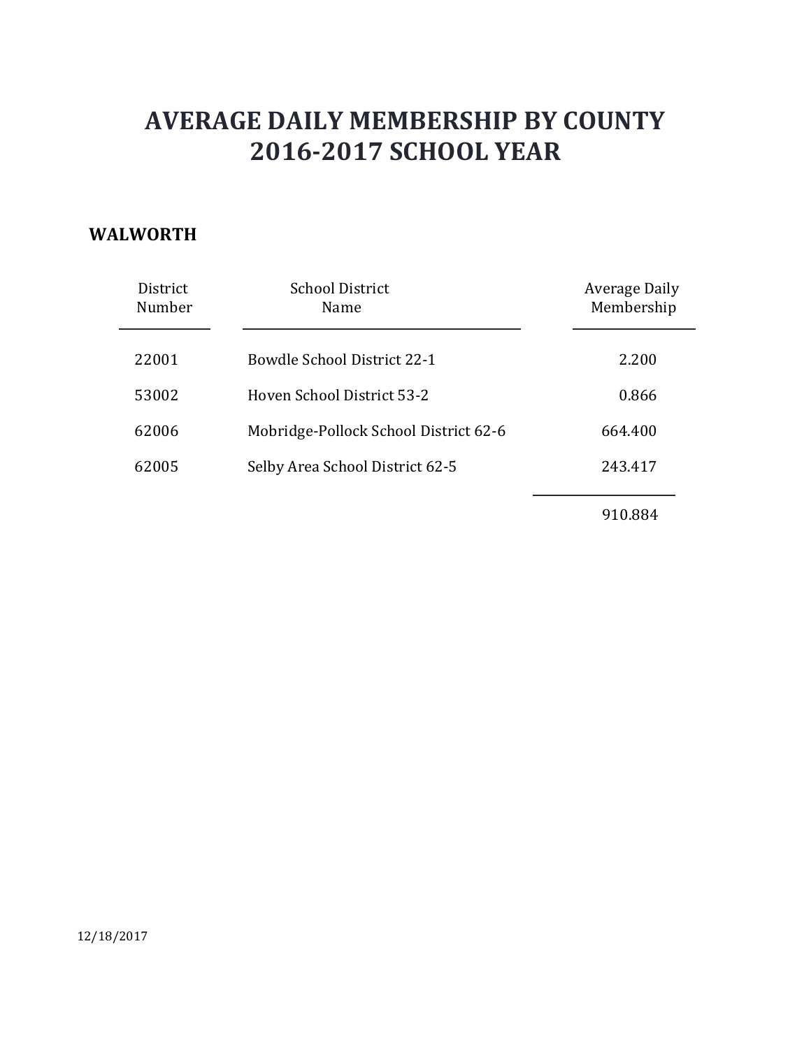# AVERAGE DAILY MEMBERSHIP BY COUNTY
# 2016-2017 SCHOOL YEAR

## WALWORTH

| District Number | School District Name | Average Daily Membership |
|---|---|---|
| 22001 | Bowdle School District 22-1 | 2.200 |
| 53002 | Hoven School District 53-2 | 0.866 |
| 62006 | Mobridge-Pollock School District 62-6 | 664.400 |
| 62005 | Selby Area School District 62-5 | 243.417 |
| | | 910.884 |

12/18/2017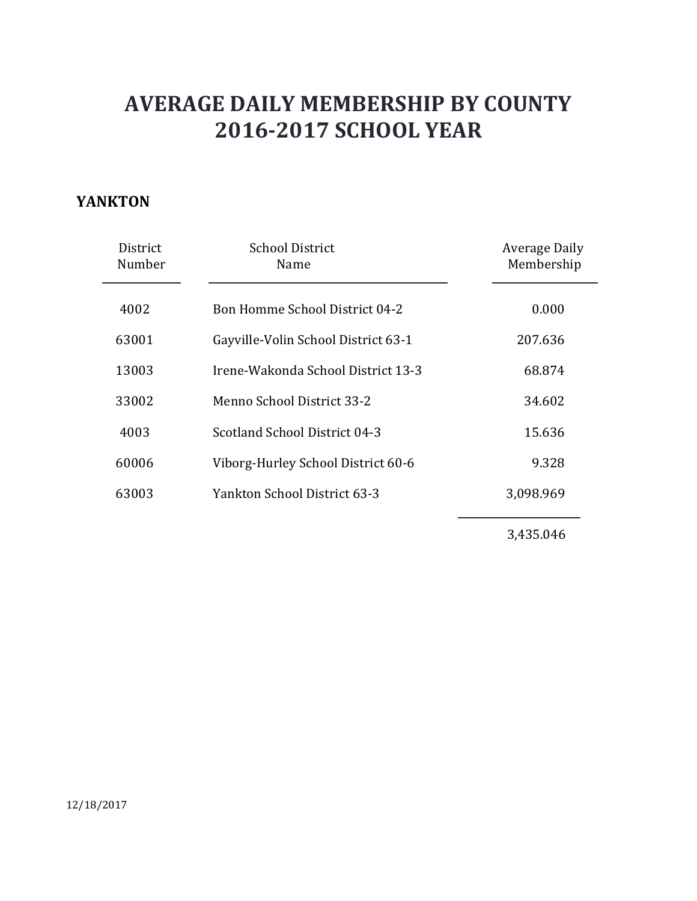# AVERAGE DAILY MEMBERSHIP BY COUNTY
# 2016-2017 SCHOOL YEAR

## YANKTON

| District Number | School District Name | Average Daily Membership |
|---|---|---|
| 4002 | Bon Homme School District 04-2 | 0.000 |
| 63001 | Gayville-Volin School District 63-1 | 207.636 |
| 13003 | Irene-Wakonda School District 13-3 | 68.874 |
| 33002 | Menno School District 33-2 | 34.602 |
| 4003 | Scotland School District 04-3 | 15.636 |
| 60006 | Viborg-Hurley School District 60-6 | 9.328 |
| 63003 | Yankton School District 63-3 | 3,098.969 |
| | | 3,435.046 |

12/18/2017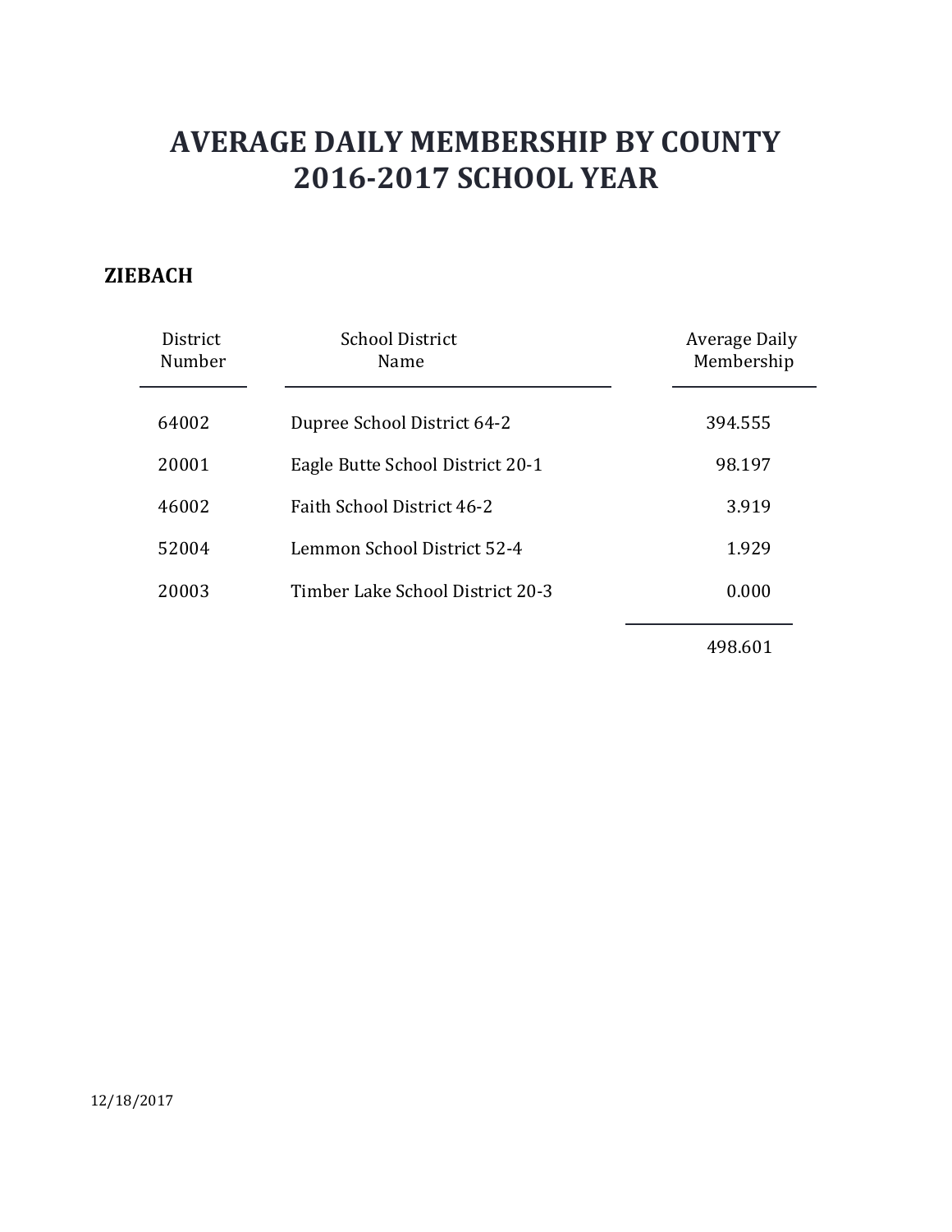# AVERAGE DAILY MEMBERSHIP BY COUNTY
# 2016-2017 SCHOOL YEAR

**ZIEBACH**

| District Number | School District Name | Average Daily Membership |
|---|---|---|
| 64002 | Dupree School District 64-2 | 394.555 |
| 20001 | Eagle Butte School District 20-1 | 98.197 |
| 46002 | Faith School District 46-2 | 3.919 |
| 52004 | Lemmon School District 52-4 | 1.929 |
| 20003 | Timber Lake School District 20-3 | 0.000 |
| | | 498.601 |

12/18/2017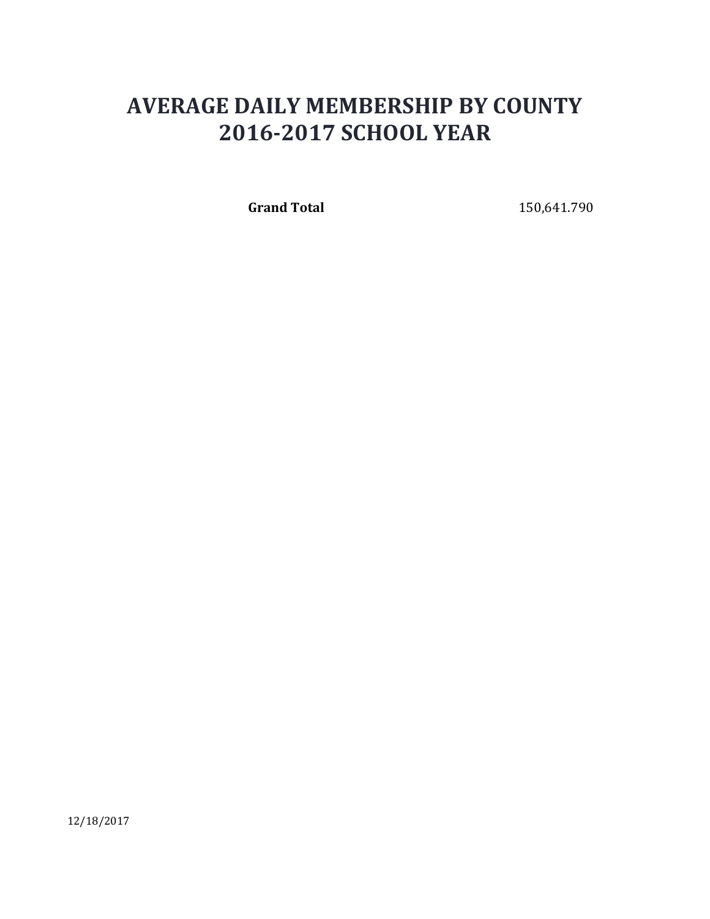# AVERAGE DAILY MEMBERSHIP BY COUNTY
# 2016-2017 SCHOOL YEAR

| | |
|---|---|
| **Grand Total** | 150,641.790 |

12/18/2017